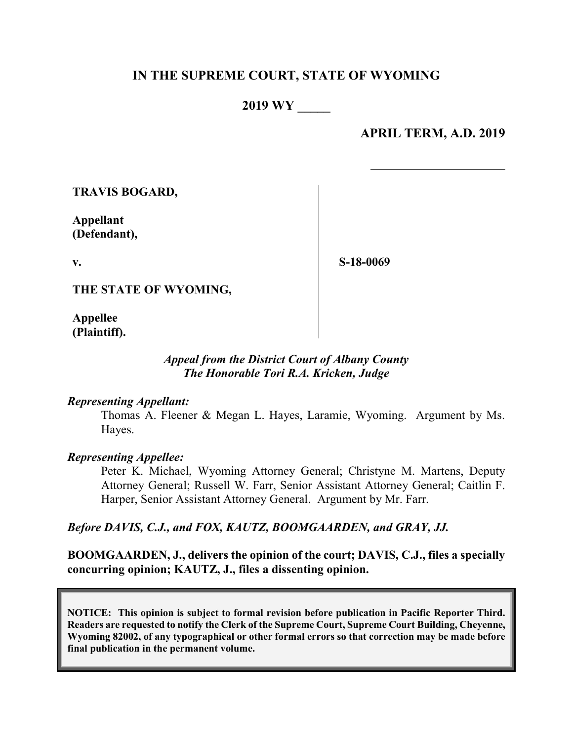# IN THE SUPREME COURT, STATE OF WYOMING

**2019 WY _____**

**APRIL TERM, A.D. 2019**

______________________

| | |
|---|---|
| **TRAVIS BOGARD,**<br><br>**Appellant (Defendant),**<br><br>**v.**<br><br>**THE STATE OF WYOMING,**<br><br>**Appellee (Plaintiff).** | **S-18-0069** |

*Appeal from the District Court of Albany County*
*The Honorable Tori R.A. Kricken, Judge*

*Representing Appellant:*

Thomas A. Fleener & Megan L. Hayes, Laramie, Wyoming. Argument by Ms. Hayes.

*Representing Appellee:*

Peter K. Michael, Wyoming Attorney General; Christyne M. Martens, Deputy Attorney General; Russell W. Farr, Senior Assistant Attorney General; Caitlin F. Harper, Senior Assistant Attorney General. Argument by Mr. Farr.

***Before DAVIS, C.J., and FOX, KAUTZ, BOOMGAARDEN, and GRAY, JJ.***

**BOOMGAARDEN, J., delivers the opinion of the court; DAVIS, C.J., files a specially concurring opinion; KAUTZ, J., files a dissenting opinion.**

**NOTICE: This opinion is subject to formal revision before publication in Pacific Reporter Third. Readers are requested to notify the Clerk of the Supreme Court, Supreme Court Building, Cheyenne, Wyoming 82002, of any typographical or other formal errors so that correction may be made before final publication in the permanent volume.**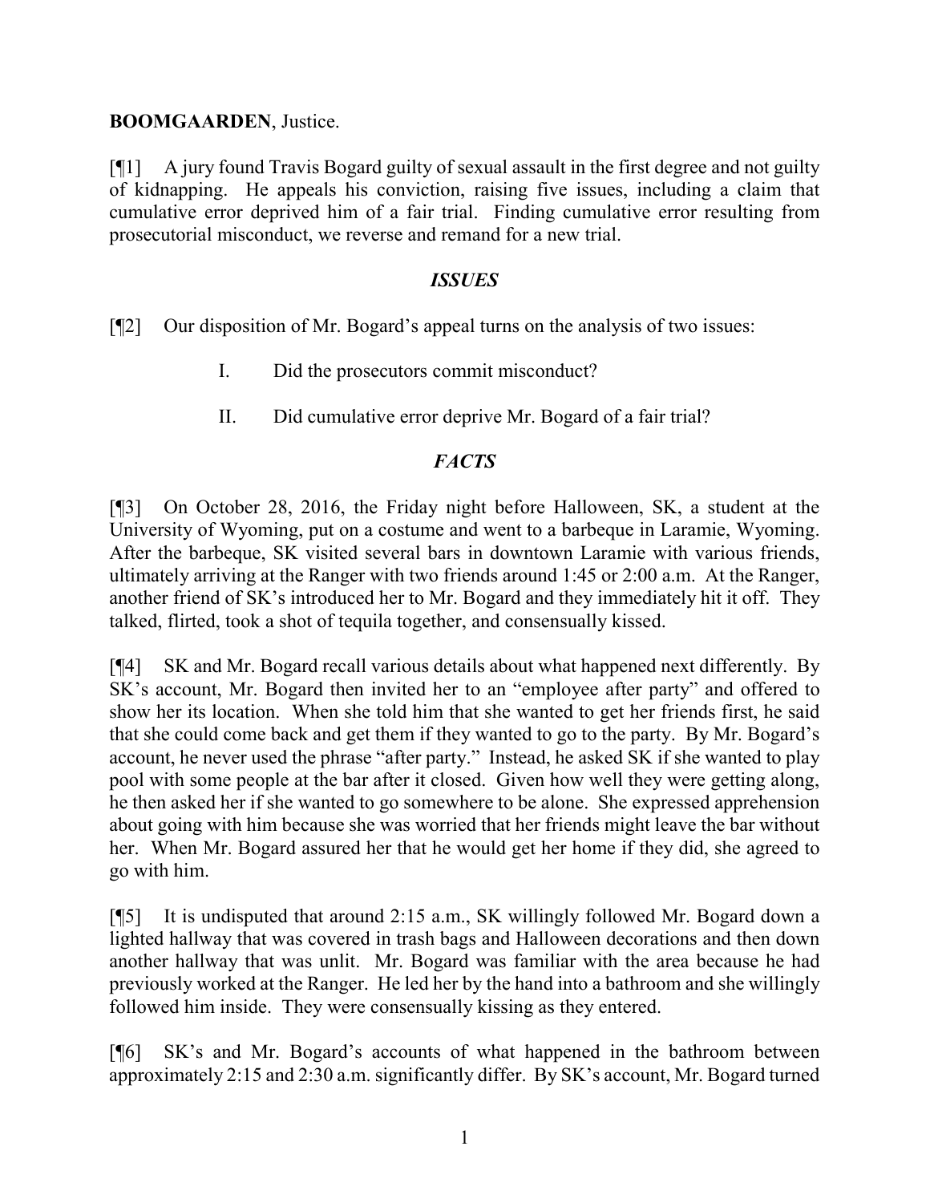**BOOMGAARDEN**, Justice.

[¶1] A jury found Travis Bogard guilty of sexual assault in the first degree and not guilty of kidnapping. He appeals his conviction, raising five issues, including a claim that cumulative error deprived him of a fair trial. Finding cumulative error resulting from prosecutorial misconduct, we reverse and remand for a new trial.

### *ISSUES*

[¶2] Our disposition of Mr. Bogard's appeal turns on the analysis of two issues:

I. Did the prosecutors commit misconduct?

II. Did cumulative error deprive Mr. Bogard of a fair trial?

### *FACTS*

[¶3] On October 28, 2016, the Friday night before Halloween, SK, a student at the University of Wyoming, put on a costume and went to a barbeque in Laramie, Wyoming. After the barbeque, SK visited several bars in downtown Laramie with various friends, ultimately arriving at the Ranger with two friends around 1:45 or 2:00 a.m. At the Ranger, another friend of SK's introduced her to Mr. Bogard and they immediately hit it off. They talked, flirted, took a shot of tequila together, and consensually kissed.

[¶4] SK and Mr. Bogard recall various details about what happened next differently. By SK's account, Mr. Bogard then invited her to an "employee after party" and offered to show her its location. When she told him that she wanted to get her friends first, he said that she could come back and get them if they wanted to go to the party. By Mr. Bogard's account, he never used the phrase "after party." Instead, he asked SK if she wanted to play pool with some people at the bar after it closed. Given how well they were getting along, he then asked her if she wanted to go somewhere to be alone. She expressed apprehension about going with him because she was worried that her friends might leave the bar without her. When Mr. Bogard assured her that he would get her home if they did, she agreed to go with him.

[¶5] It is undisputed that around 2:15 a.m., SK willingly followed Mr. Bogard down a lighted hallway that was covered in trash bags and Halloween decorations and then down another hallway that was unlit. Mr. Bogard was familiar with the area because he had previously worked at the Ranger. He led her by the hand into a bathroom and she willingly followed him inside. They were consensually kissing as they entered.

[¶6] SK's and Mr. Bogard's accounts of what happened in the bathroom between approximately 2:15 and 2:30 a.m. significantly differ. By SK's account, Mr. Bogard turned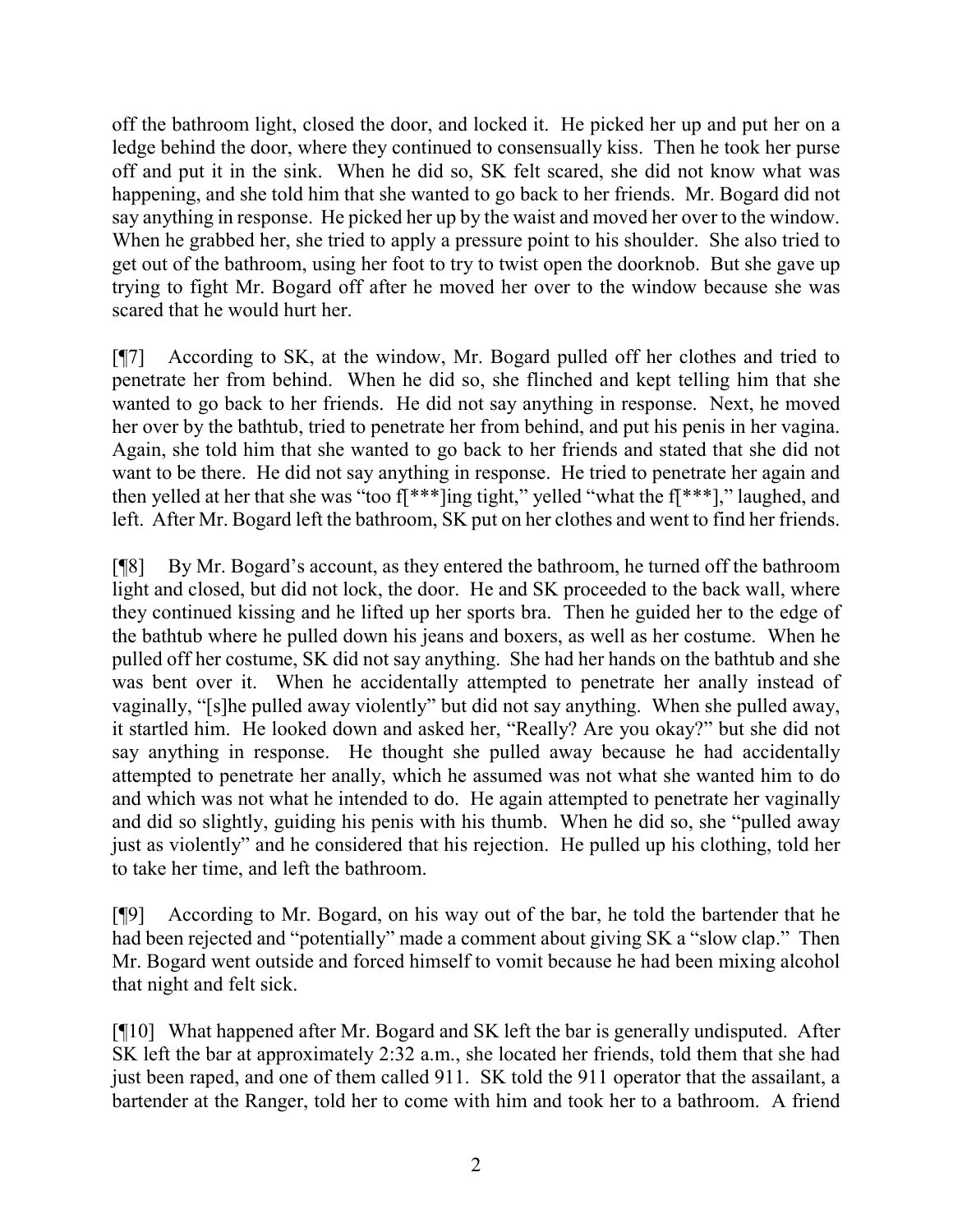off the bathroom light, closed the door, and locked it. He picked her up and put her on a ledge behind the door, where they continued to consensually kiss. Then he took her purse off and put it in the sink. When he did so, SK felt scared, she did not know what was happening, and she told him that she wanted to go back to her friends. Mr. Bogard did not say anything in response. He picked her up by the waist and moved her over to the window. When he grabbed her, she tried to apply a pressure point to his shoulder. She also tried to get out of the bathroom, using her foot to try to twist open the doorknob. But she gave up trying to fight Mr. Bogard off after he moved her over to the window because she was scared that he would hurt her.

[¶7] According to SK, at the window, Mr. Bogard pulled off her clothes and tried to penetrate her from behind. When he did so, she flinched and kept telling him that she wanted to go back to her friends. He did not say anything in response. Next, he moved her over by the bathtub, tried to penetrate her from behind, and put his penis in her vagina. Again, she told him that she wanted to go back to her friends and stated that she did not want to be there. He did not say anything in response. He tried to penetrate her again and then yelled at her that she was "too f[***]ing tight," yelled "what the f[***]," laughed, and left. After Mr. Bogard left the bathroom, SK put on her clothes and went to find her friends.

[¶8] By Mr. Bogard's account, as they entered the bathroom, he turned off the bathroom light and closed, but did not lock, the door. He and SK proceeded to the back wall, where they continued kissing and he lifted up her sports bra. Then he guided her to the edge of the bathtub where he pulled down his jeans and boxers, as well as her costume. When he pulled off her costume, SK did not say anything. She had her hands on the bathtub and she was bent over it. When he accidentally attempted to penetrate her anally instead of vaginally, "[s]he pulled away violently" but did not say anything. When she pulled away, it startled him. He looked down and asked her, "Really? Are you okay?" but she did not say anything in response. He thought she pulled away because he had accidentally attempted to penetrate her anally, which he assumed was not what she wanted him to do and which was not what he intended to do. He again attempted to penetrate her vaginally and did so slightly, guiding his penis with his thumb. When he did so, she "pulled away just as violently" and he considered that his rejection. He pulled up his clothing, told her to take her time, and left the bathroom.

[¶9] According to Mr. Bogard, on his way out of the bar, he told the bartender that he had been rejected and "potentially" made a comment about giving SK a "slow clap." Then Mr. Bogard went outside and forced himself to vomit because he had been mixing alcohol that night and felt sick.

[¶10] What happened after Mr. Bogard and SK left the bar is generally undisputed. After SK left the bar at approximately 2:32 a.m., she located her friends, told them that she had just been raped, and one of them called 911. SK told the 911 operator that the assailant, a bartender at the Ranger, told her to come with him and took her to a bathroom. A friend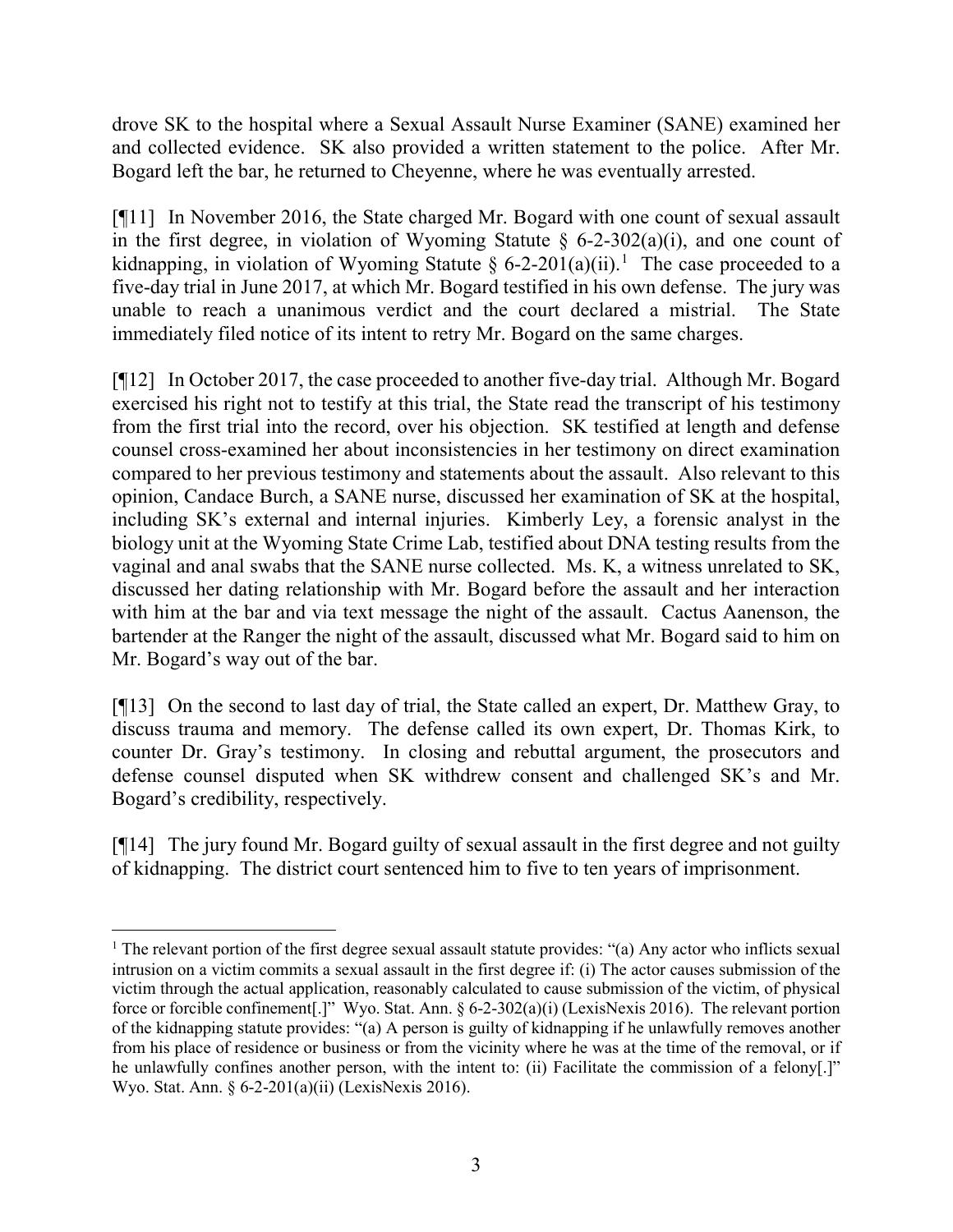drove SK to the hospital where a Sexual Assault Nurse Examiner (SANE) examined her and collected evidence. SK also provided a written statement to the police. After Mr. Bogard left the bar, he returned to Cheyenne, where he was eventually arrested.

[¶11] In November 2016, the State charged Mr. Bogard with one count of sexual assault in the first degree, in violation of Wyoming Statute § 6-2-302(a)(i), and one count of kidnapping, in violation of Wyoming Statute § 6-2-201(a)(ii).[1] The case proceeded to a five-day trial in June 2017, at which Mr. Bogard testified in his own defense. The jury was unable to reach a unanimous verdict and the court declared a mistrial. The State immediately filed notice of its intent to retry Mr. Bogard on the same charges.

[¶12] In October 2017, the case proceeded to another five-day trial. Although Mr. Bogard exercised his right not to testify at this trial, the State read the transcript of his testimony from the first trial into the record, over his objection. SK testified at length and defense counsel cross-examined her about inconsistencies in her testimony on direct examination compared to her previous testimony and statements about the assault. Also relevant to this opinion, Candace Burch, a SANE nurse, discussed her examination of SK at the hospital, including SK's external and internal injuries. Kimberly Ley, a forensic analyst in the biology unit at the Wyoming State Crime Lab, testified about DNA testing results from the vaginal and anal swabs that the SANE nurse collected. Ms. K, a witness unrelated to SK, discussed her dating relationship with Mr. Bogard before the assault and her interaction with him at the bar and via text message the night of the assault. Cactus Aanenson, the bartender at the Ranger the night of the assault, discussed what Mr. Bogard said to him on Mr. Bogard's way out of the bar.

[¶13] On the second to last day of trial, the State called an expert, Dr. Matthew Gray, to discuss trauma and memory. The defense called its own expert, Dr. Thomas Kirk, to counter Dr. Gray's testimony. In closing and rebuttal argument, the prosecutors and defense counsel disputed when SK withdrew consent and challenged SK's and Mr. Bogard's credibility, respectively.

[¶14] The jury found Mr. Bogard guilty of sexual assault in the first degree and not guilty of kidnapping. The district court sentenced him to five to ten years of imprisonment.

---

[1] The relevant portion of the first degree sexual assault statute provides: "(a) Any actor who inflicts sexual intrusion on a victim commits a sexual assault in the first degree if: (i) The actor causes submission of the victim through the actual application, reasonably calculated to cause submission of the victim, of physical force or forcible confinement[.]" Wyo. Stat. Ann. § 6-2-302(a)(i) (LexisNexis 2016). The relevant portion of the kidnapping statute provides: "(a) A person is guilty of kidnapping if he unlawfully removes another from his place of residence or business or from the vicinity where he was at the time of the removal, or if he unlawfully confines another person, with the intent to: (ii) Facilitate the commission of a felony[.]" Wyo. Stat. Ann. § 6-2-201(a)(ii) (LexisNexis 2016).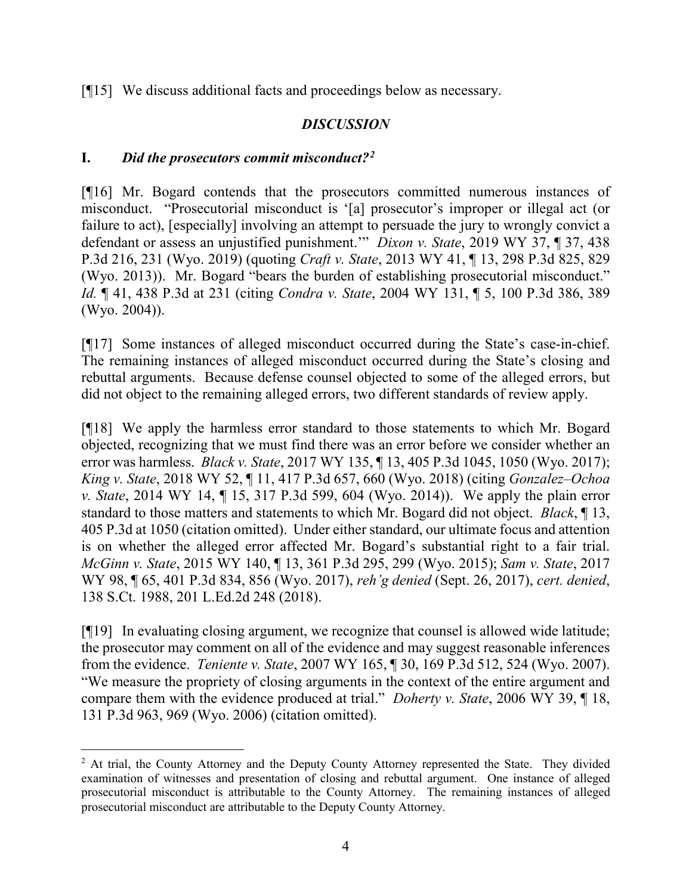[¶15] We discuss additional facts and proceedings below as necessary.

## *DISCUSSION*

### I. *Did the prosecutors commit misconduct?*[2]

[¶16] Mr. Bogard contends that the prosecutors committed numerous instances of misconduct. "Prosecutorial misconduct is '[a] prosecutor's improper or illegal act (or failure to act), [especially] involving an attempt to persuade the jury to wrongly convict a defendant or assess an unjustified punishment.'" *Dixon v. State*, 2019 WY 37, ¶ 37, 438 P.3d 216, 231 (Wyo. 2019) (quoting *Craft v. State*, 2013 WY 41, ¶ 13, 298 P.3d 825, 829 (Wyo. 2013)). Mr. Bogard "bears the burden of establishing prosecutorial misconduct." *Id.* ¶ 41, 438 P.3d at 231 (citing *Condra v. State*, 2004 WY 131, ¶ 5, 100 P.3d 386, 389 (Wyo. 2004)).

[¶17] Some instances of alleged misconduct occurred during the State's case-in-chief. The remaining instances of alleged misconduct occurred during the State's closing and rebuttal arguments. Because defense counsel objected to some of the alleged errors, but did not object to the remaining alleged errors, two different standards of review apply.

[¶18] We apply the harmless error standard to those statements to which Mr. Bogard objected, recognizing that we must find there was an error before we consider whether an error was harmless. *Black v. State*, 2017 WY 135, ¶ 13, 405 P.3d 1045, 1050 (Wyo. 2017); *King v. State*, 2018 WY 52, ¶ 11, 417 P.3d 657, 660 (Wyo. 2018) (citing *Gonzalez–Ochoa v. State*, 2014 WY 14, ¶ 15, 317 P.3d 599, 604 (Wyo. 2014)). We apply the plain error standard to those matters and statements to which Mr. Bogard did not object. *Black*, ¶ 13, 405 P.3d at 1050 (citation omitted). Under either standard, our ultimate focus and attention is on whether the alleged error affected Mr. Bogard's substantial right to a fair trial. *McGinn v. State*, 2015 WY 140, ¶ 13, 361 P.3d 295, 299 (Wyo. 2015); *Sam v. State*, 2017 WY 98, ¶ 65, 401 P.3d 834, 856 (Wyo. 2017), *reh'g denied* (Sept. 26, 2017), *cert. denied*, 138 S.Ct. 1988, 201 L.Ed.2d 248 (2018).

[¶19] In evaluating closing argument, we recognize that counsel is allowed wide latitude; the prosecutor may comment on all of the evidence and may suggest reasonable inferences from the evidence. *Teniente v. State*, 2007 WY 165, ¶ 30, 169 P.3d 512, 524 (Wyo. 2007). "We measure the propriety of closing arguments in the context of the entire argument and compare them with the evidence produced at trial." *Doherty v. State*, 2006 WY 39, ¶ 18, 131 P.3d 963, 969 (Wyo. 2006) (citation omitted).

---

[2] At trial, the County Attorney and the Deputy County Attorney represented the State. They divided examination of witnesses and presentation of closing and rebuttal argument. One instance of alleged prosecutorial misconduct is attributable to the County Attorney. The remaining instances of alleged prosecutorial misconduct are attributable to the Deputy County Attorney.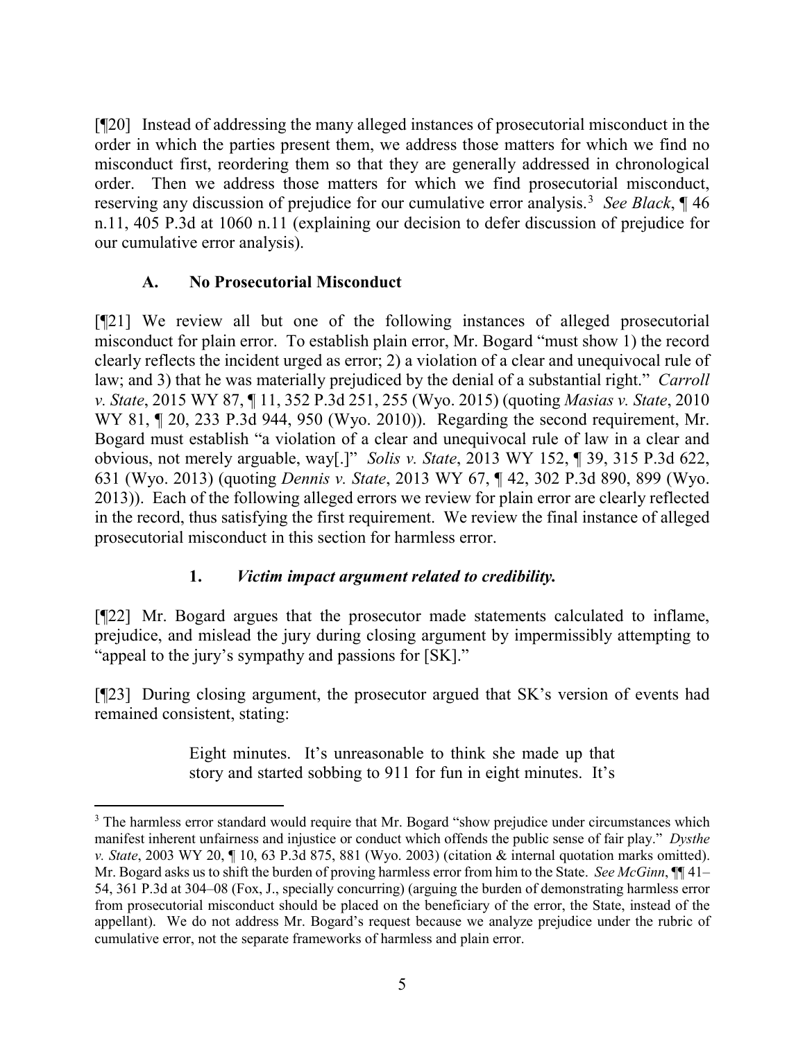[¶20] Instead of addressing the many alleged instances of prosecutorial misconduct in the order in which the parties present them, we address those matters for which we find no misconduct first, reordering them so that they are generally addressed in chronological order. Then we address those matters for which we find prosecutorial misconduct, reserving any discussion of prejudice for our cumulative error analysis.[3] *See Black*, ¶ 46 n.11, 405 P.3d at 1060 n.11 (explaining our decision to defer discussion of prejudice for our cumulative error analysis).

### A. No Prosecutorial Misconduct

[¶21] We review all but one of the following instances of alleged prosecutorial misconduct for plain error. To establish plain error, Mr. Bogard "must show 1) the record clearly reflects the incident urged as error; 2) a violation of a clear and unequivocal rule of law; and 3) that he was materially prejudiced by the denial of a substantial right." *Carroll v. State*, 2015 WY 87, ¶ 11, 352 P.3d 251, 255 (Wyo. 2015) (quoting *Masias v. State*, 2010 WY 81, ¶ 20, 233 P.3d 944, 950 (Wyo. 2010)). Regarding the second requirement, Mr. Bogard must establish "a violation of a clear and unequivocal rule of law in a clear and obvious, not merely arguable, way[.]" *Solis v. State*, 2013 WY 152, ¶ 39, 315 P.3d 622, 631 (Wyo. 2013) (quoting *Dennis v. State*, 2013 WY 67, ¶ 42, 302 P.3d 890, 899 (Wyo. 2013)). Each of the following alleged errors we review for plain error are clearly reflected in the record, thus satisfying the first requirement. We review the final instance of alleged prosecutorial misconduct in this section for harmless error.

#### 1. *Victim impact argument related to credibility.*

[¶22] Mr. Bogard argues that the prosecutor made statements calculated to inflame, prejudice, and mislead the jury during closing argument by impermissibly attempting to "appeal to the jury's sympathy and passions for [SK]."

[¶23] During closing argument, the prosecutor argued that SK's version of events had remained consistent, stating:

> Eight minutes. It's unreasonable to think she made up that story and started sobbing to 911 for fun in eight minutes. It's

---

[3] The harmless error standard would require that Mr. Bogard "show prejudice under circumstances which manifest inherent unfairness and injustice or conduct which offends the public sense of fair play." *Dysthe v. State*, 2003 WY 20, ¶ 10, 63 P.3d 875, 881 (Wyo. 2003) (citation & internal quotation marks omitted). Mr. Bogard asks us to shift the burden of proving harmless error from him to the State. *See McGinn*, ¶¶ 41–54, 361 P.3d at 304–08 (Fox, J., specially concurring) (arguing the burden of demonstrating harmless error from prosecutorial misconduct should be placed on the beneficiary of the error, the State, instead of the appellant). We do not address Mr. Bogard's request because we analyze prejudice under the rubric of cumulative error, not the separate frameworks of harmless and plain error.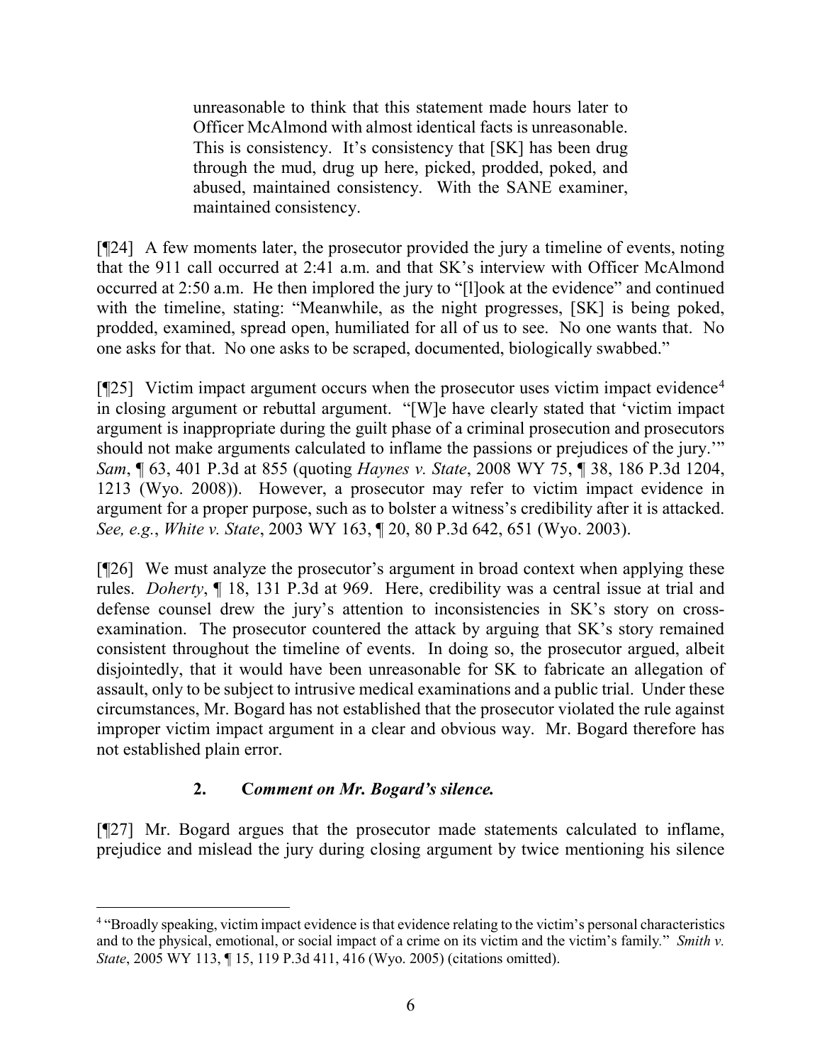> unreasonable to think that this statement made hours later to Officer McAlmond with almost identical facts is unreasonable. This is consistency. It's consistency that [SK] has been drug through the mud, drug up here, picked, prodded, poked, and abused, maintained consistency. With the SANE examiner, maintained consistency.

[¶24] A few moments later, the prosecutor provided the jury a timeline of events, noting that the 911 call occurred at 2:41 a.m. and that SK's interview with Officer McAlmond occurred at 2:50 a.m. He then implored the jury to "[l]ook at the evidence" and continued with the timeline, stating: "Meanwhile, as the night progresses, [SK] is being poked, prodded, examined, spread open, humiliated for all of us to see. No one wants that. No one asks for that. No one asks to be scraped, documented, biologically swabbed."

[¶25] Victim impact argument occurs when the prosecutor uses victim impact evidence[4] in closing argument or rebuttal argument. "[W]e have clearly stated that 'victim impact argument is inappropriate during the guilt phase of a criminal prosecution and prosecutors should not make arguments calculated to inflame the passions or prejudices of the jury.'" *Sam*, ¶ 63, 401 P.3d at 855 (quoting *Haynes v. State*, 2008 WY 75, ¶ 38, 186 P.3d 1204, 1213 (Wyo. 2008)). However, a prosecutor may refer to victim impact evidence in argument for a proper purpose, such as to bolster a witness's credibility after it is attacked. *See, e.g.*, *White v. State*, 2003 WY 163, ¶ 20, 80 P.3d 642, 651 (Wyo. 2003).

[¶26] We must analyze the prosecutor's argument in broad context when applying these rules. *Doherty*, ¶ 18, 131 P.3d at 969. Here, credibility was a central issue at trial and defense counsel drew the jury's attention to inconsistencies in SK's story on cross-examination. The prosecutor countered the attack by arguing that SK's story remained consistent throughout the timeline of events. In doing so, the prosecutor argued, albeit disjointedly, that it would have been unreasonable for SK to fabricate an allegation of assault, only to be subject to intrusive medical examinations and a public trial. Under these circumstances, Mr. Bogard has not established that the prosecutor violated the rule against improper victim impact argument in a clear and obvious way. Mr. Bogard therefore has not established plain error.

### 2. *Comment on Mr. Bogard's silence.*

[¶27] Mr. Bogard argues that the prosecutor made statements calculated to inflame, prejudice and mislead the jury during closing argument by twice mentioning his silence

---

[4] "Broadly speaking, victim impact evidence is that evidence relating to the victim's personal characteristics and to the physical, emotional, or social impact of a crime on its victim and the victim's family." *Smith v. State*, 2005 WY 113, ¶ 15, 119 P.3d 411, 416 (Wyo. 2005) (citations omitted).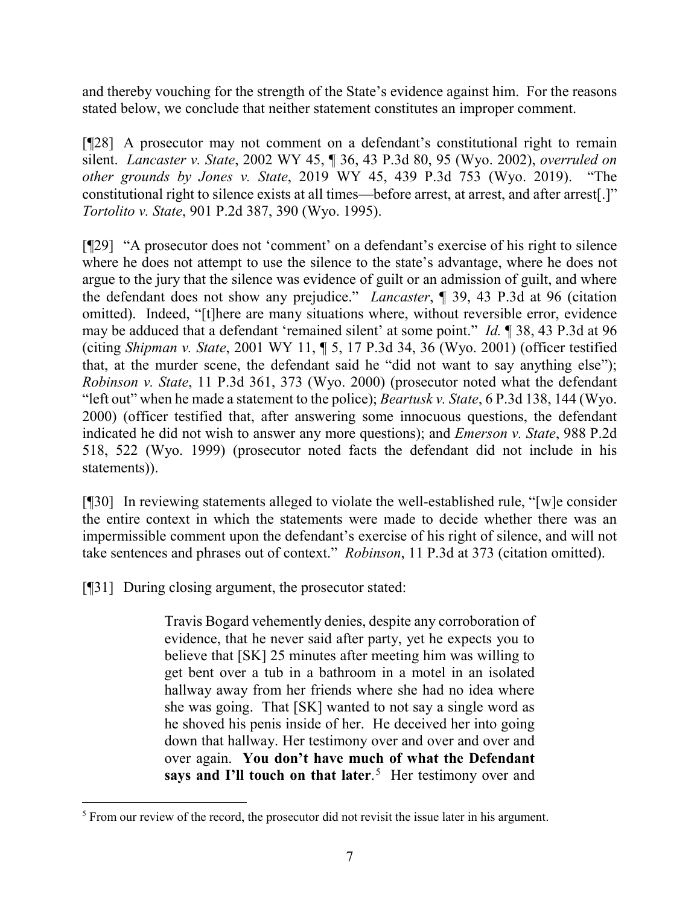and thereby vouching for the strength of the State's evidence against him. For the reasons stated below, we conclude that neither statement constitutes an improper comment.

[¶28] A prosecutor may not comment on a defendant's constitutional right to remain silent. *Lancaster v. State*, 2002 WY 45, ¶ 36, 43 P.3d 80, 95 (Wyo. 2002), *overruled on other grounds by Jones v. State*, 2019 WY 45, 439 P.3d 753 (Wyo. 2019). "The constitutional right to silence exists at all times—before arrest, at arrest, and after arrest[.]" *Tortolito v. State*, 901 P.2d 387, 390 (Wyo. 1995).

[¶29] "A prosecutor does not 'comment' on a defendant's exercise of his right to silence where he does not attempt to use the silence to the state's advantage, where he does not argue to the jury that the silence was evidence of guilt or an admission of guilt, and where the defendant does not show any prejudice." *Lancaster*, ¶ 39, 43 P.3d at 96 (citation omitted). Indeed, "[t]here are many situations where, without reversible error, evidence may be adduced that a defendant 'remained silent' at some point." *Id.* ¶ 38, 43 P.3d at 96 (citing *Shipman v. State*, 2001 WY 11, ¶ 5, 17 P.3d 34, 36 (Wyo. 2001) (officer testified that, at the murder scene, the defendant said he "did not want to say anything else"); *Robinson v. State*, 11 P.3d 361, 373 (Wyo. 2000) (prosecutor noted what the defendant "left out" when he made a statement to the police); *Beartusk v. State*, 6 P.3d 138, 144 (Wyo. 2000) (officer testified that, after answering some innocuous questions, the defendant indicated he did not wish to answer any more questions); and *Emerson v. State*, 988 P.2d 518, 522 (Wyo. 1999) (prosecutor noted facts the defendant did not include in his statements)).

[¶30] In reviewing statements alleged to violate the well-established rule, "[w]e consider the entire context in which the statements were made to decide whether there was an impermissible comment upon the defendant's exercise of his right of silence, and will not take sentences and phrases out of context." *Robinson*, 11 P.3d at 373 (citation omitted).

[¶31] During closing argument, the prosecutor stated:

> Travis Bogard vehemently denies, despite any corroboration of evidence, that he never said after party, yet he expects you to believe that [SK] 25 minutes after meeting him was willing to get bent over a tub in a bathroom in a motel in an isolated hallway away from her friends where she had no idea where she was going. That [SK] wanted to not say a single word as he shoved his penis inside of her. He deceived her into going down that hallway. Her testimony over and over and over and over again. **You don't have much of what the Defendant says and I'll touch on that later**.[5] Her testimony over and

[5] From our review of the record, the prosecutor did not revisit the issue later in his argument.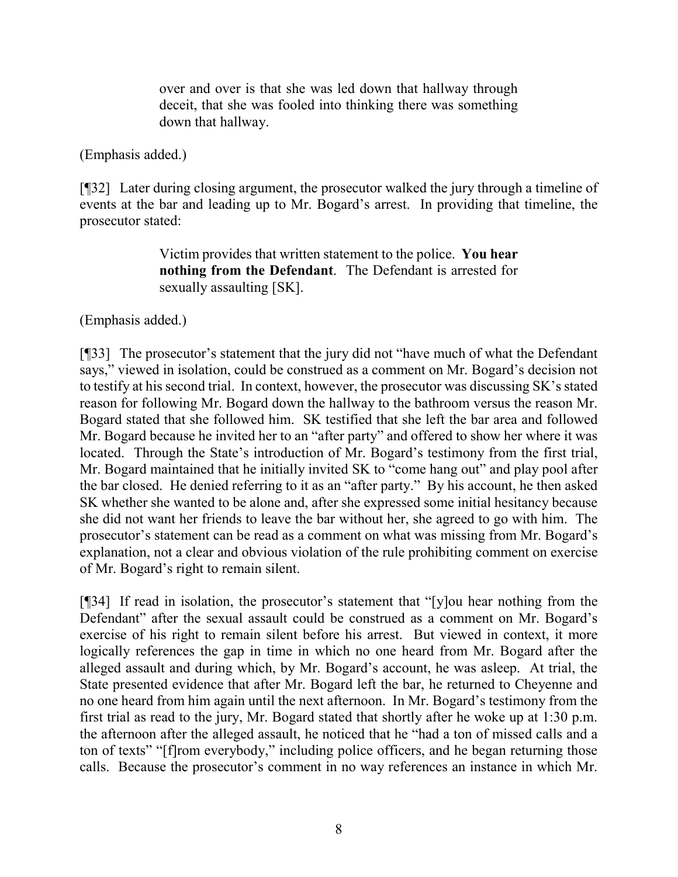> over and over is that she was led down that hallway through deceit, that she was fooled into thinking there was something down that hallway.

(Emphasis added.)

[¶32] Later during closing argument, the prosecutor walked the jury through a timeline of events at the bar and leading up to Mr. Bogard's arrest. In providing that timeline, the prosecutor stated:

> Victim provides that written statement to the police. **You hear nothing from the Defendant**. The Defendant is arrested for sexually assaulting [SK].

(Emphasis added.)

[¶33] The prosecutor's statement that the jury did not "have much of what the Defendant says," viewed in isolation, could be construed as a comment on Mr. Bogard's decision not to testify at his second trial. In context, however, the prosecutor was discussing SK's stated reason for following Mr. Bogard down the hallway to the bathroom versus the reason Mr. Bogard stated that she followed him. SK testified that she left the bar area and followed Mr. Bogard because he invited her to an "after party" and offered to show her where it was located. Through the State's introduction of Mr. Bogard's testimony from the first trial, Mr. Bogard maintained that he initially invited SK to "come hang out" and play pool after the bar closed. He denied referring to it as an "after party." By his account, he then asked SK whether she wanted to be alone and, after she expressed some initial hesitancy because she did not want her friends to leave the bar without her, she agreed to go with him. The prosecutor's statement can be read as a comment on what was missing from Mr. Bogard's explanation, not a clear and obvious violation of the rule prohibiting comment on exercise of Mr. Bogard's right to remain silent.

[¶34] If read in isolation, the prosecutor's statement that "[y]ou hear nothing from the Defendant" after the sexual assault could be construed as a comment on Mr. Bogard's exercise of his right to remain silent before his arrest. But viewed in context, it more logically references the gap in time in which no one heard from Mr. Bogard after the alleged assault and during which, by Mr. Bogard's account, he was asleep. At trial, the State presented evidence that after Mr. Bogard left the bar, he returned to Cheyenne and no one heard from him again until the next afternoon. In Mr. Bogard's testimony from the first trial as read to the jury, Mr. Bogard stated that shortly after he woke up at 1:30 p.m. the afternoon after the alleged assault, he noticed that he "had a ton of missed calls and a ton of texts" "[f]rom everybody," including police officers, and he began returning those calls. Because the prosecutor's comment in no way references an instance in which Mr.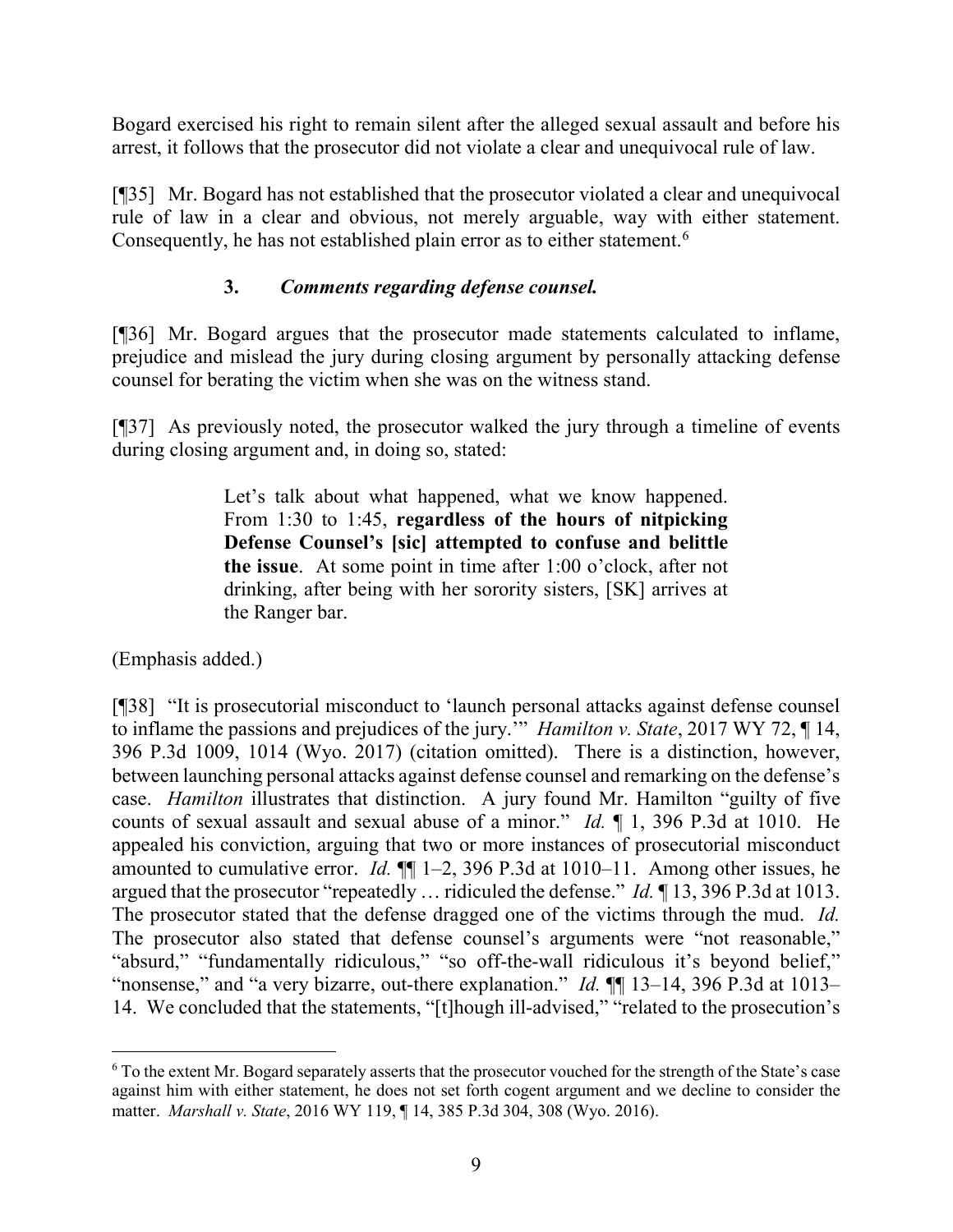Bogard exercised his right to remain silent after the alleged sexual assault and before his arrest, it follows that the prosecutor did not violate a clear and unequivocal rule of law.

[¶35] Mr. Bogard has not established that the prosecutor violated a clear and unequivocal rule of law in a clear and obvious, not merely arguable, way with either statement. Consequently, he has not established plain error as to either statement.[6]

### 3. *Comments regarding defense counsel.*

[¶36] Mr. Bogard argues that the prosecutor made statements calculated to inflame, prejudice and mislead the jury during closing argument by personally attacking defense counsel for berating the victim when she was on the witness stand.

[¶37] As previously noted, the prosecutor walked the jury through a timeline of events during closing argument and, in doing so, stated:

> Let's talk about what happened, what we know happened. From 1:30 to 1:45, **regardless of the hours of nitpicking Defense Counsel's [sic] attempted to confuse and belittle the issue**. At some point in time after 1:00 o'clock, after not drinking, after being with her sorority sisters, [SK] arrives at the Ranger bar.

(Emphasis added.)

[¶38] "It is prosecutorial misconduct to 'launch personal attacks against defense counsel to inflame the passions and prejudices of the jury.'" *Hamilton v. State*, 2017 WY 72, ¶ 14, 396 P.3d 1009, 1014 (Wyo. 2017) (citation omitted). There is a distinction, however, between launching personal attacks against defense counsel and remarking on the defense's case. *Hamilton* illustrates that distinction. A jury found Mr. Hamilton "guilty of five counts of sexual assault and sexual abuse of a minor." *Id.* ¶ 1, 396 P.3d at 1010. He appealed his conviction, arguing that two or more instances of prosecutorial misconduct amounted to cumulative error. *Id.* ¶¶ 1–2, 396 P.3d at 1010–11. Among other issues, he argued that the prosecutor "repeatedly … ridiculed the defense." *Id.* ¶ 13, 396 P.3d at 1013. The prosecutor stated that the defense dragged one of the victims through the mud. *Id.* The prosecutor also stated that defense counsel's arguments were "not reasonable," "absurd," "fundamentally ridiculous," "so off-the-wall ridiculous it's beyond belief," "nonsense," and "a very bizarre, out-there explanation." *Id.* ¶¶ 13–14, 396 P.3d at 1013–14. We concluded that the statements, "[t]hough ill-advised," "related to the prosecution's

---

[6] To the extent Mr. Bogard separately asserts that the prosecutor vouched for the strength of the State's case against him with either statement, he does not set forth cogent argument and we decline to consider the matter. *Marshall v. State*, 2016 WY 119, ¶ 14, 385 P.3d 304, 308 (Wyo. 2016).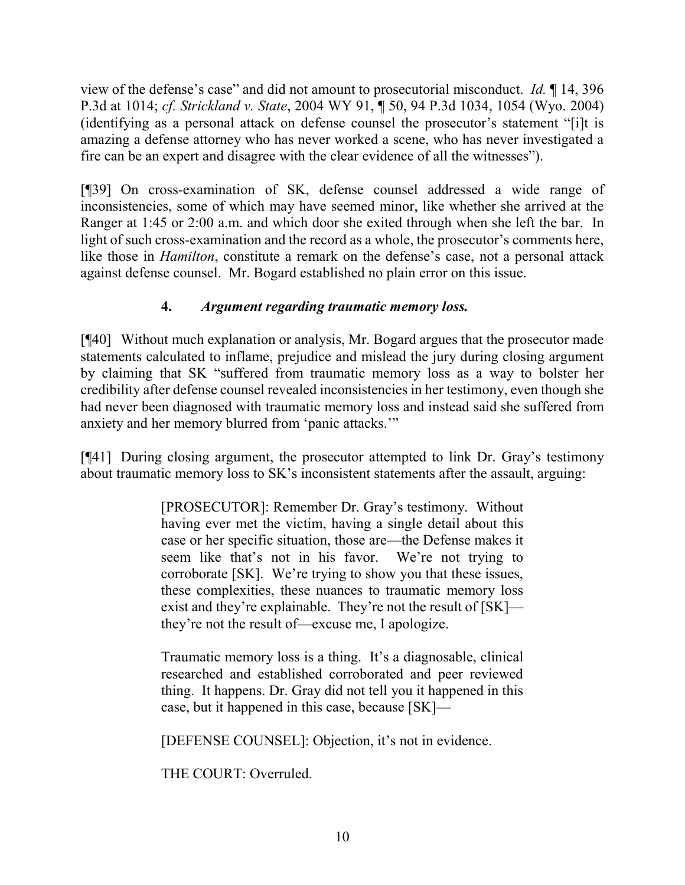view of the defense's case" and did not amount to prosecutorial misconduct. *Id.* ¶ 14, 396 P.3d at 1014; *cf. Strickland v. State*, 2004 WY 91, ¶ 50, 94 P.3d 1034, 1054 (Wyo. 2004) (identifying as a personal attack on defense counsel the prosecutor's statement "[i]t is amazing a defense attorney who has never worked a scene, who has never investigated a fire can be an expert and disagree with the clear evidence of all the witnesses").

[¶39] On cross-examination of SK, defense counsel addressed a wide range of inconsistencies, some of which may have seemed minor, like whether she arrived at the Ranger at 1:45 or 2:00 a.m. and which door she exited through when she left the bar. In light of such cross-examination and the record as a whole, the prosecutor's comments here, like those in *Hamilton*, constitute a remark on the defense's case, not a personal attack against defense counsel. Mr. Bogard established no plain error on this issue.

### 4. *Argument regarding traumatic memory loss.*

[¶40] Without much explanation or analysis, Mr. Bogard argues that the prosecutor made statements calculated to inflame, prejudice and mislead the jury during closing argument by claiming that SK "suffered from traumatic memory loss as a way to bolster her credibility after defense counsel revealed inconsistencies in her testimony, even though she had never been diagnosed with traumatic memory loss and instead said she suffered from anxiety and her memory blurred from 'panic attacks.'"

[¶41] During closing argument, the prosecutor attempted to link Dr. Gray's testimony about traumatic memory loss to SK's inconsistent statements after the assault, arguing:

> [PROSECUTOR]: Remember Dr. Gray's testimony. Without having ever met the victim, having a single detail about this case or her specific situation, those are—the Defense makes it seem like that's not in his favor. We're not trying to corroborate [SK]. We're trying to show you that these issues, these complexities, these nuances to traumatic memory loss exist and they're explainable. They're not the result of [SK]—they're not the result of—excuse me, I apologize.
>
> Traumatic memory loss is a thing. It's a diagnosable, clinical researched and established corroborated and peer reviewed thing. It happens. Dr. Gray did not tell you it happened in this case, but it happened in this case, because [SK]—
>
> [DEFENSE COUNSEL]: Objection, it's not in evidence.
>
> THE COURT: Overruled.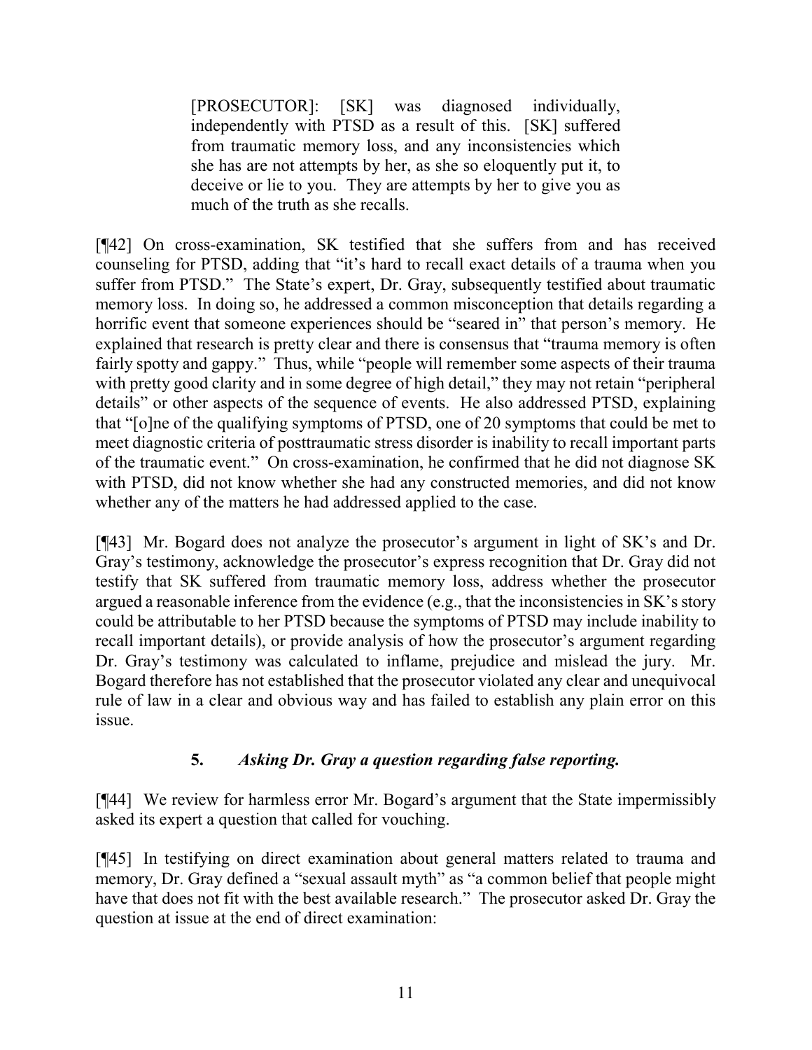> [PROSECUTOR]: [SK] was diagnosed individually, independently with PTSD as a result of this. [SK] suffered from traumatic memory loss, and any inconsistencies which she has are not attempts by her, as she so eloquently put it, to deceive or lie to you. They are attempts by her to give you as much of the truth as she recalls.

[¶42] On cross-examination, SK testified that she suffers from and has received counseling for PTSD, adding that "it's hard to recall exact details of a trauma when you suffer from PTSD." The State's expert, Dr. Gray, subsequently testified about traumatic memory loss. In doing so, he addressed a common misconception that details regarding a horrific event that someone experiences should be "seared in" that person's memory. He explained that research is pretty clear and there is consensus that "trauma memory is often fairly spotty and gappy." Thus, while "people will remember some aspects of their trauma with pretty good clarity and in some degree of high detail," they may not retain "peripheral details" or other aspects of the sequence of events. He also addressed PTSD, explaining that "[o]ne of the qualifying symptoms of PTSD, one of 20 symptoms that could be met to meet diagnostic criteria of posttraumatic stress disorder is inability to recall important parts of the traumatic event." On cross-examination, he confirmed that he did not diagnose SK with PTSD, did not know whether she had any constructed memories, and did not know whether any of the matters he had addressed applied to the case.

[¶43] Mr. Bogard does not analyze the prosecutor's argument in light of SK's and Dr. Gray's testimony, acknowledge the prosecutor's express recognition that Dr. Gray did not testify that SK suffered from traumatic memory loss, address whether the prosecutor argued a reasonable inference from the evidence (e.g., that the inconsistencies in SK's story could be attributable to her PTSD because the symptoms of PTSD may include inability to recall important details), or provide analysis of how the prosecutor's argument regarding Dr. Gray's testimony was calculated to inflame, prejudice and mislead the jury. Mr. Bogard therefore has not established that the prosecutor violated any clear and unequivocal rule of law in a clear and obvious way and has failed to establish any plain error on this issue.

### 5. *Asking Dr. Gray a question regarding false reporting.*

[¶44] We review for harmless error Mr. Bogard's argument that the State impermissibly asked its expert a question that called for vouching.

[¶45] In testifying on direct examination about general matters related to trauma and memory, Dr. Gray defined a "sexual assault myth" as "a common belief that people might have that does not fit with the best available research." The prosecutor asked Dr. Gray the question at issue at the end of direct examination: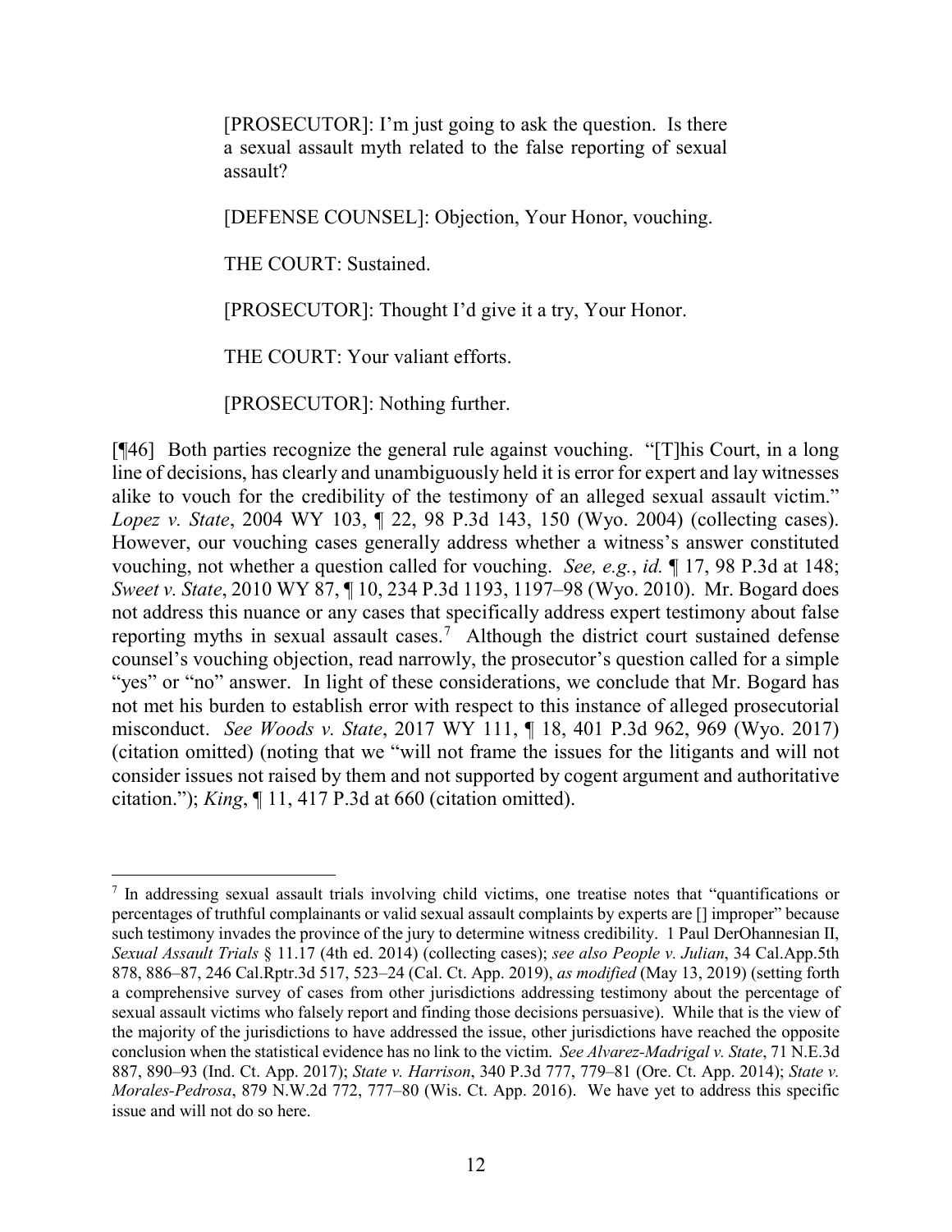> [PROSECUTOR]: I'm just going to ask the question. Is there a sexual assault myth related to the false reporting of sexual assault?
>
> [DEFENSE COUNSEL]: Objection, Your Honor, vouching.
>
> THE COURT: Sustained.
>
> [PROSECUTOR]: Thought I'd give it a try, Your Honor.
>
> THE COURT: Your valiant efforts.
>
> [PROSECUTOR]: Nothing further.

[¶46] Both parties recognize the general rule against vouching. "[T]his Court, in a long line of decisions, has clearly and unambiguously held it is error for expert and lay witnesses alike to vouch for the credibility of the testimony of an alleged sexual assault victim." *Lopez v. State*, 2004 WY 103, ¶ 22, 98 P.3d 143, 150 (Wyo. 2004) (collecting cases). However, our vouching cases generally address whether a witness's answer constituted vouching, not whether a question called for vouching. *See, e.g.*, *id.* ¶ 17, 98 P.3d at 148; *Sweet v. State*, 2010 WY 87, ¶ 10, 234 P.3d 1193, 1197–98 (Wyo. 2010). Mr. Bogard does not address this nuance or any cases that specifically address expert testimony about false reporting myths in sexual assault cases.[7] Although the district court sustained defense counsel's vouching objection, read narrowly, the prosecutor's question called for a simple "yes" or "no" answer. In light of these considerations, we conclude that Mr. Bogard has not met his burden to establish error with respect to this instance of alleged prosecutorial misconduct. *See Woods v. State*, 2017 WY 111, ¶ 18, 401 P.3d 962, 969 (Wyo. 2017) (citation omitted) (noting that we "will not frame the issues for the litigants and will not consider issues not raised by them and not supported by cogent argument and authoritative citation."); *King*, ¶ 11, 417 P.3d at 660 (citation omitted).

---

[7] In addressing sexual assault trials involving child victims, one treatise notes that "quantifications or percentages of truthful complainants or valid sexual assault complaints by experts are [] improper" because such testimony invades the province of the jury to determine witness credibility. 1 Paul DerOhannesian II, *Sexual Assault Trials* § 11.17 (4th ed. 2014) (collecting cases); *see also People v. Julian*, 34 Cal.App.5th 878, 886–87, 246 Cal.Rptr.3d 517, 523–24 (Cal. Ct. App. 2019), *as modified* (May 13, 2019) (setting forth a comprehensive survey of cases from other jurisdictions addressing testimony about the percentage of sexual assault victims who falsely report and finding those decisions persuasive). While that is the view of the majority of the jurisdictions to have addressed the issue, other jurisdictions have reached the opposite conclusion when the statistical evidence has no link to the victim. *See Alvarez-Madrigal v. State*, 71 N.E.3d 887, 890–93 (Ind. Ct. App. 2017); *State v. Harrison*, 340 P.3d 777, 779–81 (Ore. Ct. App. 2014); *State v. Morales-Pedrosa*, 879 N.W.2d 772, 777–80 (Wis. Ct. App. 2016). We have yet to address this specific issue and will not do so here.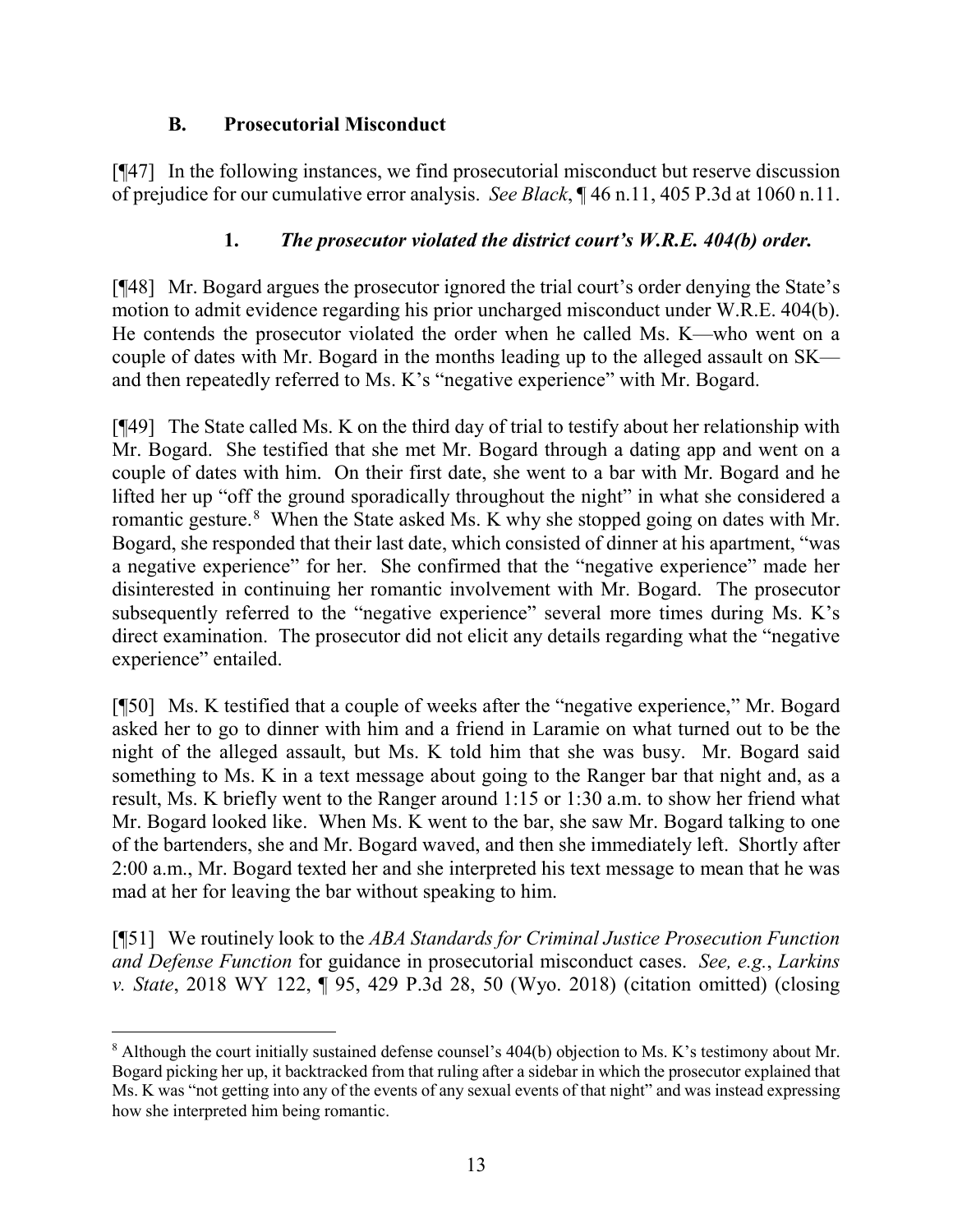### B. Prosecutorial Misconduct

[¶47] In the following instances, we find prosecutorial misconduct but reserve discussion of prejudice for our cumulative error analysis. *See Black*, ¶ 46 n.11, 405 P.3d at 1060 n.11.

#### 1. *The prosecutor violated the district court's W.R.E. 404(b) order.*

[¶48] Mr. Bogard argues the prosecutor ignored the trial court's order denying the State's motion to admit evidence regarding his prior uncharged misconduct under W.R.E. 404(b). He contends the prosecutor violated the order when he called Ms. K—who went on a couple of dates with Mr. Bogard in the months leading up to the alleged assault on SK—and then repeatedly referred to Ms. K's "negative experience" with Mr. Bogard.

[¶49] The State called Ms. K on the third day of trial to testify about her relationship with Mr. Bogard. She testified that she met Mr. Bogard through a dating app and went on a couple of dates with him. On their first date, she went to a bar with Mr. Bogard and he lifted her up "off the ground sporadically throughout the night" in what she considered a romantic gesture.[8] When the State asked Ms. K why she stopped going on dates with Mr. Bogard, she responded that their last date, which consisted of dinner at his apartment, "was a negative experience" for her. She confirmed that the "negative experience" made her disinterested in continuing her romantic involvement with Mr. Bogard. The prosecutor subsequently referred to the "negative experience" several more times during Ms. K's direct examination. The prosecutor did not elicit any details regarding what the "negative experience" entailed.

[¶50] Ms. K testified that a couple of weeks after the "negative experience," Mr. Bogard asked her to go to dinner with him and a friend in Laramie on what turned out to be the night of the alleged assault, but Ms. K told him that she was busy. Mr. Bogard said something to Ms. K in a text message about going to the Ranger bar that night and, as a result, Ms. K briefly went to the Ranger around 1:15 or 1:30 a.m. to show her friend what Mr. Bogard looked like. When Ms. K went to the bar, she saw Mr. Bogard talking to one of the bartenders, she and Mr. Bogard waved, and then she immediately left. Shortly after 2:00 a.m., Mr. Bogard texted her and she interpreted his text message to mean that he was mad at her for leaving the bar without speaking to him.

[¶51] We routinely look to the *ABA Standards for Criminal Justice Prosecution Function and Defense Function* for guidance in prosecutorial misconduct cases. *See, e.g.*, *Larkins v. State*, 2018 WY 122, ¶ 95, 429 P.3d 28, 50 (Wyo. 2018) (citation omitted) (closing

---

[8] Although the court initially sustained defense counsel's 404(b) objection to Ms. K's testimony about Mr. Bogard picking her up, it backtracked from that ruling after a sidebar in which the prosecutor explained that Ms. K was "not getting into any of the events of any sexual events of that night" and was instead expressing how she interpreted him being romantic.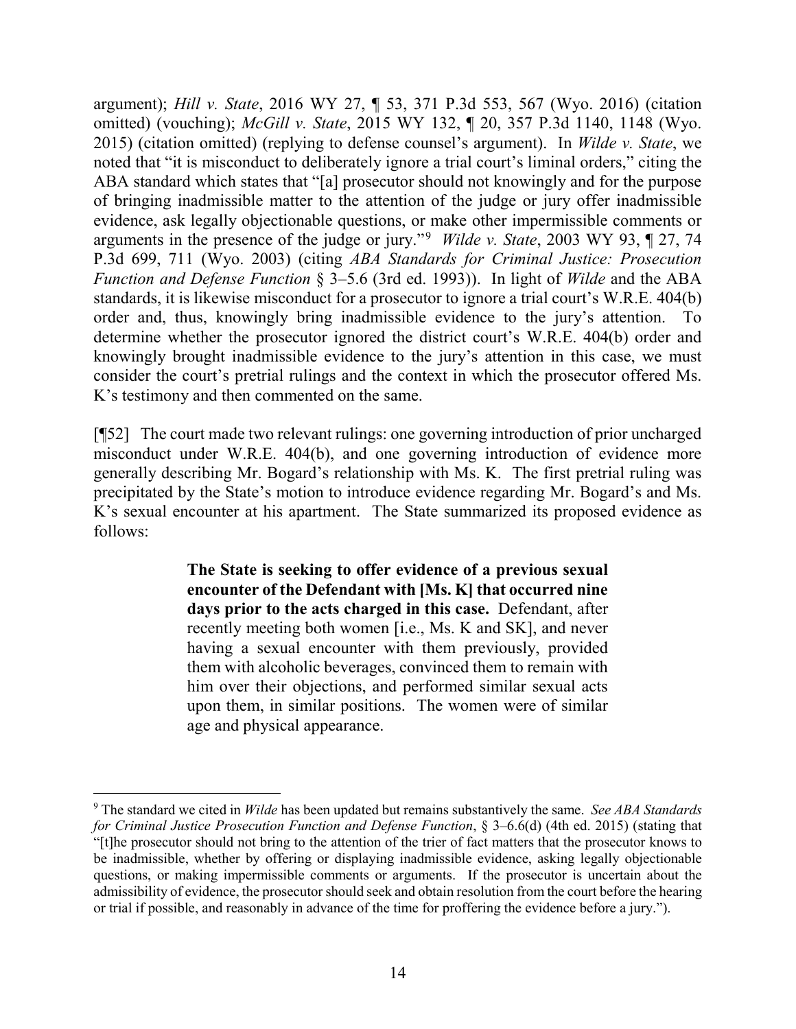argument); *Hill v. State*, 2016 WY 27, ¶ 53, 371 P.3d 553, 567 (Wyo. 2016) (citation omitted) (vouching); *McGill v. State*, 2015 WY 132, ¶ 20, 357 P.3d 1140, 1148 (Wyo. 2015) (citation omitted) (replying to defense counsel's argument). In *Wilde v. State*, we noted that "it is misconduct to deliberately ignore a trial court's liminal orders," citing the ABA standard which states that "[a] prosecutor should not knowingly and for the purpose of bringing inadmissible matter to the attention of the judge or jury offer inadmissible evidence, ask legally objectionable questions, or make other impermissible comments or arguments in the presence of the judge or jury."[9] *Wilde v. State*, 2003 WY 93, ¶ 27, 74 P.3d 699, 711 (Wyo. 2003) (citing *ABA Standards for Criminal Justice: Prosecution Function and Defense Function* § 3–5.6 (3rd ed. 1993)). In light of *Wilde* and the ABA standards, it is likewise misconduct for a prosecutor to ignore a trial court's W.R.E. 404(b) order and, thus, knowingly bring inadmissible evidence to the jury's attention. To determine whether the prosecutor ignored the district court's W.R.E. 404(b) order and knowingly brought inadmissible evidence to the jury's attention in this case, we must consider the court's pretrial rulings and the context in which the prosecutor offered Ms. K's testimony and then commented on the same.

[¶52] The court made two relevant rulings: one governing introduction of prior uncharged misconduct under W.R.E. 404(b), and one governing introduction of evidence more generally describing Mr. Bogard's relationship with Ms. K. The first pretrial ruling was precipitated by the State's motion to introduce evidence regarding Mr. Bogard's and Ms. K's sexual encounter at his apartment. The State summarized its proposed evidence as follows:

> **The State is seeking to offer evidence of a previous sexual encounter of the Defendant with [Ms. K] that occurred nine days prior to the acts charged in this case.** Defendant, after recently meeting both women [i.e., Ms. K and SK], and never having a sexual encounter with them previously, provided them with alcoholic beverages, convinced them to remain with him over their objections, and performed similar sexual acts upon them, in similar positions. The women were of similar age and physical appearance.

---

[9] The standard we cited in *Wilde* has been updated but remains substantively the same. *See ABA Standards for Criminal Justice Prosecution Function and Defense Function*, § 3–6.6(d) (4th ed. 2015) (stating that "[t]he prosecutor should not bring to the attention of the trier of fact matters that the prosecutor knows to be inadmissible, whether by offering or displaying inadmissible evidence, asking legally objectionable questions, or making impermissible comments or arguments. If the prosecutor is uncertain about the admissibility of evidence, the prosecutor should seek and obtain resolution from the court before the hearing or trial if possible, and reasonably in advance of the time for proffering the evidence before a jury.").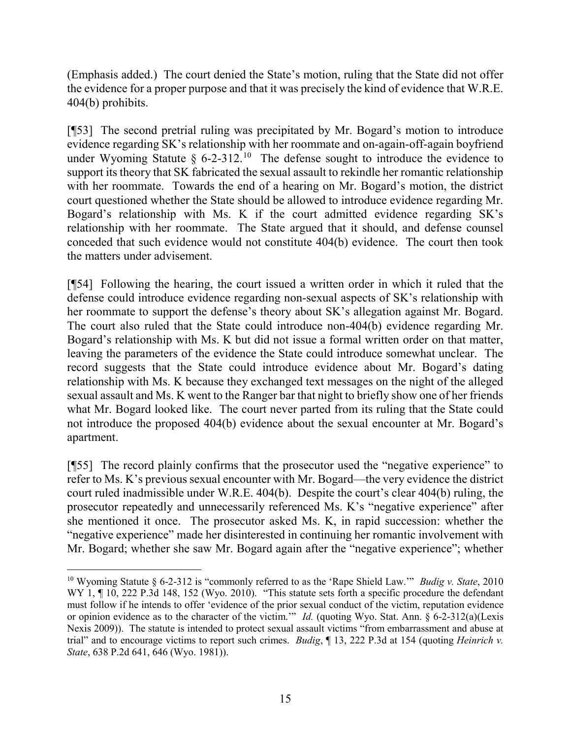(Emphasis added.) The court denied the State's motion, ruling that the State did not offer the evidence for a proper purpose and that it was precisely the kind of evidence that W.R.E. 404(b) prohibits.

[¶53] The second pretrial ruling was precipitated by Mr. Bogard's motion to introduce evidence regarding SK's relationship with her roommate and on-again-off-again boyfriend under Wyoming Statute § 6-2-312.[10] The defense sought to introduce the evidence to support its theory that SK fabricated the sexual assault to rekindle her romantic relationship with her roommate. Towards the end of a hearing on Mr. Bogard's motion, the district court questioned whether the State should be allowed to introduce evidence regarding Mr. Bogard's relationship with Ms. K if the court admitted evidence regarding SK's relationship with her roommate. The State argued that it should, and defense counsel conceded that such evidence would not constitute 404(b) evidence. The court then took the matters under advisement.

[¶54] Following the hearing, the court issued a written order in which it ruled that the defense could introduce evidence regarding non-sexual aspects of SK's relationship with her roommate to support the defense's theory about SK's allegation against Mr. Bogard. The court also ruled that the State could introduce non-404(b) evidence regarding Mr. Bogard's relationship with Ms. K but did not issue a formal written order on that matter, leaving the parameters of the evidence the State could introduce somewhat unclear. The record suggests that the State could introduce evidence about Mr. Bogard's dating relationship with Ms. K because they exchanged text messages on the night of the alleged sexual assault and Ms. K went to the Ranger bar that night to briefly show one of her friends what Mr. Bogard looked like. The court never parted from its ruling that the State could not introduce the proposed 404(b) evidence about the sexual encounter at Mr. Bogard's apartment.

[¶55] The record plainly confirms that the prosecutor used the "negative experience" to refer to Ms. K's previous sexual encounter with Mr. Bogard—the very evidence the district court ruled inadmissible under W.R.E. 404(b). Despite the court's clear 404(b) ruling, the prosecutor repeatedly and unnecessarily referenced Ms. K's "negative experience" after she mentioned it once. The prosecutor asked Ms. K, in rapid succession: whether the "negative experience" made her disinterested in continuing her romantic involvement with Mr. Bogard; whether she saw Mr. Bogard again after the "negative experience"; whether

---

[10] Wyoming Statute § 6-2-312 is "commonly referred to as the 'Rape Shield Law.'" *Budig v. State*, 2010 WY 1, ¶ 10, 222 P.3d 148, 152 (Wyo. 2010). "This statute sets forth a specific procedure the defendant must follow if he intends to offer 'evidence of the prior sexual conduct of the victim, reputation evidence or opinion evidence as to the character of the victim.'" *Id.* (quoting Wyo. Stat. Ann. § 6-2-312(a)(Lexis Nexis 2009)). The statute is intended to protect sexual assault victims "from embarrassment and abuse at trial" and to encourage victims to report such crimes. *Budig*, ¶ 13, 222 P.3d at 154 (quoting *Heinrich v. State*, 638 P.2d 641, 646 (Wyo. 1981)).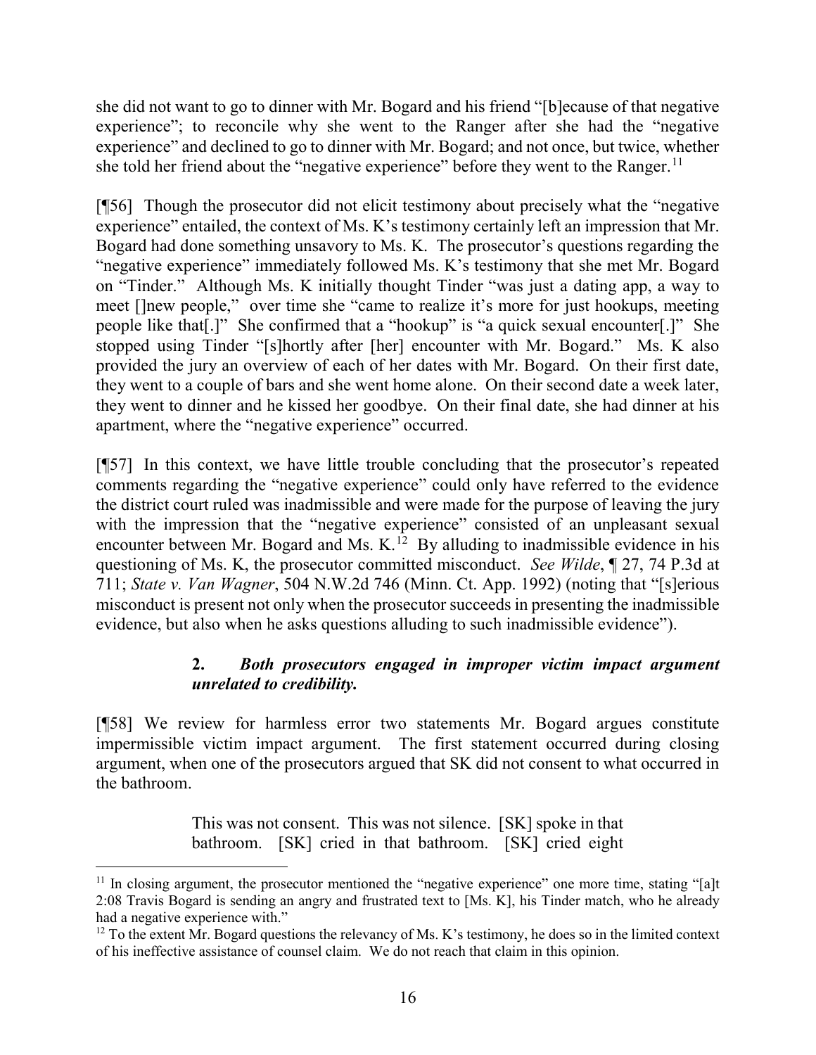she did not want to go to dinner with Mr. Bogard and his friend "[b]ecause of that negative experience"; to reconcile why she went to the Ranger after she had the "negative experience" and declined to go to dinner with Mr. Bogard; and not once, but twice, whether she told her friend about the "negative experience" before they went to the Ranger.[11]

[¶56] Though the prosecutor did not elicit testimony about precisely what the "negative experience" entailed, the context of Ms. K's testimony certainly left an impression that Mr. Bogard had done something unsavory to Ms. K. The prosecutor's questions regarding the "negative experience" immediately followed Ms. K's testimony that she met Mr. Bogard on "Tinder." Although Ms. K initially thought Tinder "was just a dating app, a way to meet []new people," over time she "came to realize it's more for just hookups, meeting people like that[.]" She confirmed that a "hookup" is "a quick sexual encounter[.]" She stopped using Tinder "[s]hortly after [her] encounter with Mr. Bogard." Ms. K also provided the jury an overview of each of her dates with Mr. Bogard. On their first date, they went to a couple of bars and she went home alone. On their second date a week later, they went to dinner and he kissed her goodbye. On their final date, she had dinner at his apartment, where the "negative experience" occurred.

[¶57] In this context, we have little trouble concluding that the prosecutor's repeated comments regarding the "negative experience" could only have referred to the evidence the district court ruled was inadmissible and were made for the purpose of leaving the jury with the impression that the "negative experience" consisted of an unpleasant sexual encounter between Mr. Bogard and Ms. K.[12] By alluding to inadmissible evidence in his questioning of Ms. K, the prosecutor committed misconduct. *See Wilde*, ¶ 27, 74 P.3d at 711; *State v. Van Wagner*, 504 N.W.2d 746 (Minn. Ct. App. 1992) (noting that "[s]erious misconduct is present not only when the prosecutor succeeds in presenting the inadmissible evidence, but also when he asks questions alluding to such inadmissible evidence").

### 2. *Both prosecutors engaged in improper victim impact argument unrelated to credibility.*

[¶58] We review for harmless error two statements Mr. Bogard argues constitute impermissible victim impact argument. The first statement occurred during closing argument, when one of the prosecutors argued that SK did not consent to what occurred in the bathroom.

> This was not consent. This was not silence. [SK] spoke in that bathroom. [SK] cried in that bathroom. [SK] cried eight

---

[11] In closing argument, the prosecutor mentioned the "negative experience" one more time, stating "[a]t 2:08 Travis Bogard is sending an angry and frustrated text to [Ms. K], his Tinder match, who he already had a negative experience with."

[12] To the extent Mr. Bogard questions the relevancy of Ms. K's testimony, he does so in the limited context of his ineffective assistance of counsel claim. We do not reach that claim in this opinion.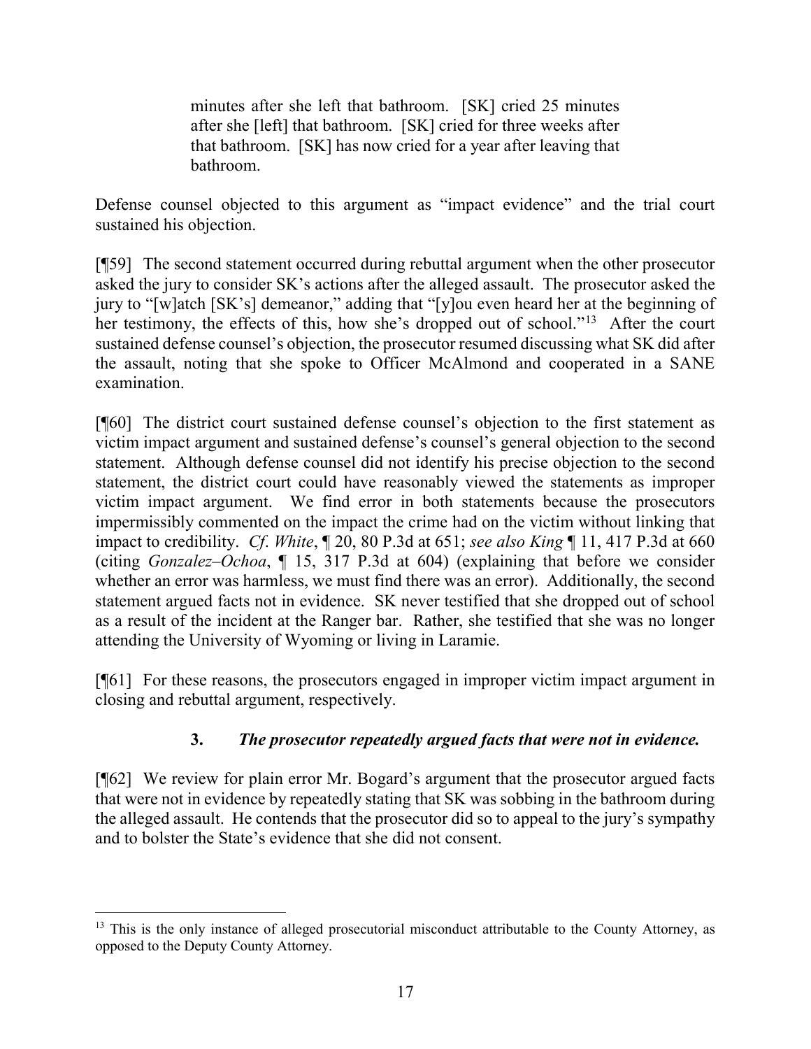> minutes after she left that bathroom. [SK] cried 25 minutes after she [left] that bathroom. [SK] cried for three weeks after that bathroom. [SK] has now cried for a year after leaving that bathroom.

Defense counsel objected to this argument as "impact evidence" and the trial court sustained his objection.

[¶59] The second statement occurred during rebuttal argument when the other prosecutor asked the jury to consider SK's actions after the alleged assault. The prosecutor asked the jury to "[w]atch [SK's] demeanor," adding that "[y]ou even heard her at the beginning of her testimony, the effects of this, how she's dropped out of school."[13] After the court sustained defense counsel's objection, the prosecutor resumed discussing what SK did after the assault, noting that she spoke to Officer McAlmond and cooperated in a SANE examination.

[¶60] The district court sustained defense counsel's objection to the first statement as victim impact argument and sustained defense's counsel's general objection to the second statement. Although defense counsel did not identify his precise objection to the second statement, the district court could have reasonably viewed the statements as improper victim impact argument. We find error in both statements because the prosecutors impermissibly commented on the impact the crime had on the victim without linking that impact to credibility. *Cf*. *White*, ¶ 20, 80 P.3d at 651; *see also King* ¶ 11, 417 P.3d at 660 (citing *Gonzalez–Ochoa*, ¶ 15, 317 P.3d at 604) (explaining that before we consider whether an error was harmless, we must find there was an error). Additionally, the second statement argued facts not in evidence. SK never testified that she dropped out of school as a result of the incident at the Ranger bar. Rather, she testified that she was no longer attending the University of Wyoming or living in Laramie.

[¶61] For these reasons, the prosecutors engaged in improper victim impact argument in closing and rebuttal argument, respectively.

### 3. *The prosecutor repeatedly argued facts that were not in evidence.*

[¶62] We review for plain error Mr. Bogard's argument that the prosecutor argued facts that were not in evidence by repeatedly stating that SK was sobbing in the bathroom during the alleged assault. He contends that the prosecutor did so to appeal to the jury's sympathy and to bolster the State's evidence that she did not consent.

---

[13] This is the only instance of alleged prosecutorial misconduct attributable to the County Attorney, as opposed to the Deputy County Attorney.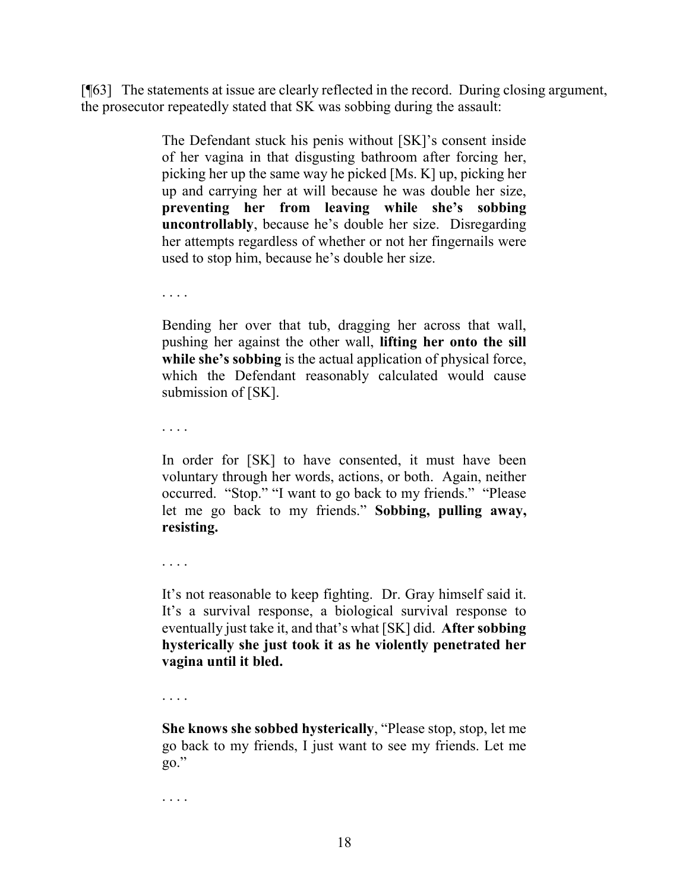[¶63] The statements at issue are clearly reflected in the record. During closing argument, the prosecutor repeatedly stated that SK was sobbing during the assault:

> The Defendant stuck his penis without [SK]'s consent inside of her vagina in that disgusting bathroom after forcing her, picking her up the same way he picked [Ms. K] up, picking her up and carrying her at will because he was double her size, **preventing her from leaving while she's sobbing uncontrollably**, because he's double her size. Disregarding her attempts regardless of whether or not her fingernails were used to stop him, because he's double her size.
>
> . . . .
>
> Bending her over that tub, dragging her across that wall, pushing her against the other wall, **lifting her onto the sill while she's sobbing** is the actual application of physical force, which the Defendant reasonably calculated would cause submission of [SK].
>
> . . . .
>
> In order for [SK] to have consented, it must have been voluntary through her words, actions, or both. Again, neither occurred. "Stop." "I want to go back to my friends." "Please let me go back to my friends." **Sobbing, pulling away, resisting.**
>
> . . . .
>
> It's not reasonable to keep fighting. Dr. Gray himself said it. It's a survival response, a biological survival response to eventually just take it, and that's what [SK] did. **After sobbing hysterically she just took it as he violently penetrated her vagina until it bled.**
>
> . . . .
>
> **She knows she sobbed hysterically**, "Please stop, stop, let me go back to my friends, I just want to see my friends. Let me go."
>
> . . . .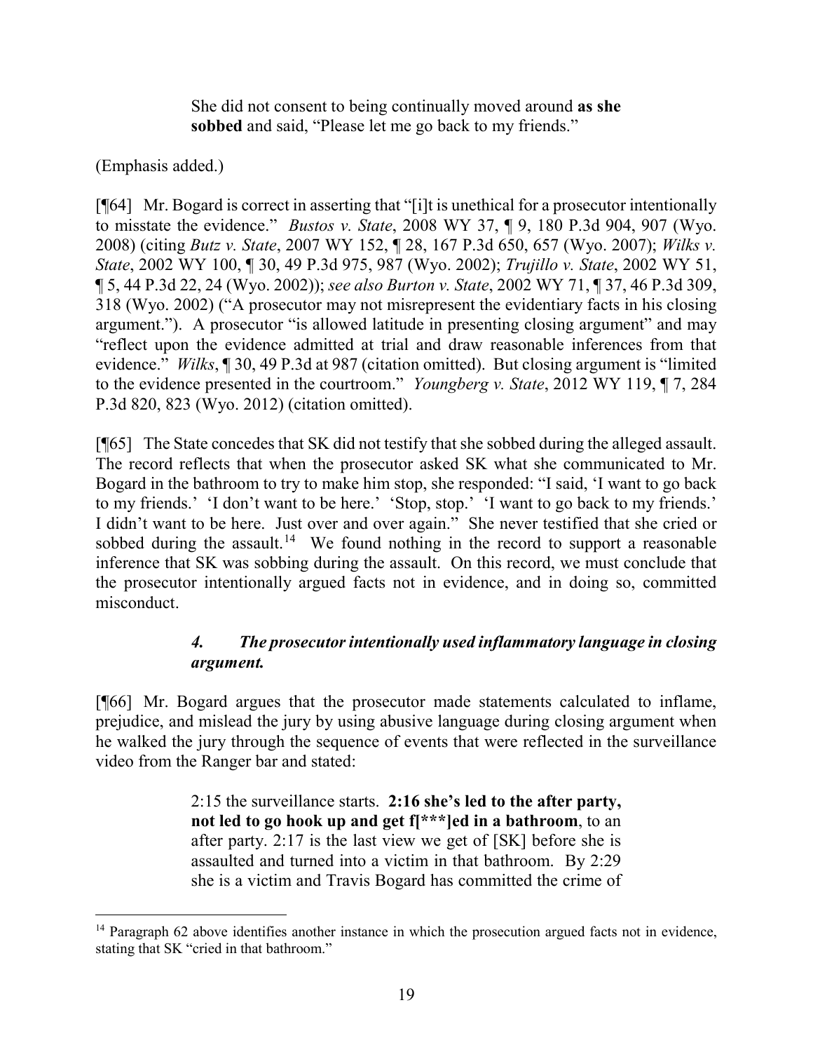> She did not consent to being continually moved around **as she sobbed** and said, "Please let me go back to my friends."

(Emphasis added.)

[¶64] Mr. Bogard is correct in asserting that "[i]t is unethical for a prosecutor intentionally to misstate the evidence." *Bustos v. State*, 2008 WY 37, ¶ 9, 180 P.3d 904, 907 (Wyo. 2008) (citing *Butz v. State*, 2007 WY 152, ¶ 28, 167 P.3d 650, 657 (Wyo. 2007); *Wilks v. State*, 2002 WY 100, ¶ 30, 49 P.3d 975, 987 (Wyo. 2002); *Trujillo v. State*, 2002 WY 51, ¶ 5, 44 P.3d 22, 24 (Wyo. 2002)); *see also Burton v. State*, 2002 WY 71, ¶ 37, 46 P.3d 309, 318 (Wyo. 2002) ("A prosecutor may not misrepresent the evidentiary facts in his closing argument."). A prosecutor "is allowed latitude in presenting closing argument" and may "reflect upon the evidence admitted at trial and draw reasonable inferences from that evidence." *Wilks*, ¶ 30, 49 P.3d at 987 (citation omitted). But closing argument is "limited to the evidence presented in the courtroom." *Youngberg v. State*, 2012 WY 119, ¶ 7, 284 P.3d 820, 823 (Wyo. 2012) (citation omitted).

[¶65] The State concedes that SK did not testify that she sobbed during the alleged assault. The record reflects that when the prosecutor asked SK what she communicated to Mr. Bogard in the bathroom to try to make him stop, she responded: "I said, 'I want to go back to my friends.' 'I don't want to be here.' 'Stop, stop.' 'I want to go back to my friends.' I didn't want to be here. Just over and over again." She never testified that she cried or sobbed during the assault.[14] We found nothing in the record to support a reasonable inference that SK was sobbing during the assault. On this record, we must conclude that the prosecutor intentionally argued facts not in evidence, and in doing so, committed misconduct.

### *4. The prosecutor intentionally used inflammatory language in closing argument.*

[¶66] Mr. Bogard argues that the prosecutor made statements calculated to inflame, prejudice, and mislead the jury by using abusive language during closing argument when he walked the jury through the sequence of events that were reflected in the surveillance video from the Ranger bar and stated:

> 2:15 the surveillance starts. **2:16 she's led to the after party, not led to go hook up and get f[\*\*\*]ed in a bathroom**, to an after party. 2:17 is the last view we get of [SK] before she is assaulted and turned into a victim in that bathroom. By 2:29 she is a victim and Travis Bogard has committed the crime of

---

[14] Paragraph 62 above identifies another instance in which the prosecution argued facts not in evidence, stating that SK "cried in that bathroom."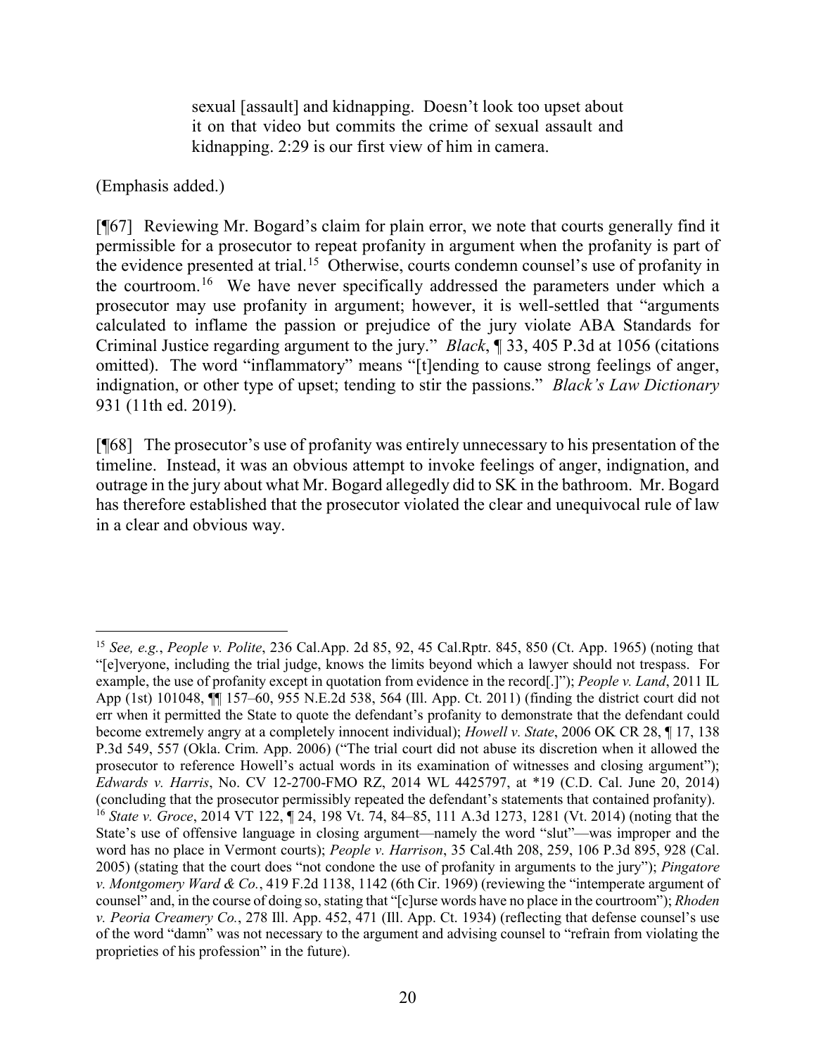> sexual [assault] and kidnapping. Doesn't look too upset about it on that video but commits the crime of sexual assault and kidnapping. 2:29 is our first view of him in camera.

(Emphasis added.)

[¶67] Reviewing Mr. Bogard's claim for plain error, we note that courts generally find it permissible for a prosecutor to repeat profanity in argument when the profanity is part of the evidence presented at trial.[15] Otherwise, courts condemn counsel's use of profanity in the courtroom.[16] We have never specifically addressed the parameters under which a prosecutor may use profanity in argument; however, it is well-settled that "arguments calculated to inflame the passion or prejudice of the jury violate ABA Standards for Criminal Justice regarding argument to the jury." *Black*, ¶ 33, 405 P.3d at 1056 (citations omitted). The word "inflammatory" means "[t]ending to cause strong feelings of anger, indignation, or other type of upset; tending to stir the passions." *Black's Law Dictionary* 931 (11th ed. 2019).

[¶68] The prosecutor's use of profanity was entirely unnecessary to his presentation of the timeline. Instead, it was an obvious attempt to invoke feelings of anger, indignation, and outrage in the jury about what Mr. Bogard allegedly did to SK in the bathroom. Mr. Bogard has therefore established that the prosecutor violated the clear and unequivocal rule of law in a clear and obvious way.

---

[15] *See, e.g.*, *People v. Polite*, 236 Cal.App. 2d 85, 92, 45 Cal.Rptr. 845, 850 (Ct. App. 1965) (noting that "[e]veryone, including the trial judge, knows the limits beyond which a lawyer should not trespass. For example, the use of profanity except in quotation from evidence in the record[.]"); *People v. Land*, 2011 IL App (1st) 101048, ¶¶ 157–60, 955 N.E.2d 538, 564 (Ill. App. Ct. 2011) (finding the district court did not err when it permitted the State to quote the defendant's profanity to demonstrate that the defendant could become extremely angry at a completely innocent individual); *Howell v. State*, 2006 OK CR 28, ¶ 17, 138 P.3d 549, 557 (Okla. Crim. App. 2006) ("The trial court did not abuse its discretion when it allowed the prosecutor to reference Howell's actual words in its examination of witnesses and closing argument"); *Edwards v. Harris*, No. CV 12-2700-FMO RZ, 2014 WL 4425797, at *19 (C.D. Cal. June 20, 2014) (concluding that the prosecutor permissibly repeated the defendant's statements that contained profanity).

[16] *State v. Groce*, 2014 VT 122, ¶ 24, 198 Vt. 74, 84–85, 111 A.3d 1273, 1281 (Vt. 2014) (noting that the State's use of offensive language in closing argument—namely the word "slut"—was improper and the word has no place in Vermont courts); *People v. Harrison*, 35 Cal.4th 208, 259, 106 P.3d 895, 928 (Cal. 2005) (stating that the court does "not condone the use of profanity in arguments to the jury"); *Pingatore v. Montgomery Ward & Co.*, 419 F.2d 1138, 1142 (6th Cir. 1969) (reviewing the "intemperate argument of counsel" and, in the course of doing so, stating that "[c]urse words have no place in the courtroom"); *Rhoden v. Peoria Creamery Co.*, 278 Ill. App. 452, 471 (Ill. App. Ct. 1934) (reflecting that defense counsel's use of the word "damn" was not necessary to the argument and advising counsel to "refrain from violating the proprieties of his profession" in the future).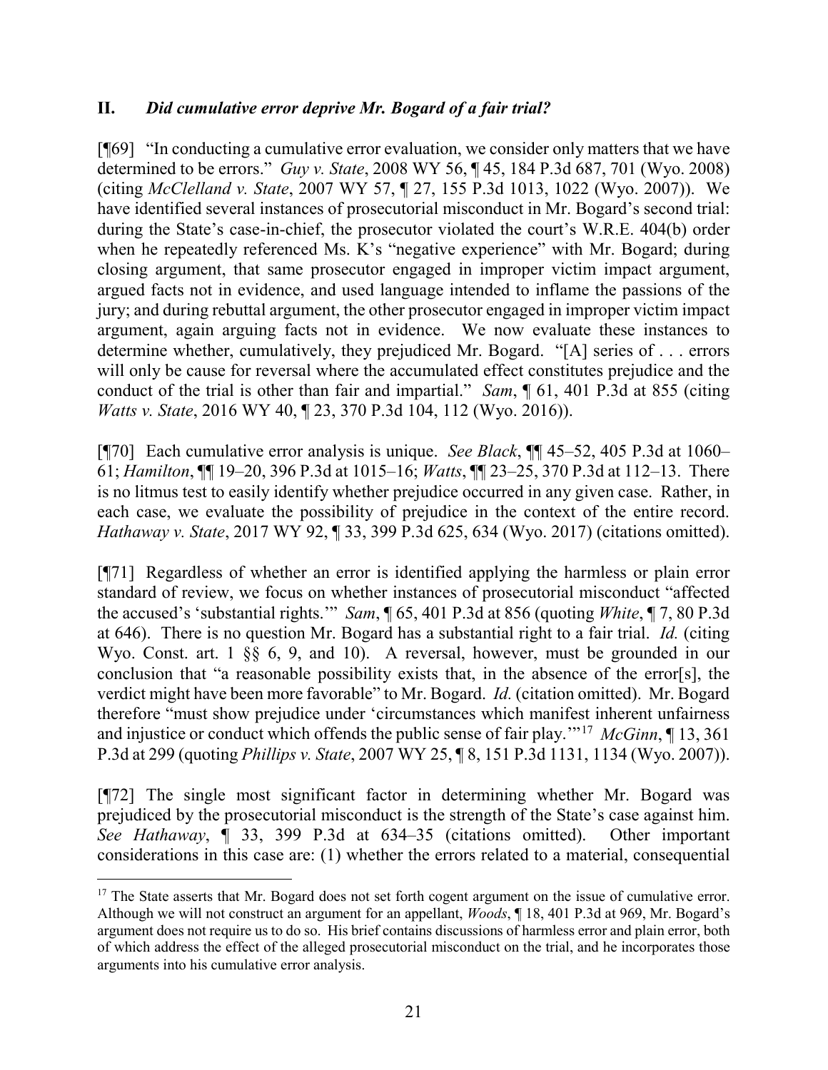## II. *Did cumulative error deprive Mr. Bogard of a fair trial?*

[¶69] "In conducting a cumulative error evaluation, we consider only matters that we have determined to be errors." *Guy v. State*, 2008 WY 56, ¶ 45, 184 P.3d 687, 701 (Wyo. 2008) (citing *McClelland v. State*, 2007 WY 57, ¶ 27, 155 P.3d 1013, 1022 (Wyo. 2007)). We have identified several instances of prosecutorial misconduct in Mr. Bogard's second trial: during the State's case-in-chief, the prosecutor violated the court's W.R.E. 404(b) order when he repeatedly referenced Ms. K's "negative experience" with Mr. Bogard; during closing argument, that same prosecutor engaged in improper victim impact argument, argued facts not in evidence, and used language intended to inflame the passions of the jury; and during rebuttal argument, the other prosecutor engaged in improper victim impact argument, again arguing facts not in evidence. We now evaluate these instances to determine whether, cumulatively, they prejudiced Mr. Bogard. "[A] series of . . . errors will only be cause for reversal where the accumulated effect constitutes prejudice and the conduct of the trial is other than fair and impartial." *Sam*, ¶ 61, 401 P.3d at 855 (citing *Watts v. State*, 2016 WY 40, ¶ 23, 370 P.3d 104, 112 (Wyo. 2016)).

[¶70] Each cumulative error analysis is unique. *See Black*, ¶¶ 45–52, 405 P.3d at 1060–61; *Hamilton*, ¶¶ 19–20, 396 P.3d at 1015–16; *Watts*, ¶¶ 23–25, 370 P.3d at 112–13. There is no litmus test to easily identify whether prejudice occurred in any given case. Rather, in each case, we evaluate the possibility of prejudice in the context of the entire record. *Hathaway v. State*, 2017 WY 92, ¶ 33, 399 P.3d 625, 634 (Wyo. 2017) (citations omitted).

[¶71] Regardless of whether an error is identified applying the harmless or plain error standard of review, we focus on whether instances of prosecutorial misconduct "affected the accused's 'substantial rights.'" *Sam*, ¶ 65, 401 P.3d at 856 (quoting *White*, ¶ 7, 80 P.3d at 646). There is no question Mr. Bogard has a substantial right to a fair trial. *Id.* (citing Wyo. Const. art. 1 §§ 6, 9, and 10). A reversal, however, must be grounded in our conclusion that "a reasonable possibility exists that, in the absence of the error[s], the verdict might have been more favorable" to Mr. Bogard. *Id.* (citation omitted). Mr. Bogard therefore "must show prejudice under 'circumstances which manifest inherent unfairness and injustice or conduct which offends the public sense of fair play.'"[17] *McGinn*, ¶ 13, 361 P.3d at 299 (quoting *Phillips v. State*, 2007 WY 25, ¶ 8, 151 P.3d 1131, 1134 (Wyo. 2007)).

[¶72] The single most significant factor in determining whether Mr. Bogard was prejudiced by the prosecutorial misconduct is the strength of the State's case against him. *See Hathaway*, ¶ 33, 399 P.3d at 634–35 (citations omitted). Other important considerations in this case are: (1) whether the errors related to a material, consequential

---

[17] The State asserts that Mr. Bogard does not set forth cogent argument on the issue of cumulative error. Although we will not construct an argument for an appellant, *Woods*, ¶ 18, 401 P.3d at 969, Mr. Bogard's argument does not require us to do so. His brief contains discussions of harmless error and plain error, both of which address the effect of the alleged prosecutorial misconduct on the trial, and he incorporates those arguments into his cumulative error analysis.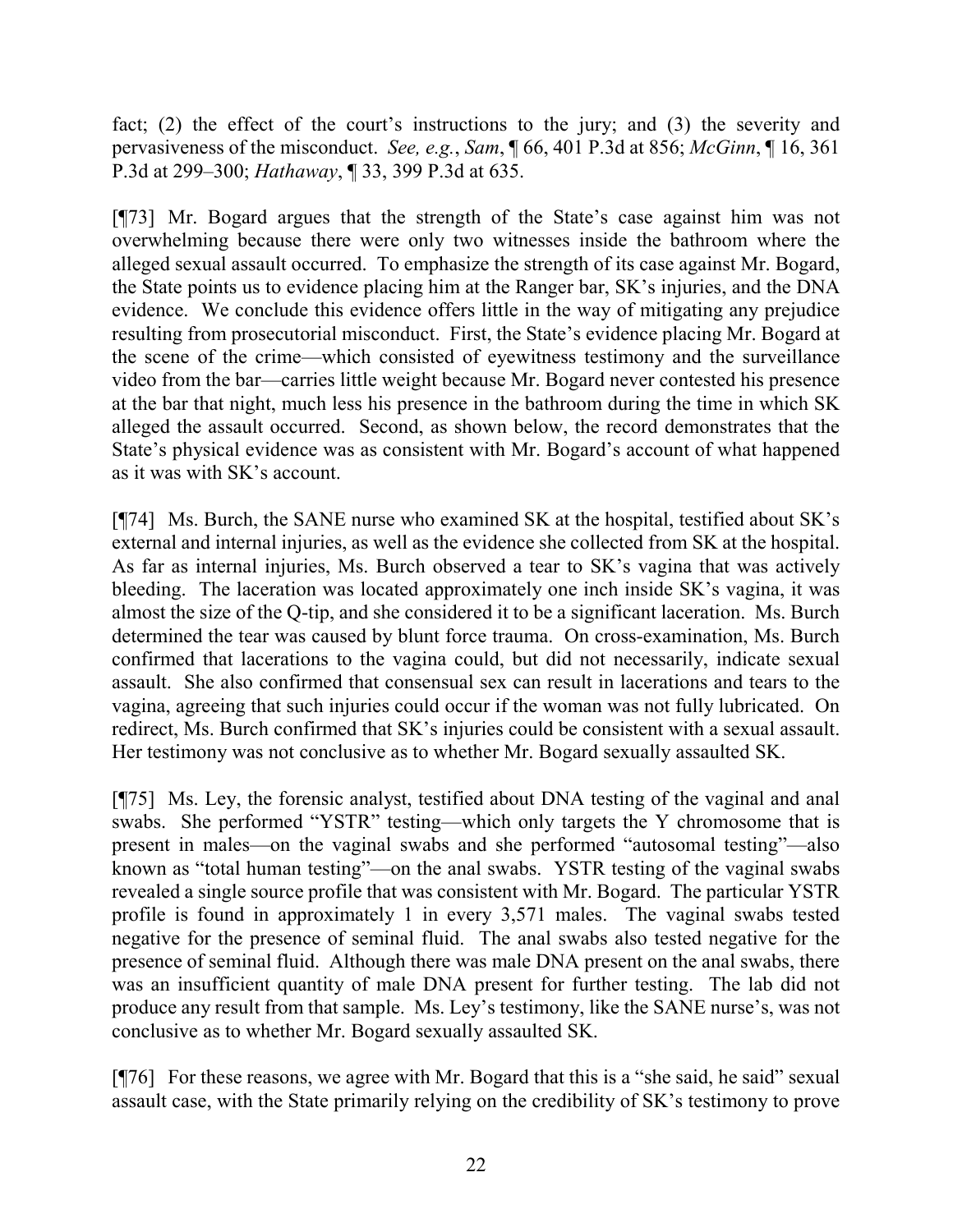fact; (2) the effect of the court's instructions to the jury; and (3) the severity and pervasiveness of the misconduct. *See, e.g.*, *Sam*, ¶ 66, 401 P.3d at 856; *McGinn*, ¶ 16, 361 P.3d at 299–300; *Hathaway*, ¶ 33, 399 P.3d at 635.

[¶73] Mr. Bogard argues that the strength of the State's case against him was not overwhelming because there were only two witnesses inside the bathroom where the alleged sexual assault occurred. To emphasize the strength of its case against Mr. Bogard, the State points us to evidence placing him at the Ranger bar, SK's injuries, and the DNA evidence. We conclude this evidence offers little in the way of mitigating any prejudice resulting from prosecutorial misconduct. First, the State's evidence placing Mr. Bogard at the scene of the crime—which consisted of eyewitness testimony and the surveillance video from the bar—carries little weight because Mr. Bogard never contested his presence at the bar that night, much less his presence in the bathroom during the time in which SK alleged the assault occurred. Second, as shown below, the record demonstrates that the State's physical evidence was as consistent with Mr. Bogard's account of what happened as it was with SK's account.

[¶74] Ms. Burch, the SANE nurse who examined SK at the hospital, testified about SK's external and internal injuries, as well as the evidence she collected from SK at the hospital. As far as internal injuries, Ms. Burch observed a tear to SK's vagina that was actively bleeding. The laceration was located approximately one inch inside SK's vagina, it was almost the size of the Q-tip, and she considered it to be a significant laceration. Ms. Burch determined the tear was caused by blunt force trauma. On cross-examination, Ms. Burch confirmed that lacerations to the vagina could, but did not necessarily, indicate sexual assault. She also confirmed that consensual sex can result in lacerations and tears to the vagina, agreeing that such injuries could occur if the woman was not fully lubricated. On redirect, Ms. Burch confirmed that SK's injuries could be consistent with a sexual assault. Her testimony was not conclusive as to whether Mr. Bogard sexually assaulted SK.

[¶75] Ms. Ley, the forensic analyst, testified about DNA testing of the vaginal and anal swabs. She performed "YSTR" testing—which only targets the Y chromosome that is present in males—on the vaginal swabs and she performed "autosomal testing"—also known as "total human testing"—on the anal swabs. YSTR testing of the vaginal swabs revealed a single source profile that was consistent with Mr. Bogard. The particular YSTR profile is found in approximately 1 in every 3,571 males. The vaginal swabs tested negative for the presence of seminal fluid. The anal swabs also tested negative for the presence of seminal fluid. Although there was male DNA present on the anal swabs, there was an insufficient quantity of male DNA present for further testing. The lab did not produce any result from that sample. Ms. Ley's testimony, like the SANE nurse's, was not conclusive as to whether Mr. Bogard sexually assaulted SK.

[¶76] For these reasons, we agree with Mr. Bogard that this is a "she said, he said" sexual assault case, with the State primarily relying on the credibility of SK's testimony to prove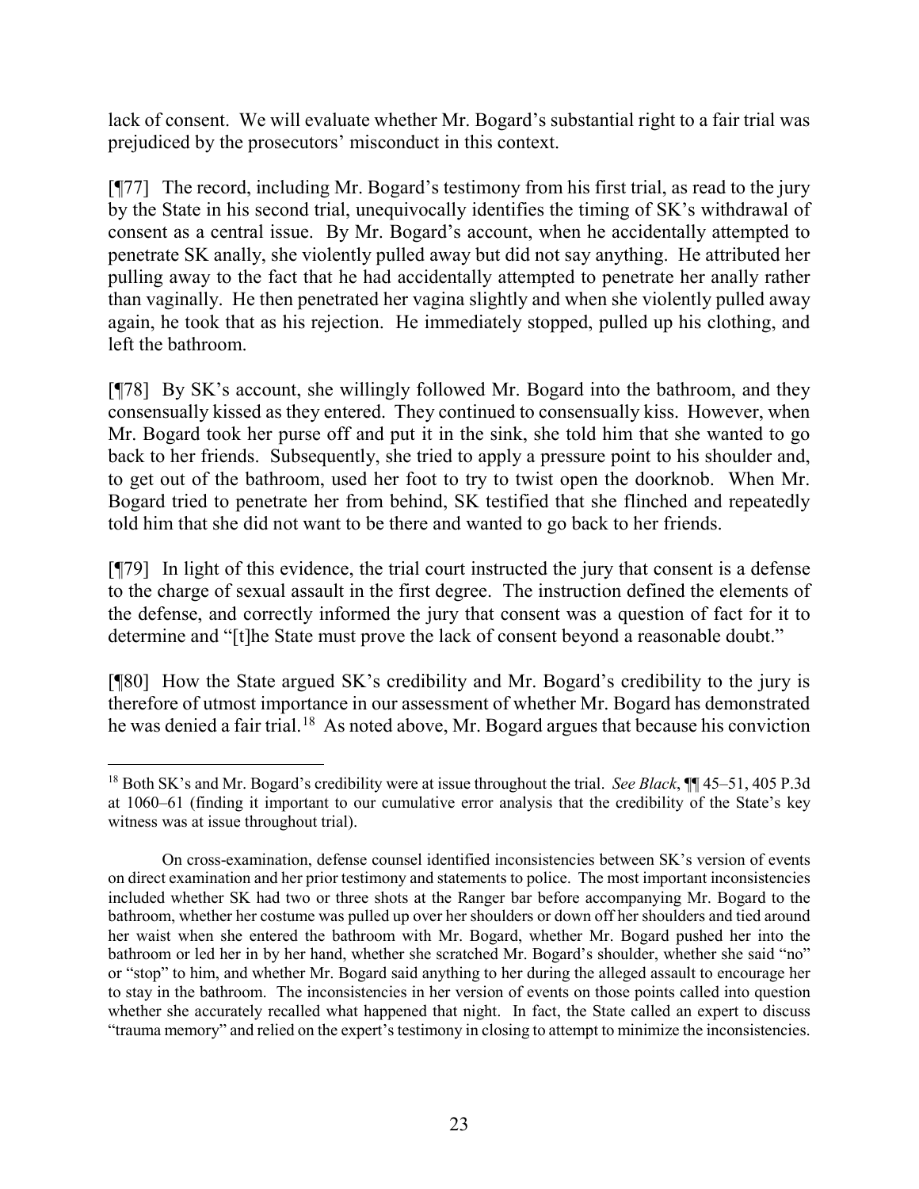lack of consent. We will evaluate whether Mr. Bogard's substantial right to a fair trial was prejudiced by the prosecutors' misconduct in this context.

[¶77] The record, including Mr. Bogard's testimony from his first trial, as read to the jury by the State in his second trial, unequivocally identifies the timing of SK's withdrawal of consent as a central issue. By Mr. Bogard's account, when he accidentally attempted to penetrate SK anally, she violently pulled away but did not say anything. He attributed her pulling away to the fact that he had accidentally attempted to penetrate her anally rather than vaginally. He then penetrated her vagina slightly and when she violently pulled away again, he took that as his rejection. He immediately stopped, pulled up his clothing, and left the bathroom.

[¶78] By SK's account, she willingly followed Mr. Bogard into the bathroom, and they consensually kissed as they entered. They continued to consensually kiss. However, when Mr. Bogard took her purse off and put it in the sink, she told him that she wanted to go back to her friends. Subsequently, she tried to apply a pressure point to his shoulder and, to get out of the bathroom, used her foot to try to twist open the doorknob. When Mr. Bogard tried to penetrate her from behind, SK testified that she flinched and repeatedly told him that she did not want to be there and wanted to go back to her friends.

[¶79] In light of this evidence, the trial court instructed the jury that consent is a defense to the charge of sexual assault in the first degree. The instruction defined the elements of the defense, and correctly informed the jury that consent was a question of fact for it to determine and "[t]he State must prove the lack of consent beyond a reasonable doubt."

[¶80] How the State argued SK's credibility and Mr. Bogard's credibility to the jury is therefore of utmost importance in our assessment of whether Mr. Bogard has demonstrated he was denied a fair trial.[18] As noted above, Mr. Bogard argues that because his conviction

---

[18] Both SK's and Mr. Bogard's credibility were at issue throughout the trial. *See Black*, ¶¶ 45–51, 405 P.3d at 1060–61 (finding it important to our cumulative error analysis that the credibility of the State's key witness was at issue throughout trial).

On cross-examination, defense counsel identified inconsistencies between SK's version of events on direct examination and her prior testimony and statements to police. The most important inconsistencies included whether SK had two or three shots at the Ranger bar before accompanying Mr. Bogard to the bathroom, whether her costume was pulled up over her shoulders or down off her shoulders and tied around her waist when she entered the bathroom with Mr. Bogard, whether Mr. Bogard pushed her into the bathroom or led her in by her hand, whether she scratched Mr. Bogard's shoulder, whether she said "no" or "stop" to him, and whether Mr. Bogard said anything to her during the alleged assault to encourage her to stay in the bathroom. The inconsistencies in her version of events on those points called into question whether she accurately recalled what happened that night. In fact, the State called an expert to discuss "trauma memory" and relied on the expert's testimony in closing to attempt to minimize the inconsistencies.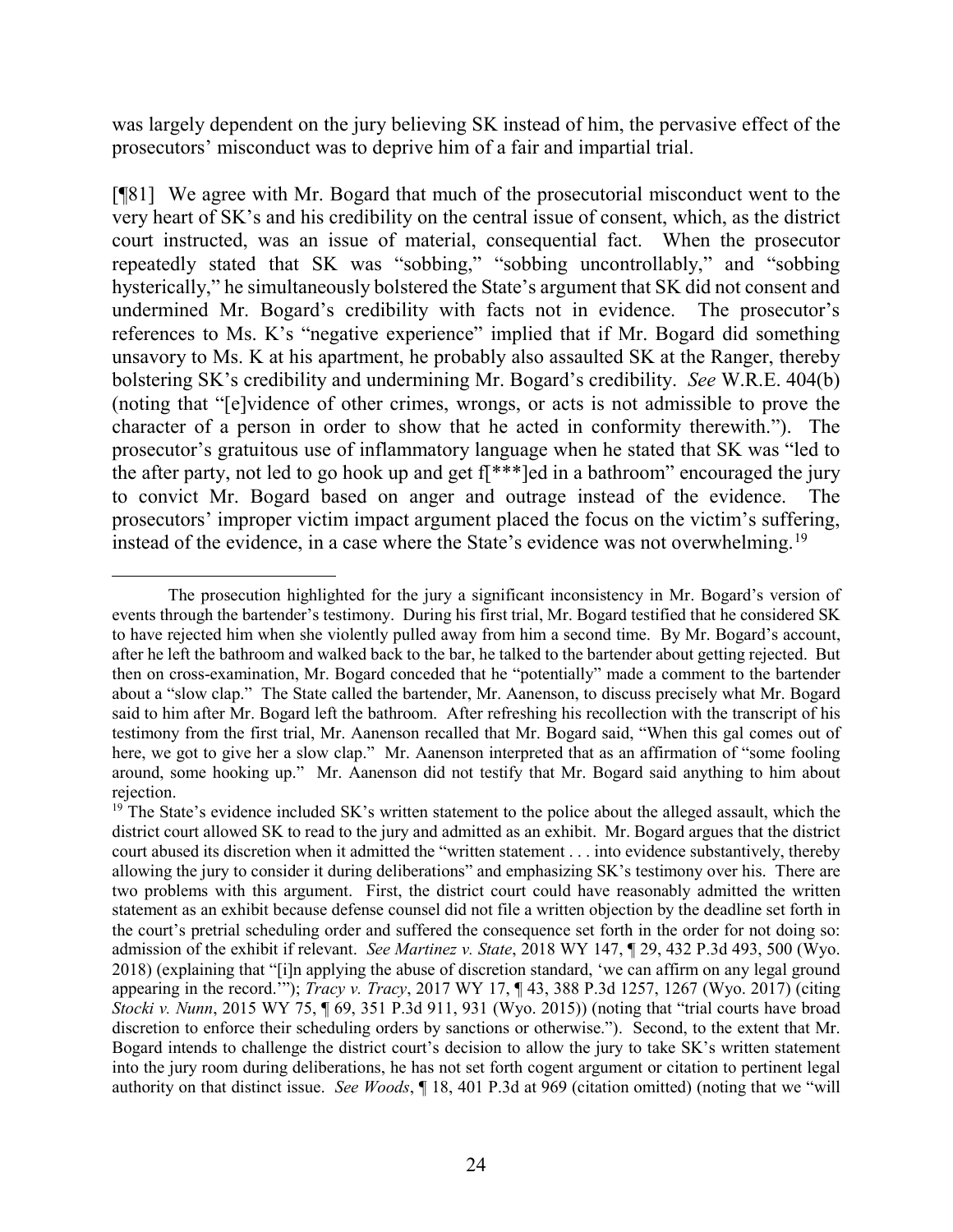was largely dependent on the jury believing SK instead of him, the pervasive effect of the prosecutors' misconduct was to deprive him of a fair and impartial trial.

[¶81] We agree with Mr. Bogard that much of the prosecutorial misconduct went to the very heart of SK's and his credibility on the central issue of consent, which, as the district court instructed, was an issue of material, consequential fact. When the prosecutor repeatedly stated that SK was "sobbing," "sobbing uncontrollably," and "sobbing hysterically," he simultaneously bolstered the State's argument that SK did not consent and undermined Mr. Bogard's credibility with facts not in evidence. The prosecutor's references to Ms. K's "negative experience" implied that if Mr. Bogard did something unsavory to Ms. K at his apartment, he probably also assaulted SK at the Ranger, thereby bolstering SK's credibility and undermining Mr. Bogard's credibility. *See* W.R.E. 404(b) (noting that "[e]vidence of other crimes, wrongs, or acts is not admissible to prove the character of a person in order to show that he acted in conformity therewith."). The prosecutor's gratuitous use of inflammatory language when he stated that SK was "led to the after party, not led to go hook up and get f[***]ed in a bathroom" encouraged the jury to convict Mr. Bogard based on anger and outrage instead of the evidence. The prosecutors' improper victim impact argument placed the focus on the victim's suffering, instead of the evidence, in a case where the State's evidence was not overwhelming.[19]

---

The prosecution highlighted for the jury a significant inconsistency in Mr. Bogard's version of events through the bartender's testimony. During his first trial, Mr. Bogard testified that he considered SK to have rejected him when she violently pulled away from him a second time. By Mr. Bogard's account, after he left the bathroom and walked back to the bar, he talked to the bartender about getting rejected. But then on cross-examination, Mr. Bogard conceded that he "potentially" made a comment to the bartender about a "slow clap." The State called the bartender, Mr. Aanenson, to discuss precisely what Mr. Bogard said to him after Mr. Bogard left the bathroom. After refreshing his recollection with the transcript of his testimony from the first trial, Mr. Aanenson recalled that Mr. Bogard said, "When this gal comes out of here, we got to give her a slow clap." Mr. Aanenson interpreted that as an affirmation of "some fooling around, some hooking up." Mr. Aanenson did not testify that Mr. Bogard said anything to him about rejection.

[19] The State's evidence included SK's written statement to the police about the alleged assault, which the district court allowed SK to read to the jury and admitted as an exhibit. Mr. Bogard argues that the district court abused its discretion when it admitted the "written statement . . . into evidence substantively, thereby allowing the jury to consider it during deliberations" and emphasizing SK's testimony over his. There are two problems with this argument. First, the district court could have reasonably admitted the written statement as an exhibit because defense counsel did not file a written objection by the deadline set forth in the court's pretrial scheduling order and suffered the consequence set forth in the order for not doing so: admission of the exhibit if relevant. *See Martinez v. State*, 2018 WY 147, ¶ 29, 432 P.3d 493, 500 (Wyo. 2018) (explaining that "[i]n applying the abuse of discretion standard, 'we can affirm on any legal ground appearing in the record.'"); *Tracy v. Tracy*, 2017 WY 17, ¶ 43, 388 P.3d 1257, 1267 (Wyo. 2017) (citing *Stocki v. Nunn*, 2015 WY 75, ¶ 69, 351 P.3d 911, 931 (Wyo. 2015)) (noting that "trial courts have broad discretion to enforce their scheduling orders by sanctions or otherwise."). Second, to the extent that Mr. Bogard intends to challenge the district court's decision to allow the jury to take SK's written statement into the jury room during deliberations, he has not set forth cogent argument or citation to pertinent legal authority on that distinct issue. *See Woods*, ¶ 18, 401 P.3d at 969 (citation omitted) (noting that we "will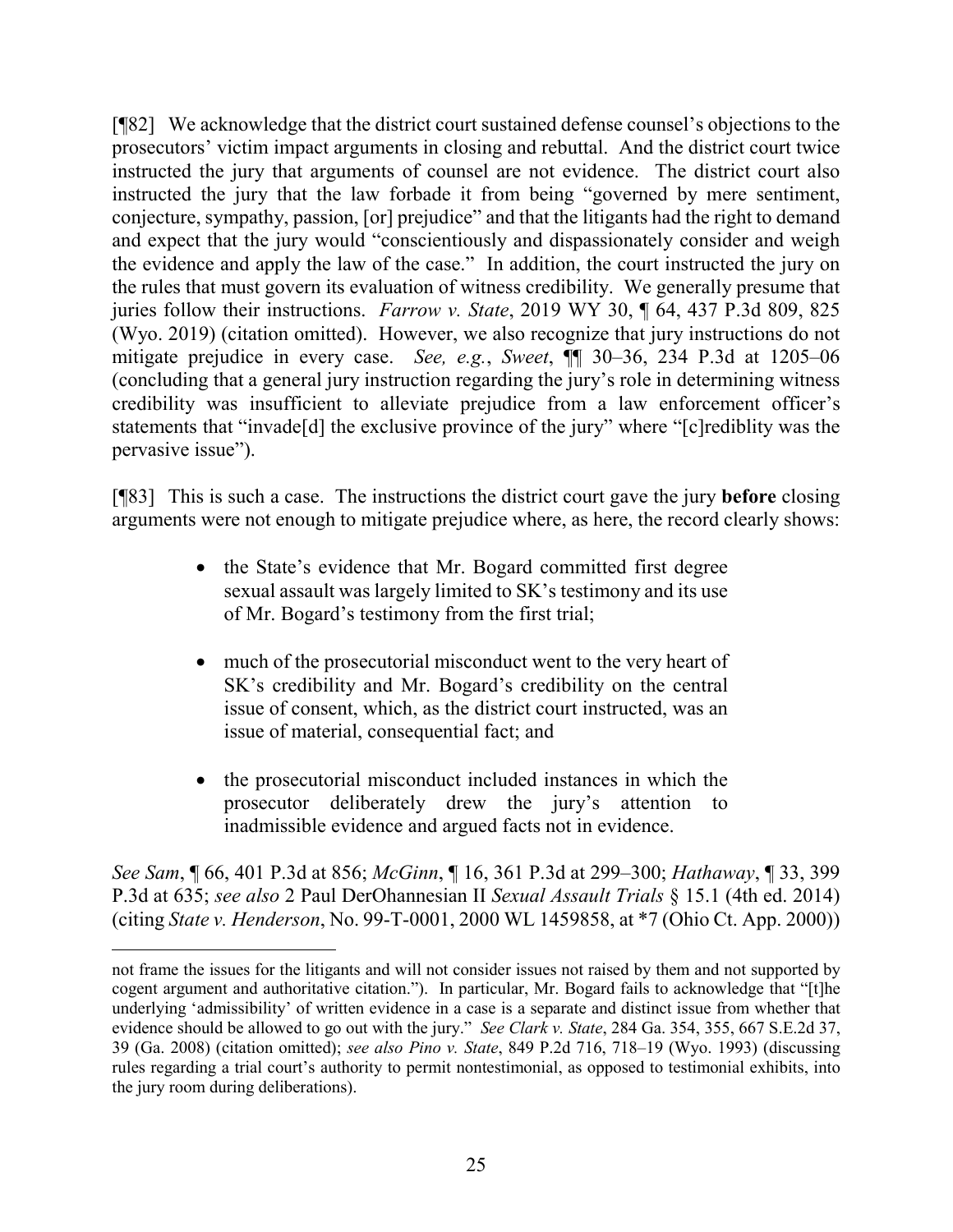[¶82] We acknowledge that the district court sustained defense counsel's objections to the prosecutors' victim impact arguments in closing and rebuttal. And the district court twice instructed the jury that arguments of counsel are not evidence. The district court also instructed the jury that the law forbade it from being "governed by mere sentiment, conjecture, sympathy, passion, [or] prejudice" and that the litigants had the right to demand and expect that the jury would "conscientiously and dispassionately consider and weigh the evidence and apply the law of the case." In addition, the court instructed the jury on the rules that must govern its evaluation of witness credibility. We generally presume that juries follow their instructions. *Farrow v. State*, 2019 WY 30, ¶ 64, 437 P.3d 809, 825 (Wyo. 2019) (citation omitted). However, we also recognize that jury instructions do not mitigate prejudice in every case. *See, e.g.*, *Sweet*, ¶¶ 30–36, 234 P.3d at 1205–06 (concluding that a general jury instruction regarding the jury's role in determining witness credibility was insufficient to alleviate prejudice from a law enforcement officer's statements that "invade[d] the exclusive province of the jury" where "[c]rediblity was the pervasive issue").

[¶83] This is such a case. The instructions the district court gave the jury **before** closing arguments were not enough to mitigate prejudice where, as here, the record clearly shows:

- the State's evidence that Mr. Bogard committed first degree sexual assault was largely limited to SK's testimony and its use of Mr. Bogard's testimony from the first trial;
- much of the prosecutorial misconduct went to the very heart of SK's credibility and Mr. Bogard's credibility on the central issue of consent, which, as the district court instructed, was an issue of material, consequential fact; and
- the prosecutorial misconduct included instances in which the prosecutor deliberately drew the jury's attention to inadmissible evidence and argued facts not in evidence.

*See Sam*, ¶ 66, 401 P.3d at 856; *McGinn*, ¶ 16, 361 P.3d at 299–300; *Hathaway*, ¶ 33, 399 P.3d at 635; *see also* 2 Paul DerOhannesian II *Sexual Assault Trials* § 15.1 (4th ed. 2014) (citing *State v. Henderson*, No. 99-T-0001, 2000 WL 1459858, at \*7 (Ohio Ct. App. 2000))

---

not frame the issues for the litigants and will not consider issues not raised by them and not supported by cogent argument and authoritative citation."). In particular, Mr. Bogard fails to acknowledge that "[t]he underlying 'admissibility' of written evidence in a case is a separate and distinct issue from whether that evidence should be allowed to go out with the jury." *See Clark v. State*, 284 Ga. 354, 355, 667 S.E.2d 37, 39 (Ga. 2008) (citation omitted); *see also Pino v. State*, 849 P.2d 716, 718–19 (Wyo. 1993) (discussing rules regarding a trial court's authority to permit nontestimonial, as opposed to testimonial exhibits, into the jury room during deliberations).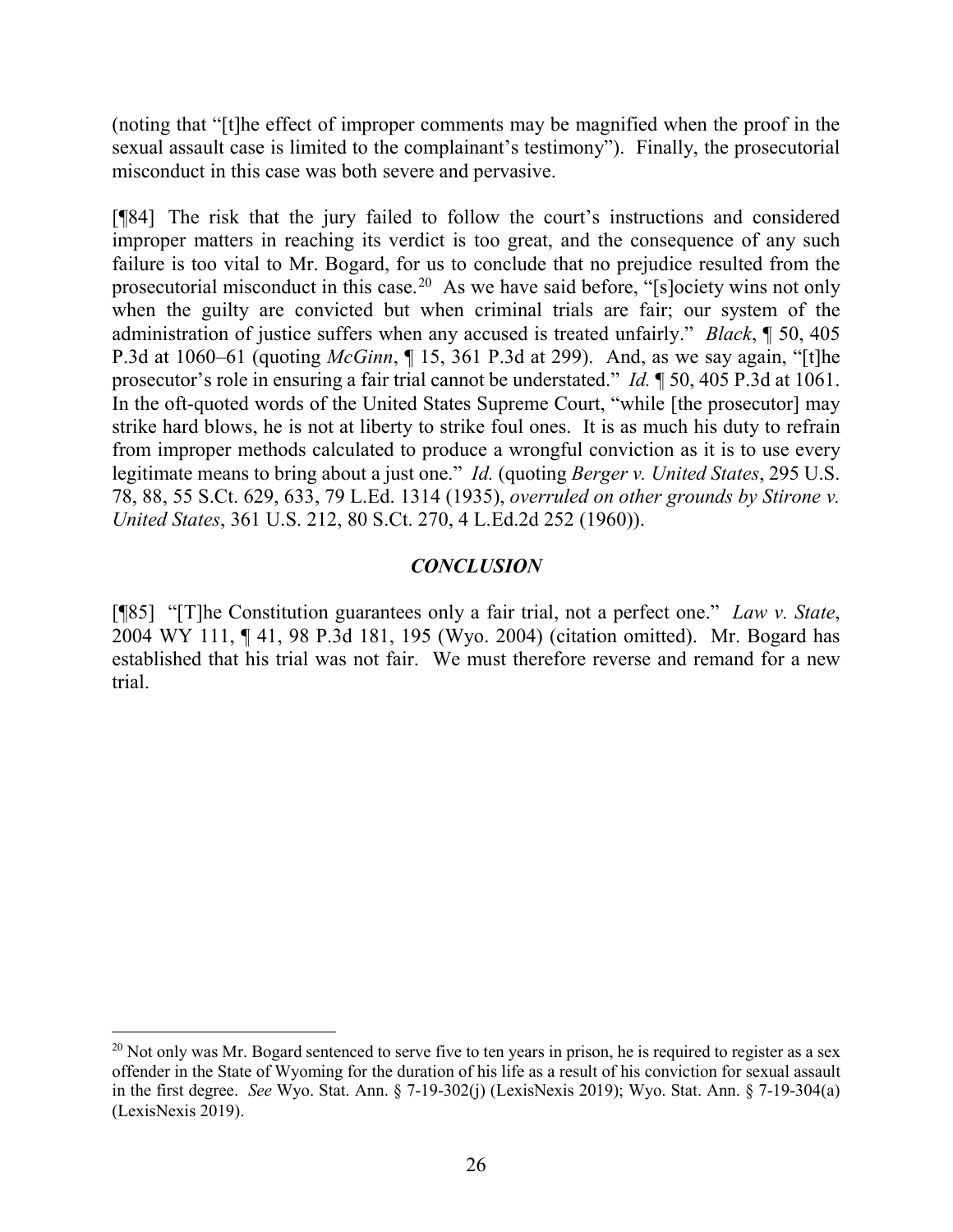(noting that "[t]he effect of improper comments may be magnified when the proof in the sexual assault case is limited to the complainant's testimony"). Finally, the prosecutorial misconduct in this case was both severe and pervasive.

[¶84] The risk that the jury failed to follow the court's instructions and considered improper matters in reaching its verdict is too great, and the consequence of any such failure is too vital to Mr. Bogard, for us to conclude that no prejudice resulted from the prosecutorial misconduct in this case.[20] As we have said before, "[s]ociety wins not only when the guilty are convicted but when criminal trials are fair; our system of the administration of justice suffers when any accused is treated unfairly." *Black*, ¶ 50, 405 P.3d at 1060–61 (quoting *McGinn*, ¶ 15, 361 P.3d at 299). And, as we say again, "[t]he prosecutor's role in ensuring a fair trial cannot be understated." *Id.* ¶ 50, 405 P.3d at 1061. In the oft-quoted words of the United States Supreme Court, "while [the prosecutor] may strike hard blows, he is not at liberty to strike foul ones. It is as much his duty to refrain from improper methods calculated to produce a wrongful conviction as it is to use every legitimate means to bring about a just one." *Id.* (quoting *Berger v. United States*, 295 U.S. 78, 88, 55 S.Ct. 629, 633, 79 L.Ed. 1314 (1935), *overruled on other grounds by Stirone v. United States*, 361 U.S. 212, 80 S.Ct. 270, 4 L.Ed.2d 252 (1960)).

## *CONCLUSION*

[¶85] "[T]he Constitution guarantees only a fair trial, not a perfect one." *Law v. State*, 2004 WY 111, ¶ 41, 98 P.3d 181, 195 (Wyo. 2004) (citation omitted). Mr. Bogard has established that his trial was not fair. We must therefore reverse and remand for a new trial.

---

[20] Not only was Mr. Bogard sentenced to serve five to ten years in prison, he is required to register as a sex offender in the State of Wyoming for the duration of his life as a result of his conviction for sexual assault in the first degree. *See* Wyo. Stat. Ann. § 7-19-302(j) (LexisNexis 2019); Wyo. Stat. Ann. § 7-19-304(a) (LexisNexis 2019).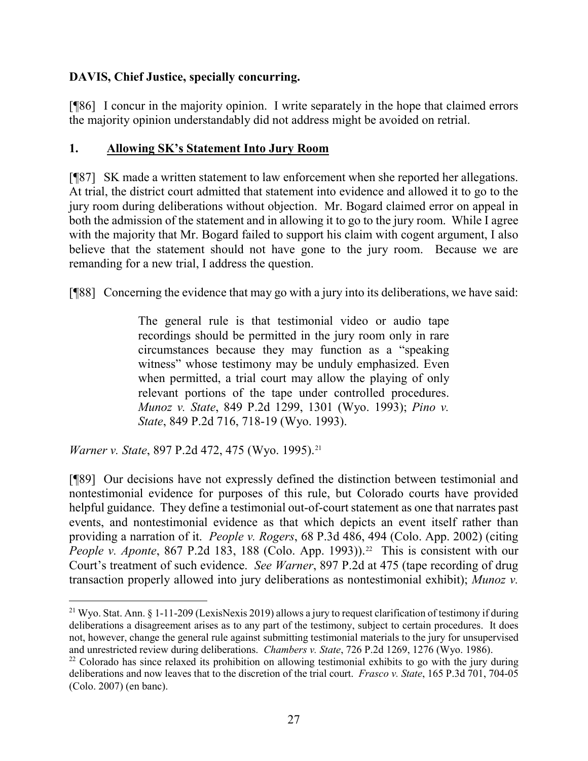**DAVIS, Chief Justice, specially concurring.**

[¶86] I concur in the majority opinion. I write separately in the hope that claimed errors the majority opinion understandably did not address might be avoided on retrial.

**1. Allowing SK's Statement Into Jury Room**

[¶87] SK made a written statement to law enforcement when she reported her allegations. At trial, the district court admitted that statement into evidence and allowed it to go to the jury room during deliberations without objection. Mr. Bogard claimed error on appeal in both the admission of the statement and in allowing it to go to the jury room. While I agree with the majority that Mr. Bogard failed to support his claim with cogent argument, I also believe that the statement should not have gone to the jury room. Because we are remanding for a new trial, I address the question.

[¶88] Concerning the evidence that may go with a jury into its deliberations, we have said:

> The general rule is that testimonial video or audio tape recordings should be permitted in the jury room only in rare circumstances because they may function as a "speaking witness" whose testimony may be unduly emphasized. Even when permitted, a trial court may allow the playing of only relevant portions of the tape under controlled procedures. *Munoz v. State*, 849 P.2d 1299, 1301 (Wyo. 1993); *Pino v. State*, 849 P.2d 716, 718-19 (Wyo. 1993).

*Warner v. State*, 897 P.2d 472, 475 (Wyo. 1995).[21]

[¶89] Our decisions have not expressly defined the distinction between testimonial and nontestimonial evidence for purposes of this rule, but Colorado courts have provided helpful guidance. They define a testimonial out-of-court statement as one that narrates past events, and nontestimonial evidence as that which depicts an event itself rather than providing a narration of it. *People v. Rogers*, 68 P.3d 486, 494 (Colo. App. 2002) (citing *People v. Aponte*, 867 P.2d 183, 188 (Colo. App. 1993)).[22] This is consistent with our Court's treatment of such evidence. *See Warner*, 897 P.2d at 475 (tape recording of drug transaction properly allowed into jury deliberations as nontestimonial exhibit); *Munoz v.*

---

[21] Wyo. Stat. Ann. § 1-11-209 (LexisNexis 2019) allows a jury to request clarification of testimony if during deliberations a disagreement arises as to any part of the testimony, subject to certain procedures. It does not, however, change the general rule against submitting testimonial materials to the jury for unsupervised and unrestricted review during deliberations. *Chambers v. State*, 726 P.2d 1269, 1276 (Wyo. 1986).

[22] Colorado has since relaxed its prohibition on allowing testimonial exhibits to go with the jury during deliberations and now leaves that to the discretion of the trial court. *Frasco v. State*, 165 P.3d 701, 704-05 (Colo. 2007) (en banc).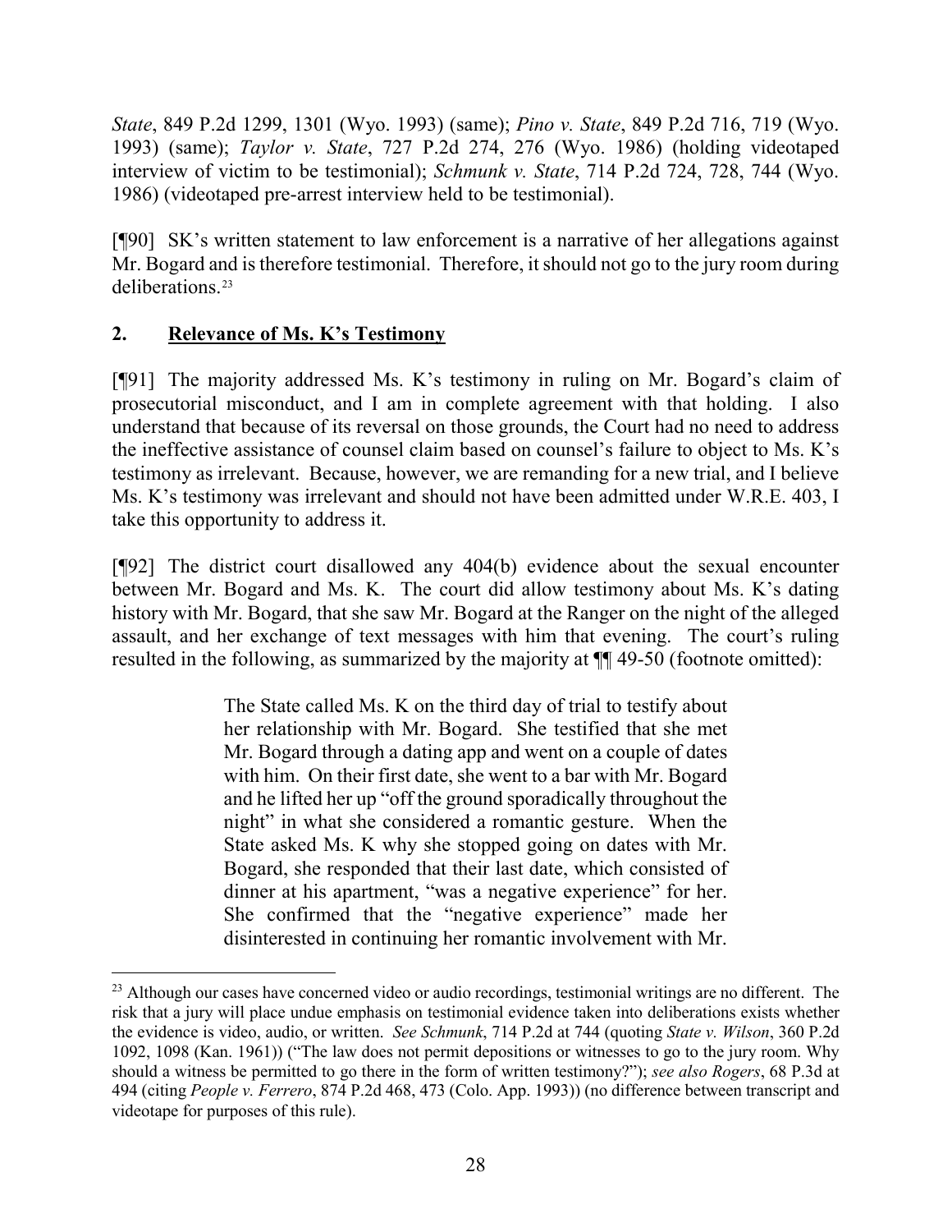*State*, 849 P.2d 1299, 1301 (Wyo. 1993) (same); *Pino v. State*, 849 P.2d 716, 719 (Wyo. 1993) (same); *Taylor v. State*, 727 P.2d 274, 276 (Wyo. 1986) (holding videotaped interview of victim to be testimonial); *Schmunk v. State*, 714 P.2d 724, 728, 744 (Wyo. 1986) (videotaped pre-arrest interview held to be testimonial).

[¶90] SK's written statement to law enforcement is a narrative of her allegations against Mr. Bogard and is therefore testimonial. Therefore, it should not go to the jury room during deliberations.[23]

## 2. Relevance of Ms. K's Testimony

[¶91] The majority addressed Ms. K's testimony in ruling on Mr. Bogard's claim of prosecutorial misconduct, and I am in complete agreement with that holding. I also understand that because of its reversal on those grounds, the Court had no need to address the ineffective assistance of counsel claim based on counsel's failure to object to Ms. K's testimony as irrelevant. Because, however, we are remanding for a new trial, and I believe Ms. K's testimony was irrelevant and should not have been admitted under W.R.E. 403, I take this opportunity to address it.

[¶92] The district court disallowed any 404(b) evidence about the sexual encounter between Mr. Bogard and Ms. K. The court did allow testimony about Ms. K's dating history with Mr. Bogard, that she saw Mr. Bogard at the Ranger on the night of the alleged assault, and her exchange of text messages with him that evening. The court's ruling resulted in the following, as summarized by the majority at ¶¶ 49-50 (footnote omitted):

> The State called Ms. K on the third day of trial to testify about her relationship with Mr. Bogard. She testified that she met Mr. Bogard through a dating app and went on a couple of dates with him. On their first date, she went to a bar with Mr. Bogard and he lifted her up "off the ground sporadically throughout the night" in what she considered a romantic gesture. When the State asked Ms. K why she stopped going on dates with Mr. Bogard, she responded that their last date, which consisted of dinner at his apartment, "was a negative experience" for her. She confirmed that the "negative experience" made her disinterested in continuing her romantic involvement with Mr.

---

[23] Although our cases have concerned video or audio recordings, testimonial writings are no different. The risk that a jury will place undue emphasis on testimonial evidence taken into deliberations exists whether the evidence is video, audio, or written. *See Schmunk*, 714 P.2d at 744 (quoting *State v. Wilson*, 360 P.2d 1092, 1098 (Kan. 1961)) ("The law does not permit depositions or witnesses to go to the jury room. Why should a witness be permitted to go there in the form of written testimony?"); *see also Rogers*, 68 P.3d at 494 (citing *People v. Ferrero*, 874 P.2d 468, 473 (Colo. App. 1993)) (no difference between transcript and videotape for purposes of this rule).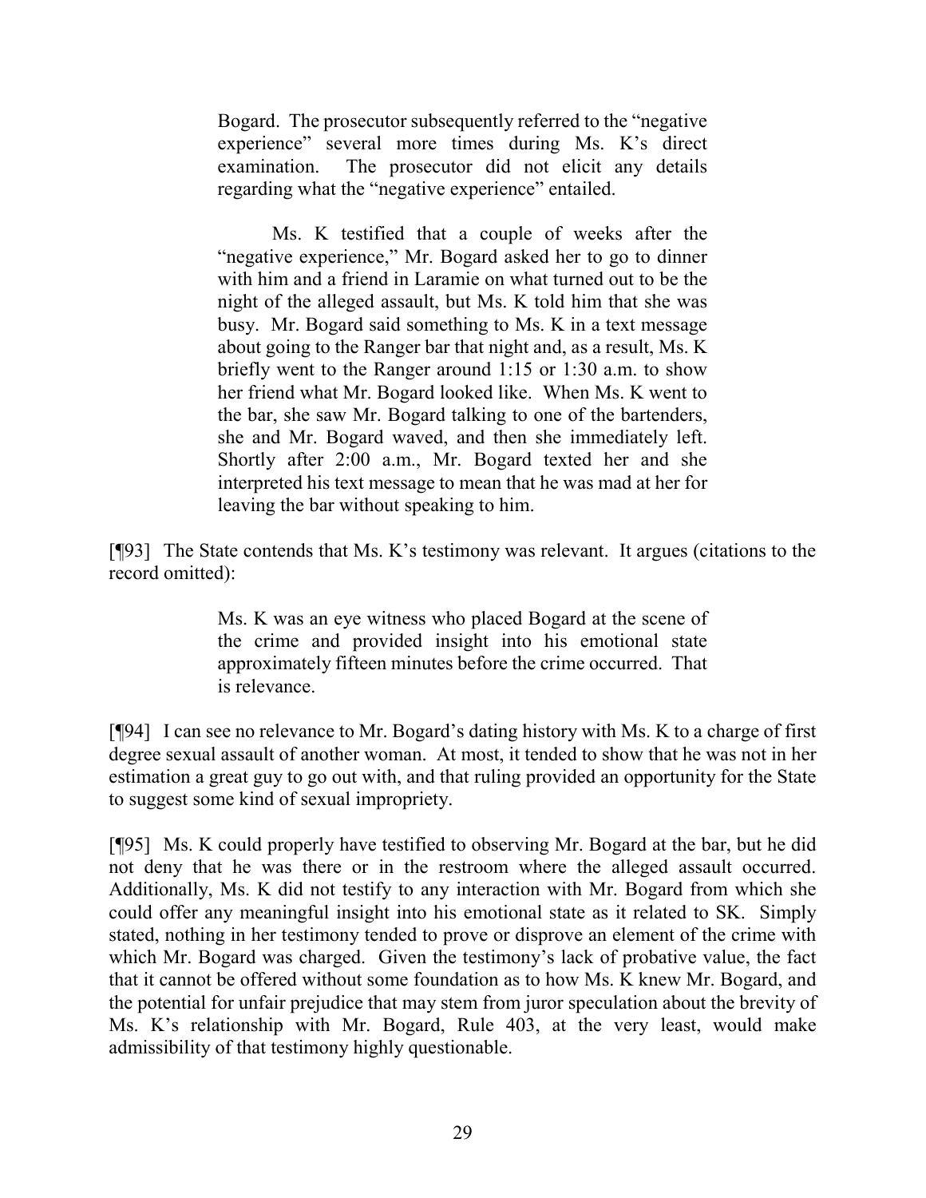> Bogard. The prosecutor subsequently referred to the "negative experience" several more times during Ms. K's direct examination. The prosecutor did not elicit any details regarding what the "negative experience" entailed.
>
> Ms. K testified that a couple of weeks after the "negative experience," Mr. Bogard asked her to go to dinner with him and a friend in Laramie on what turned out to be the night of the alleged assault, but Ms. K told him that she was busy. Mr. Bogard said something to Ms. K in a text message about going to the Ranger bar that night and, as a result, Ms. K briefly went to the Ranger around 1:15 or 1:30 a.m. to show her friend what Mr. Bogard looked like. When Ms. K went to the bar, she saw Mr. Bogard talking to one of the bartenders, she and Mr. Bogard waved, and then she immediately left. Shortly after 2:00 a.m., Mr. Bogard texted her and she interpreted his text message to mean that he was mad at her for leaving the bar without speaking to him.

[¶93] The State contends that Ms. K's testimony was relevant. It argues (citations to the record omitted):

> Ms. K was an eye witness who placed Bogard at the scene of the crime and provided insight into his emotional state approximately fifteen minutes before the crime occurred. That is relevance.

[¶94] I can see no relevance to Mr. Bogard's dating history with Ms. K to a charge of first degree sexual assault of another woman. At most, it tended to show that he was not in her estimation a great guy to go out with, and that ruling provided an opportunity for the State to suggest some kind of sexual impropriety.

[¶95] Ms. K could properly have testified to observing Mr. Bogard at the bar, but he did not deny that he was there or in the restroom where the alleged assault occurred. Additionally, Ms. K did not testify to any interaction with Mr. Bogard from which she could offer any meaningful insight into his emotional state as it related to SK. Simply stated, nothing in her testimony tended to prove or disprove an element of the crime with which Mr. Bogard was charged. Given the testimony's lack of probative value, the fact that it cannot be offered without some foundation as to how Ms. K knew Mr. Bogard, and the potential for unfair prejudice that may stem from juror speculation about the brevity of Ms. K's relationship with Mr. Bogard, Rule 403, at the very least, would make admissibility of that testimony highly questionable.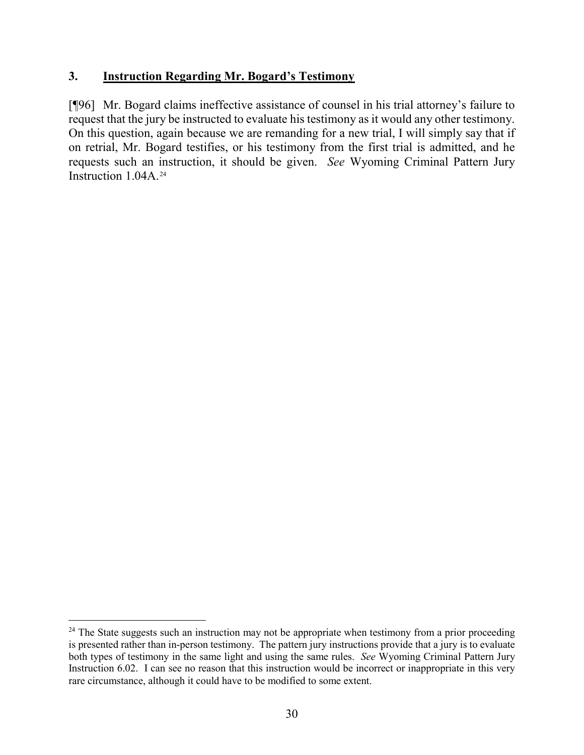### 3. **Instruction Regarding Mr. Bogard's Testimony**

[¶96] Mr. Bogard claims ineffective assistance of counsel in his trial attorney's failure to request that the jury be instructed to evaluate his testimony as it would any other testimony. On this question, again because we are remanding for a new trial, I will simply say that if on retrial, Mr. Bogard testifies, or his testimony from the first trial is admitted, and he requests such an instruction, it should be given. *See* Wyoming Criminal Pattern Jury Instruction 1.04A.[24]

---

[24] The State suggests such an instruction may not be appropriate when testimony from a prior proceeding is presented rather than in-person testimony. The pattern jury instructions provide that a jury is to evaluate both types of testimony in the same light and using the same rules. *See* Wyoming Criminal Pattern Jury Instruction 6.02. I can see no reason that this instruction would be incorrect or inappropriate in this very rare circumstance, although it could have to be modified to some extent.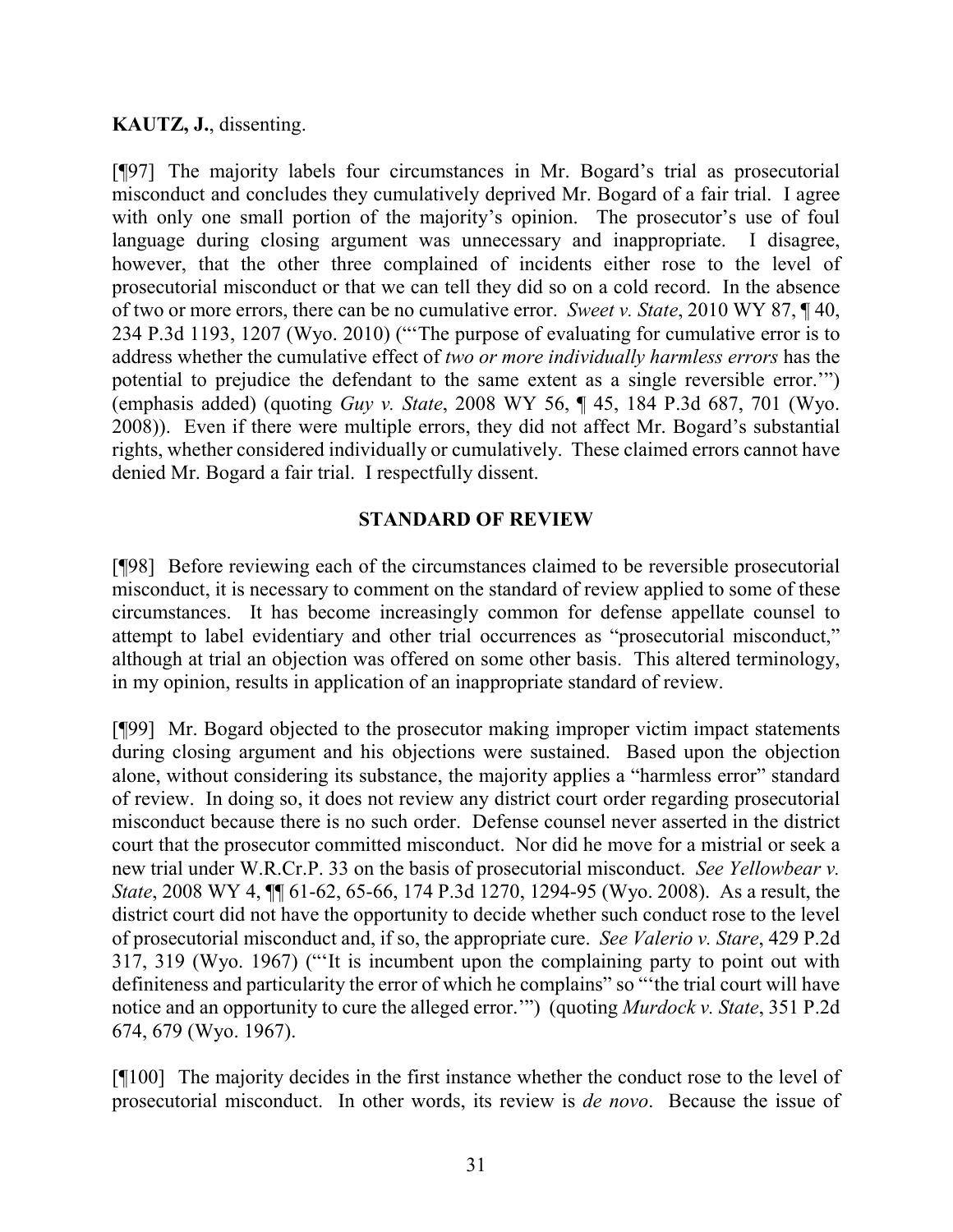**KAUTZ, J.**, dissenting.

[¶97] The majority labels four circumstances in Mr. Bogard's trial as prosecutorial misconduct and concludes they cumulatively deprived Mr. Bogard of a fair trial. I agree with only one small portion of the majority's opinion. The prosecutor's use of foul language during closing argument was unnecessary and inappropriate. I disagree, however, that the other three complained of incidents either rose to the level of prosecutorial misconduct or that we can tell they did so on a cold record. In the absence of two or more errors, there can be no cumulative error. *Sweet v. State*, 2010 WY 87, ¶ 40, 234 P.3d 1193, 1207 (Wyo. 2010) ("'The purpose of evaluating for cumulative error is to address whether the cumulative effect of *two or more individually harmless errors* has the potential to prejudice the defendant to the same extent as a single reversible error.'") (emphasis added) (quoting *Guy v. State*, 2008 WY 56, ¶ 45, 184 P.3d 687, 701 (Wyo. 2008)). Even if there were multiple errors, they did not affect Mr. Bogard's substantial rights, whether considered individually or cumulatively. These claimed errors cannot have denied Mr. Bogard a fair trial. I respectfully dissent.

## STANDARD OF REVIEW

[¶98] Before reviewing each of the circumstances claimed to be reversible prosecutorial misconduct, it is necessary to comment on the standard of review applied to some of these circumstances. It has become increasingly common for defense appellate counsel to attempt to label evidentiary and other trial occurrences as "prosecutorial misconduct," although at trial an objection was offered on some other basis. This altered terminology, in my opinion, results in application of an inappropriate standard of review.

[¶99] Mr. Bogard objected to the prosecutor making improper victim impact statements during closing argument and his objections were sustained. Based upon the objection alone, without considering its substance, the majority applies a "harmless error" standard of review. In doing so, it does not review any district court order regarding prosecutorial misconduct because there is no such order. Defense counsel never asserted in the district court that the prosecutor committed misconduct. Nor did he move for a mistrial or seek a new trial under W.R.Cr.P. 33 on the basis of prosecutorial misconduct. *See Yellowbear v. State*, 2008 WY 4, ¶¶ 61-62, 65-66, 174 P.3d 1270, 1294-95 (Wyo. 2008). As a result, the district court did not have the opportunity to decide whether such conduct rose to the level of prosecutorial misconduct and, if so, the appropriate cure. *See Valerio v. Stare*, 429 P.2d 317, 319 (Wyo. 1967) ("'It is incumbent upon the complaining party to point out with definiteness and particularity the error of which he complains" so "'the trial court will have notice and an opportunity to cure the alleged error.'") (quoting *Murdock v. State*, 351 P.2d 674, 679 (Wyo. 1967).

[¶100] The majority decides in the first instance whether the conduct rose to the level of prosecutorial misconduct. In other words, its review is *de novo*. Because the issue of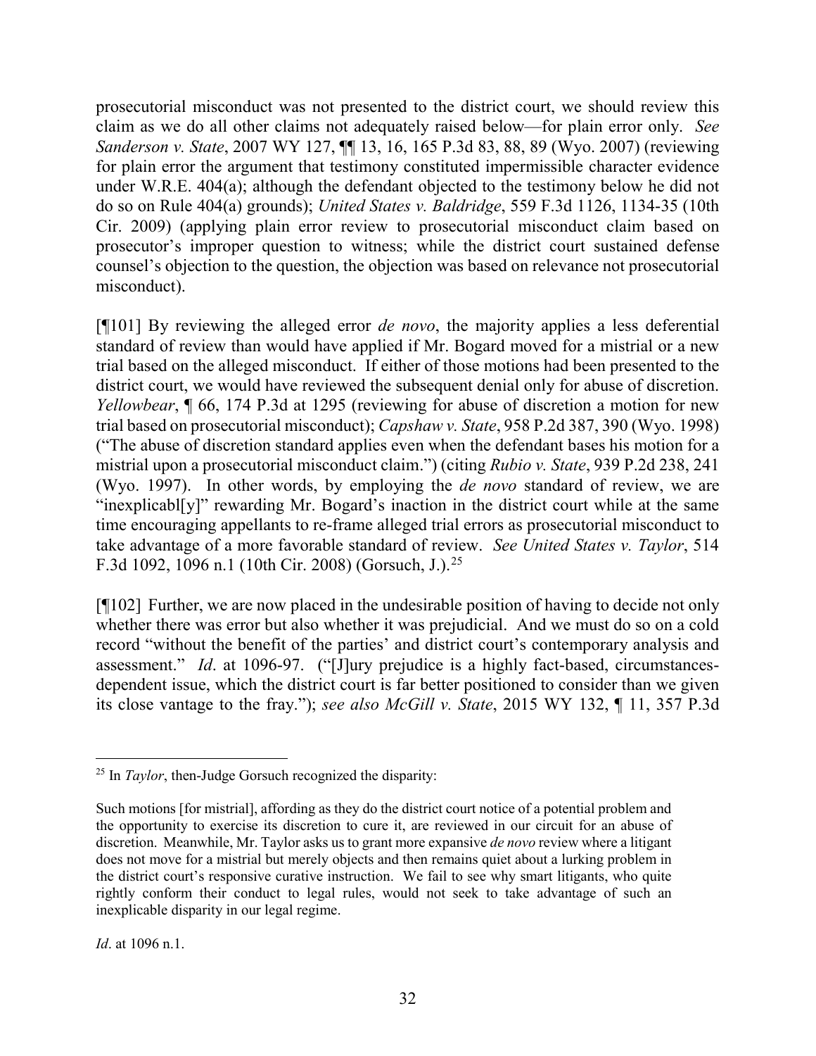prosecutorial misconduct was not presented to the district court, we should review this claim as we do all other claims not adequately raised below—for plain error only. *See Sanderson v. State*, 2007 WY 127, ¶¶ 13, 16, 165 P.3d 83, 88, 89 (Wyo. 2007) (reviewing for plain error the argument that testimony constituted impermissible character evidence under W.R.E. 404(a); although the defendant objected to the testimony below he did not do so on Rule 404(a) grounds); *United States v. Baldridge*, 559 F.3d 1126, 1134-35 (10th Cir. 2009) (applying plain error review to prosecutorial misconduct claim based on prosecutor's improper question to witness; while the district court sustained defense counsel's objection to the question, the objection was based on relevance not prosecutorial misconduct).

[¶101] By reviewing the alleged error *de novo*, the majority applies a less deferential standard of review than would have applied if Mr. Bogard moved for a mistrial or a new trial based on the alleged misconduct. If either of those motions had been presented to the district court, we would have reviewed the subsequent denial only for abuse of discretion. *Yellowbear*, ¶ 66, 174 P.3d at 1295 (reviewing for abuse of discretion a motion for new trial based on prosecutorial misconduct); *Capshaw v. State*, 958 P.2d 387, 390 (Wyo. 1998) ("The abuse of discretion standard applies even when the defendant bases his motion for a mistrial upon a prosecutorial misconduct claim.") (citing *Rubio v. State*, 939 P.2d 238, 241 (Wyo. 1997). In other words, by employing the *de novo* standard of review, we are "inexplicabl[y]" rewarding Mr. Bogard's inaction in the district court while at the same time encouraging appellants to re-frame alleged trial errors as prosecutorial misconduct to take advantage of a more favorable standard of review. *See United States v. Taylor*, 514 F.3d 1092, 1096 n.1 (10th Cir. 2008) (Gorsuch, J.).[25]

[¶102] Further, we are now placed in the undesirable position of having to decide not only whether there was error but also whether it was prejudicial. And we must do so on a cold record "without the benefit of the parties' and district court's contemporary analysis and assessment." *Id*. at 1096-97. ("[J]ury prejudice is a highly fact-based, circumstances-dependent issue, which the district court is far better positioned to consider than we given its close vantage to the fray."); *see also McGill v. State*, 2015 WY 132, ¶ 11, 357 P.3d

---

[25] In *Taylor*, then-Judge Gorsuch recognized the disparity:

Such motions [for mistrial], affording as they do the district court notice of a potential problem and the opportunity to exercise its discretion to cure it, are reviewed in our circuit for an abuse of discretion. Meanwhile, Mr. Taylor asks us to grant more expansive *de novo* review where a litigant does not move for a mistrial but merely objects and then remains quiet about a lurking problem in the district court's responsive curative instruction. We fail to see why smart litigants, who quite rightly conform their conduct to legal rules, would not seek to take advantage of such an inexplicable disparity in our legal regime.

*Id*. at 1096 n.1.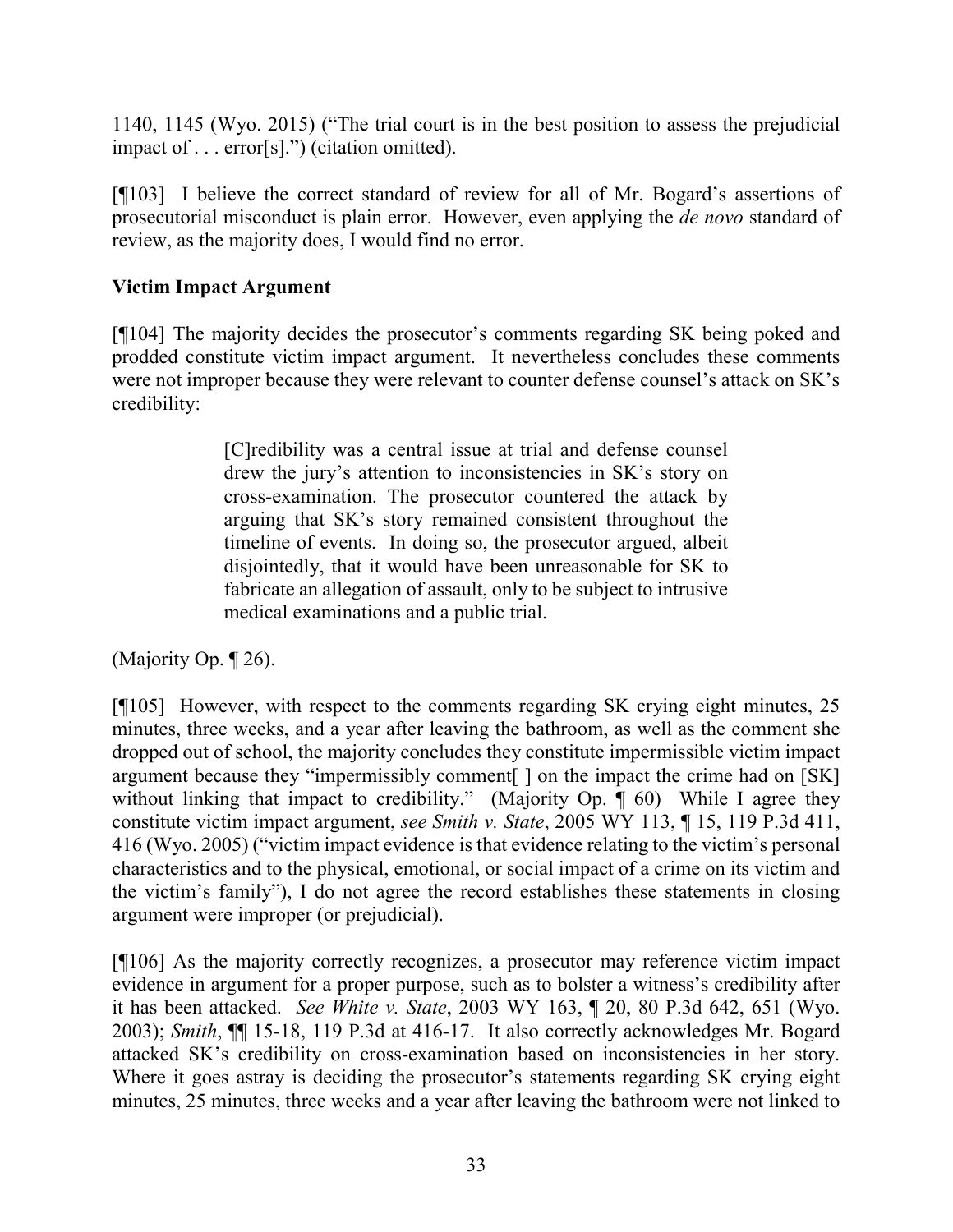1140, 1145 (Wyo. 2015) ("The trial court is in the best position to assess the prejudicial impact of . . . error[s].") (citation omitted).

[¶103] I believe the correct standard of review for all of Mr. Bogard's assertions of prosecutorial misconduct is plain error. However, even applying the *de novo* standard of review, as the majority does, I would find no error.

**Victim Impact Argument**

[¶104] The majority decides the prosecutor's comments regarding SK being poked and prodded constitute victim impact argument. It nevertheless concludes these comments were not improper because they were relevant to counter defense counsel's attack on SK's credibility:

> [C]redibility was a central issue at trial and defense counsel drew the jury's attention to inconsistencies in SK's story on cross-examination. The prosecutor countered the attack by arguing that SK's story remained consistent throughout the timeline of events. In doing so, the prosecutor argued, albeit disjointedly, that it would have been unreasonable for SK to fabricate an allegation of assault, only to be subject to intrusive medical examinations and a public trial.

(Majority Op. ¶ 26).

[¶105] However, with respect to the comments regarding SK crying eight minutes, 25 minutes, three weeks, and a year after leaving the bathroom, as well as the comment she dropped out of school, the majority concludes they constitute impermissible victim impact argument because they "impermissibly comment[ ] on the impact the crime had on [SK] without linking that impact to credibility." (Majority Op. ¶ 60) While I agree they constitute victim impact argument, *see Smith v. State*, 2005 WY 113, ¶ 15, 119 P.3d 411, 416 (Wyo. 2005) ("victim impact evidence is that evidence relating to the victim's personal characteristics and to the physical, emotional, or social impact of a crime on its victim and the victim's family"), I do not agree the record establishes these statements in closing argument were improper (or prejudicial).

[¶106] As the majority correctly recognizes, a prosecutor may reference victim impact evidence in argument for a proper purpose, such as to bolster a witness's credibility after it has been attacked. *See White v. State*, 2003 WY 163, ¶ 20, 80 P.3d 642, 651 (Wyo. 2003); *Smith*, ¶¶ 15-18, 119 P.3d at 416-17. It also correctly acknowledges Mr. Bogard attacked SK's credibility on cross-examination based on inconsistencies in her story. Where it goes astray is deciding the prosecutor's statements regarding SK crying eight minutes, 25 minutes, three weeks and a year after leaving the bathroom were not linked to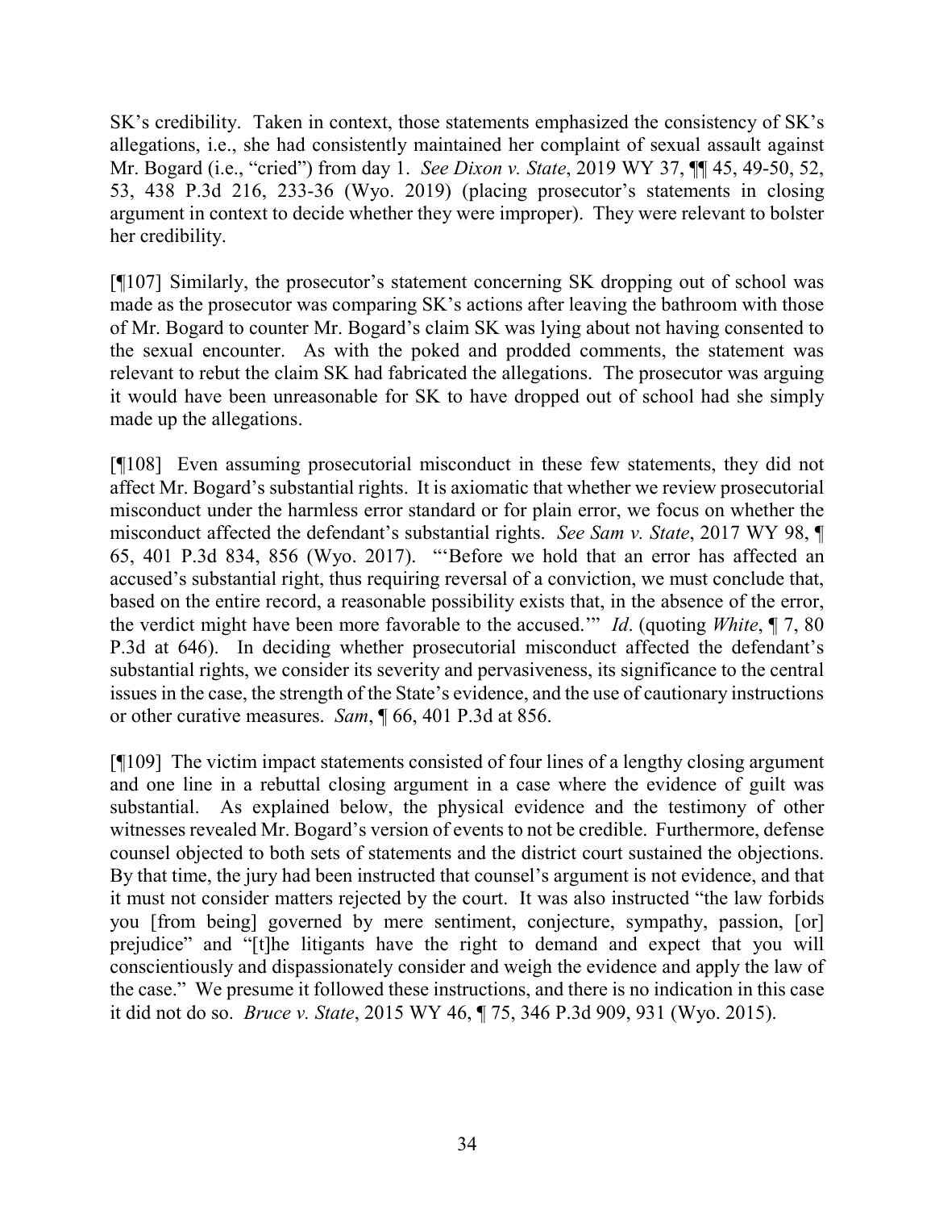SK's credibility. Taken in context, those statements emphasized the consistency of SK's allegations, i.e., she had consistently maintained her complaint of sexual assault against Mr. Bogard (i.e., "cried") from day 1. *See Dixon v. State*, 2019 WY 37, ¶¶ 45, 49-50, 52, 53, 438 P.3d 216, 233-36 (Wyo. 2019) (placing prosecutor's statements in closing argument in context to decide whether they were improper). They were relevant to bolster her credibility.

[¶107] Similarly, the prosecutor's statement concerning SK dropping out of school was made as the prosecutor was comparing SK's actions after leaving the bathroom with those of Mr. Bogard to counter Mr. Bogard's claim SK was lying about not having consented to the sexual encounter. As with the poked and prodded comments, the statement was relevant to rebut the claim SK had fabricated the allegations. The prosecutor was arguing it would have been unreasonable for SK to have dropped out of school had she simply made up the allegations.

[¶108] Even assuming prosecutorial misconduct in these few statements, they did not affect Mr. Bogard's substantial rights. It is axiomatic that whether we review prosecutorial misconduct under the harmless error standard or for plain error, we focus on whether the misconduct affected the defendant's substantial rights. *See Sam v. State*, 2017 WY 98, ¶ 65, 401 P.3d 834, 856 (Wyo. 2017). "'Before we hold that an error has affected an accused's substantial right, thus requiring reversal of a conviction, we must conclude that, based on the entire record, a reasonable possibility exists that, in the absence of the error, the verdict might have been more favorable to the accused.'" *Id*. (quoting *White*, ¶ 7, 80 P.3d at 646). In deciding whether prosecutorial misconduct affected the defendant's substantial rights, we consider its severity and pervasiveness, its significance to the central issues in the case, the strength of the State's evidence, and the use of cautionary instructions or other curative measures. *Sam*, ¶ 66, 401 P.3d at 856.

[¶109] The victim impact statements consisted of four lines of a lengthy closing argument and one line in a rebuttal closing argument in a case where the evidence of guilt was substantial. As explained below, the physical evidence and the testimony of other witnesses revealed Mr. Bogard's version of events to not be credible. Furthermore, defense counsel objected to both sets of statements and the district court sustained the objections. By that time, the jury had been instructed that counsel's argument is not evidence, and that it must not consider matters rejected by the court. It was also instructed "the law forbids you [from being] governed by mere sentiment, conjecture, sympathy, passion, [or] prejudice" and "[t]he litigants have the right to demand and expect that you will conscientiously and dispassionately consider and weigh the evidence and apply the law of the case." We presume it followed these instructions, and there is no indication in this case it did not do so. *Bruce v. State*, 2015 WY 46, ¶ 75, 346 P.3d 909, 931 (Wyo. 2015).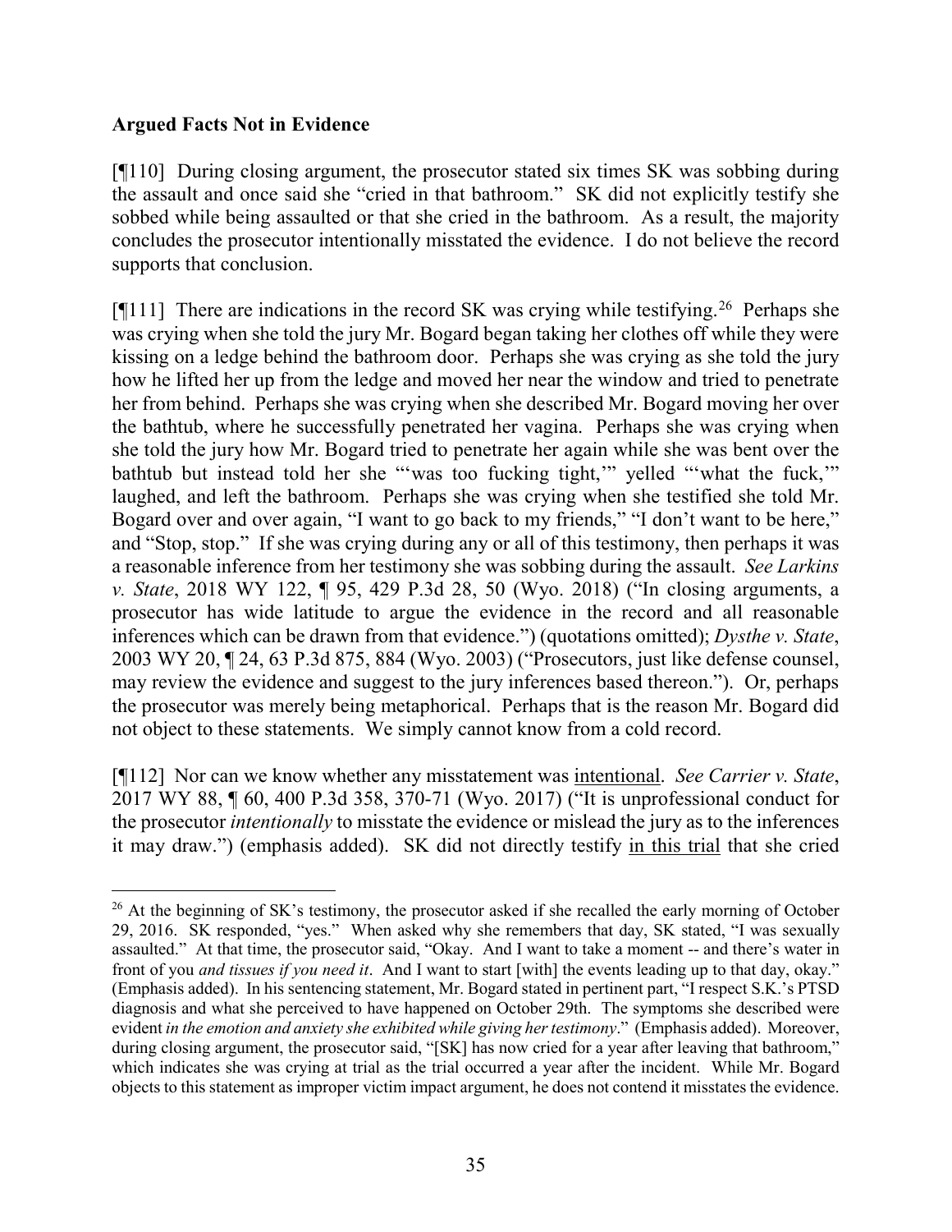## Argued Facts Not in Evidence

[¶110] During closing argument, the prosecutor stated six times SK was sobbing during the assault and once said she "cried in that bathroom." SK did not explicitly testify she sobbed while being assaulted or that she cried in the bathroom. As a result, the majority concludes the prosecutor intentionally misstated the evidence. I do not believe the record supports that conclusion.

[¶111] There are indications in the record SK was crying while testifying.[26] Perhaps she was crying when she told the jury Mr. Bogard began taking her clothes off while they were kissing on a ledge behind the bathroom door. Perhaps she was crying as she told the jury how he lifted her up from the ledge and moved her near the window and tried to penetrate her from behind. Perhaps she was crying when she described Mr. Bogard moving her over the bathtub, where he successfully penetrated her vagina. Perhaps she was crying when she told the jury how Mr. Bogard tried to penetrate her again while she was bent over the bathtub but instead told her she "'was too fucking tight,'" yelled "'what the fuck,'" laughed, and left the bathroom. Perhaps she was crying when she testified she told Mr. Bogard over and over again, "I want to go back to my friends," "I don't want to be here," and "Stop, stop." If she was crying during any or all of this testimony, then perhaps it was a reasonable inference from her testimony she was sobbing during the assault. *See Larkins v. State*, 2018 WY 122, ¶ 95, 429 P.3d 28, 50 (Wyo. 2018) ("In closing arguments, a prosecutor has wide latitude to argue the evidence in the record and all reasonable inferences which can be drawn from that evidence.") (quotations omitted); *Dysthe v. State*, 2003 WY 20, ¶ 24, 63 P.3d 875, 884 (Wyo. 2003) ("Prosecutors, just like defense counsel, may review the evidence and suggest to the jury inferences based thereon."). Or, perhaps the prosecutor was merely being metaphorical. Perhaps that is the reason Mr. Bogard did not object to these statements. We simply cannot know from a cold record.

[¶112] Nor can we know whether any misstatement was <u>intentional</u>. *See Carrier v. State*, 2017 WY 88, ¶ 60, 400 P.3d 358, 370-71 (Wyo. 2017) ("It is unprofessional conduct for the prosecutor *intentionally* to misstate the evidence or mislead the jury as to the inferences it may draw.") (emphasis added). SK did not directly testify <u>in this trial</u> that she cried

---

[26] At the beginning of SK's testimony, the prosecutor asked if she recalled the early morning of October 29, 2016. SK responded, "yes." When asked why she remembers that day, SK stated, "I was sexually assaulted." At that time, the prosecutor said, "Okay. And I want to take a moment -- and there's water in front of you *and tissues if you need it*. And I want to start [with] the events leading up to that day, okay." (Emphasis added). In his sentencing statement, Mr. Bogard stated in pertinent part, "I respect S.K.'s PTSD diagnosis and what she perceived to have happened on October 29th. The symptoms she described were evident *in the emotion and anxiety she exhibited while giving her testimony*." (Emphasis added). Moreover, during closing argument, the prosecutor said, "[SK] has now cried for a year after leaving that bathroom," which indicates she was crying at trial as the trial occurred a year after the incident. While Mr. Bogard objects to this statement as improper victim impact argument, he does not contend it misstates the evidence.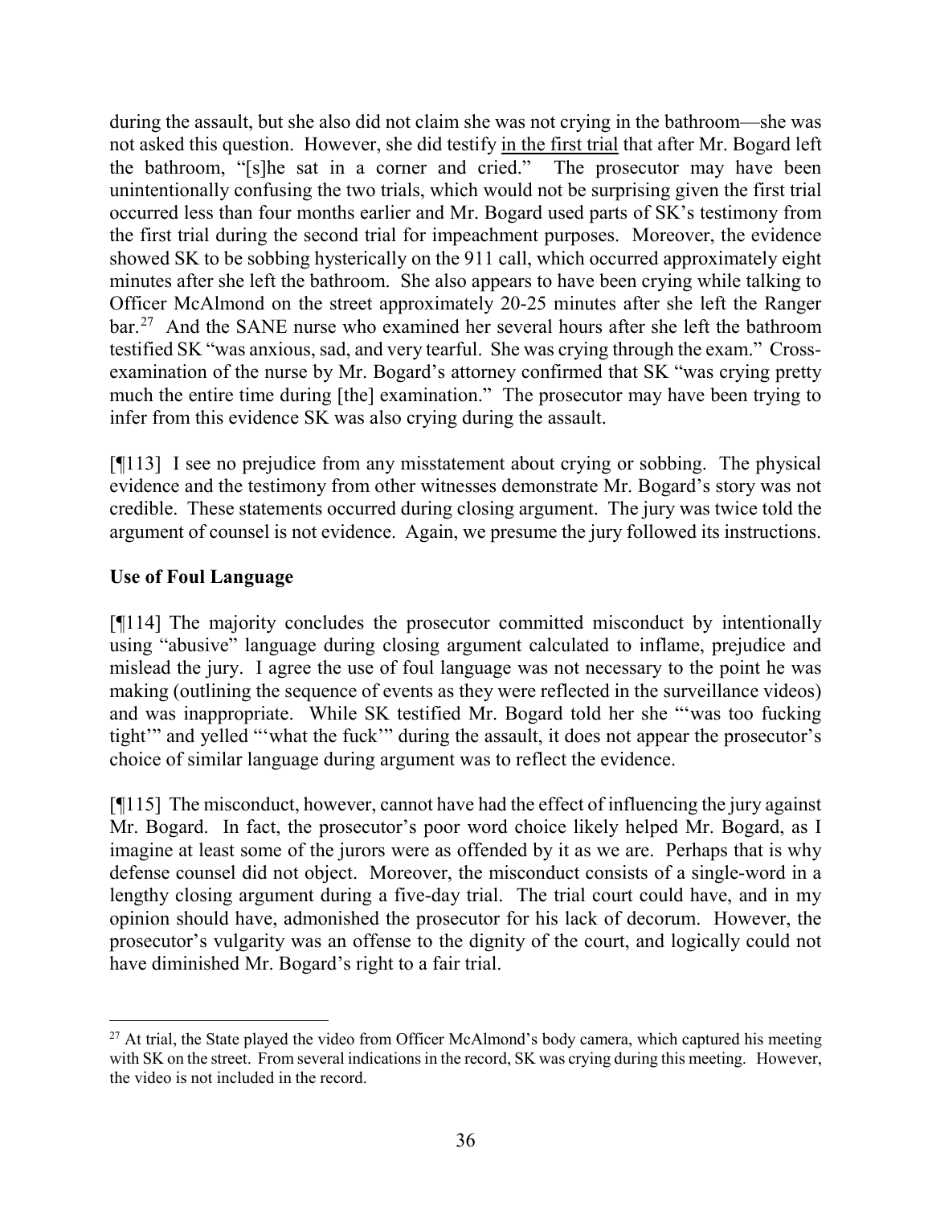during the assault, but she also did not claim she was not crying in the bathroom—she was not asked this question. However, she did testify in the first trial that after Mr. Bogard left the bathroom, "[s]he sat in a corner and cried." The prosecutor may have been unintentionally confusing the two trials, which would not be surprising given the first trial occurred less than four months earlier and Mr. Bogard used parts of SK's testimony from the first trial during the second trial for impeachment purposes. Moreover, the evidence showed SK to be sobbing hysterically on the 911 call, which occurred approximately eight minutes after she left the bathroom. She also appears to have been crying while talking to Officer McAlmond on the street approximately 20-25 minutes after she left the Ranger bar.[27] And the SANE nurse who examined her several hours after she left the bathroom testified SK "was anxious, sad, and very tearful. She was crying through the exam." Cross-examination of the nurse by Mr. Bogard's attorney confirmed that SK "was crying pretty much the entire time during [the] examination." The prosecutor may have been trying to infer from this evidence SK was also crying during the assault.

[¶113] I see no prejudice from any misstatement about crying or sobbing. The physical evidence and the testimony from other witnesses demonstrate Mr. Bogard's story was not credible. These statements occurred during closing argument. The jury was twice told the argument of counsel is not evidence. Again, we presume the jury followed its instructions.

**Use of Foul Language**

[¶114] The majority concludes the prosecutor committed misconduct by intentionally using "abusive" language during closing argument calculated to inflame, prejudice and mislead the jury. I agree the use of foul language was not necessary to the point he was making (outlining the sequence of events as they were reflected in the surveillance videos) and was inappropriate. While SK testified Mr. Bogard told her she "'was too fucking tight'" and yelled "'what the fuck'" during the assault, it does not appear the prosecutor's choice of similar language during argument was to reflect the evidence.

[¶115] The misconduct, however, cannot have had the effect of influencing the jury against Mr. Bogard. In fact, the prosecutor's poor word choice likely helped Mr. Bogard, as I imagine at least some of the jurors were as offended by it as we are. Perhaps that is why defense counsel did not object. Moreover, the misconduct consists of a single-word in a lengthy closing argument during a five-day trial. The trial court could have, and in my opinion should have, admonished the prosecutor for his lack of decorum. However, the prosecutor's vulgarity was an offense to the dignity of the court, and logically could not have diminished Mr. Bogard's right to a fair trial.

---

[27] At trial, the State played the video from Officer McAlmond's body camera, which captured his meeting with SK on the street. From several indications in the record, SK was crying during this meeting. However, the video is not included in the record.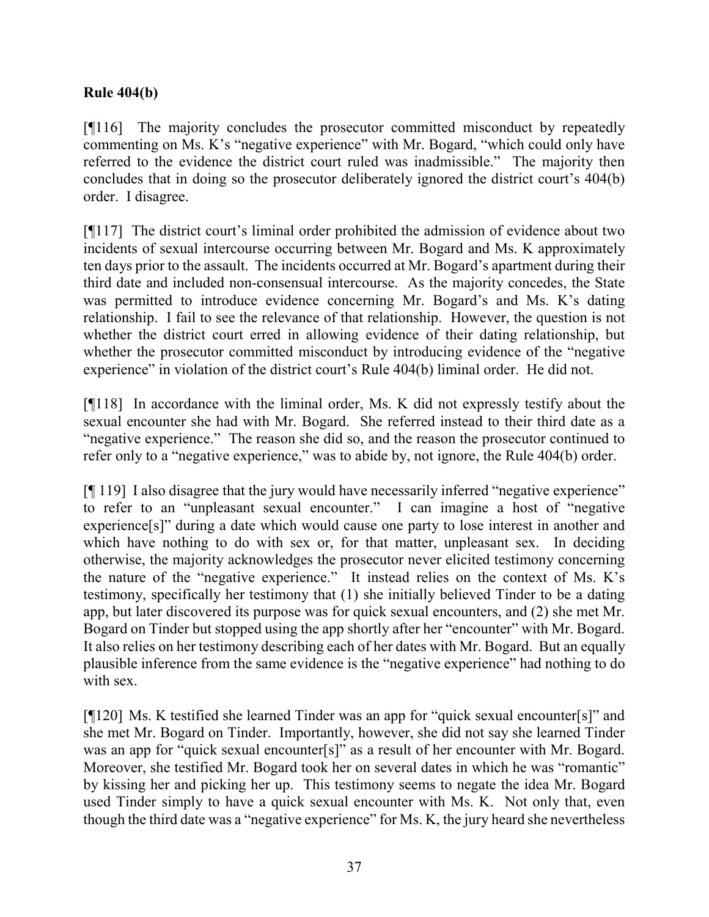**Rule 404(b)**

[¶116] The majority concludes the prosecutor committed misconduct by repeatedly commenting on Ms. K's "negative experience" with Mr. Bogard, "which could only have referred to the evidence the district court ruled was inadmissible." The majority then concludes that in doing so the prosecutor deliberately ignored the district court's 404(b) order. I disagree.

[¶117] The district court's liminal order prohibited the admission of evidence about two incidents of sexual intercourse occurring between Mr. Bogard and Ms. K approximately ten days prior to the assault. The incidents occurred at Mr. Bogard's apartment during their third date and included non-consensual intercourse. As the majority concedes, the State was permitted to introduce evidence concerning Mr. Bogard's and Ms. K's dating relationship. I fail to see the relevance of that relationship. However, the question is not whether the district court erred in allowing evidence of their dating relationship, but whether the prosecutor committed misconduct by introducing evidence of the "negative experience" in violation of the district court's Rule 404(b) liminal order. He did not.

[¶118] In accordance with the liminal order, Ms. K did not expressly testify about the sexual encounter she had with Mr. Bogard. She referred instead to their third date as a "negative experience." The reason she did so, and the reason the prosecutor continued to refer only to a "negative experience," was to abide by, not ignore, the Rule 404(b) order.

[¶ 119] I also disagree that the jury would have necessarily inferred "negative experience" to refer to an "unpleasant sexual encounter." I can imagine a host of "negative experience[s]" during a date which would cause one party to lose interest in another and which have nothing to do with sex or, for that matter, unpleasant sex. In deciding otherwise, the majority acknowledges the prosecutor never elicited testimony concerning the nature of the "negative experience." It instead relies on the context of Ms. K's testimony, specifically her testimony that (1) she initially believed Tinder to be a dating app, but later discovered its purpose was for quick sexual encounters, and (2) she met Mr. Bogard on Tinder but stopped using the app shortly after her "encounter" with Mr. Bogard. It also relies on her testimony describing each of her dates with Mr. Bogard. But an equally plausible inference from the same evidence is the "negative experience" had nothing to do with sex.

[¶120] Ms. K testified she learned Tinder was an app for "quick sexual encounter[s]" and she met Mr. Bogard on Tinder. Importantly, however, she did not say she learned Tinder was an app for "quick sexual encounter[s]" as a result of her encounter with Mr. Bogard. Moreover, she testified Mr. Bogard took her on several dates in which he was "romantic" by kissing her and picking her up. This testimony seems to negate the idea Mr. Bogard used Tinder simply to have a quick sexual encounter with Ms. K. Not only that, even though the third date was a "negative experience" for Ms. K, the jury heard she nevertheless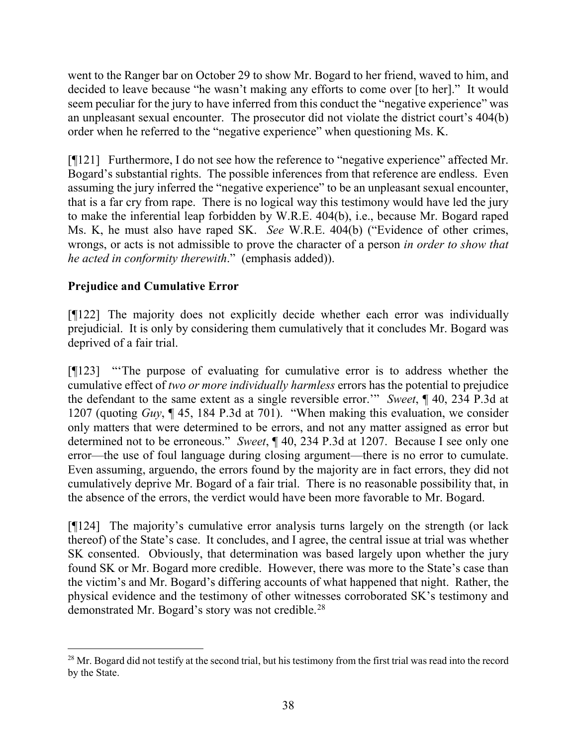went to the Ranger bar on October 29 to show Mr. Bogard to her friend, waved to him, and decided to leave because "he wasn't making any efforts to come over [to her]." It would seem peculiar for the jury to have inferred from this conduct the "negative experience" was an unpleasant sexual encounter. The prosecutor did not violate the district court's 404(b) order when he referred to the "negative experience" when questioning Ms. K.

[¶121] Furthermore, I do not see how the reference to "negative experience" affected Mr. Bogard's substantial rights. The possible inferences from that reference are endless. Even assuming the jury inferred the "negative experience" to be an unpleasant sexual encounter, that is a far cry from rape. There is no logical way this testimony would have led the jury to make the inferential leap forbidden by W.R.E. 404(b), i.e., because Mr. Bogard raped Ms. K, he must also have raped SK. *See* W.R.E. 404(b) ("Evidence of other crimes, wrongs, or acts is not admissible to prove the character of a person *in order to show that he acted in conformity therewith*." (emphasis added)).

**Prejudice and Cumulative Error**

[¶122] The majority does not explicitly decide whether each error was individually prejudicial. It is only by considering them cumulatively that it concludes Mr. Bogard was deprived of a fair trial.

[¶123] "'The purpose of evaluating for cumulative error is to address whether the cumulative effect of *two or more individually harmless* errors has the potential to prejudice the defendant to the same extent as a single reversible error.'" *Sweet*, ¶ 40, 234 P.3d at 1207 (quoting *Guy*, ¶ 45, 184 P.3d at 701). "When making this evaluation, we consider only matters that were determined to be errors, and not any matter assigned as error but determined not to be erroneous." *Sweet*, ¶ 40, 234 P.3d at 1207. Because I see only one error—the use of foul language during closing argument—there is no error to cumulate. Even assuming, arguendo, the errors found by the majority are in fact errors, they did not cumulatively deprive Mr. Bogard of a fair trial. There is no reasonable possibility that, in the absence of the errors, the verdict would have been more favorable to Mr. Bogard.

[¶124] The majority's cumulative error analysis turns largely on the strength (or lack thereof) of the State's case. It concludes, and I agree, the central issue at trial was whether SK consented. Obviously, that determination was based largely upon whether the jury found SK or Mr. Bogard more credible. However, there was more to the State's case than the victim's and Mr. Bogard's differing accounts of what happened that night. Rather, the physical evidence and the testimony of other witnesses corroborated SK's testimony and demonstrated Mr. Bogard's story was not credible.[28]

[28] Mr. Bogard did not testify at the second trial, but his testimony from the first trial was read into the record by the State.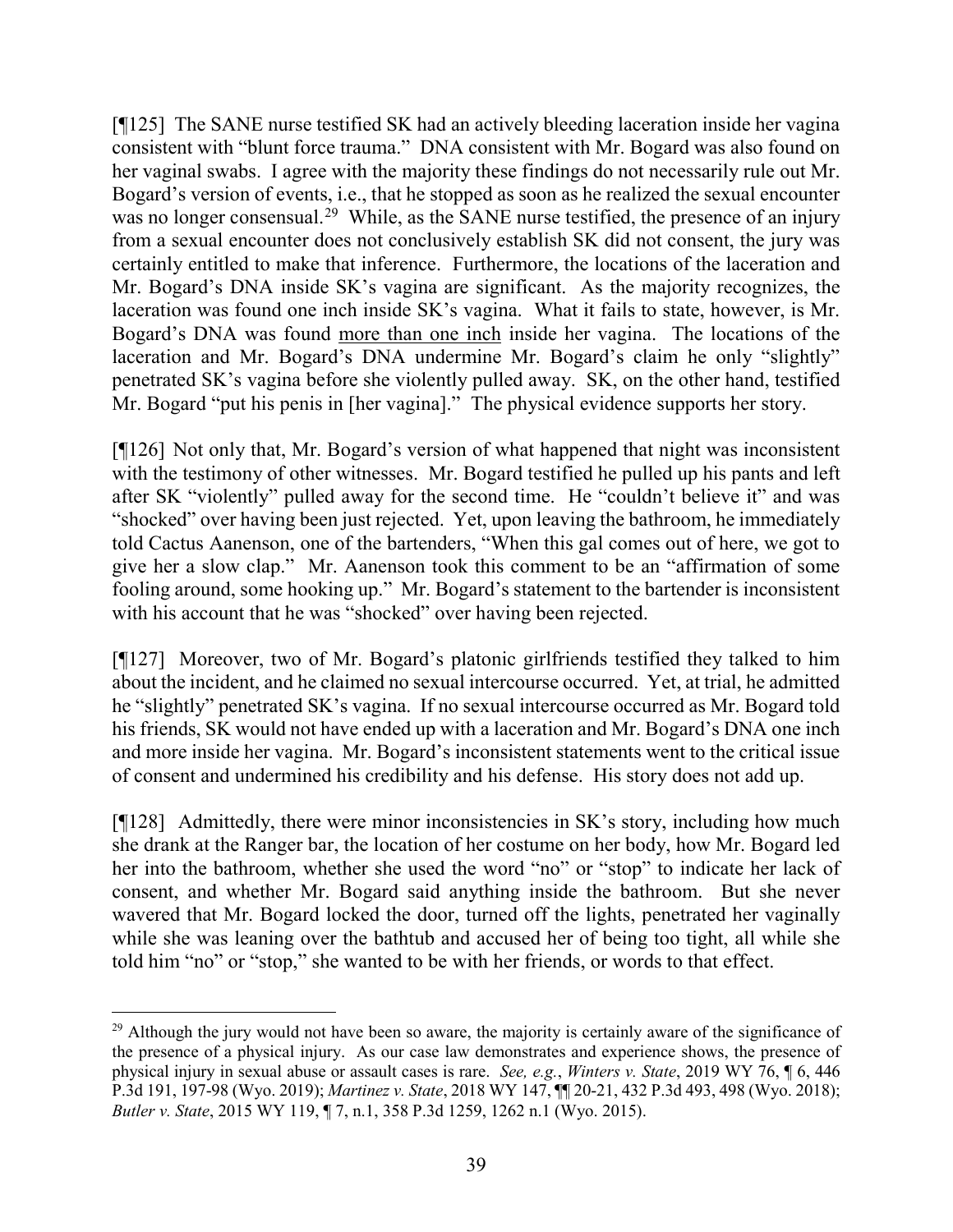[¶125] The SANE nurse testified SK had an actively bleeding laceration inside her vagina consistent with "blunt force trauma." DNA consistent with Mr. Bogard was also found on her vaginal swabs. I agree with the majority these findings do not necessarily rule out Mr. Bogard's version of events, i.e., that he stopped as soon as he realized the sexual encounter was no longer consensual.[29] While, as the SANE nurse testified, the presence of an injury from a sexual encounter does not conclusively establish SK did not consent, the jury was certainly entitled to make that inference. Furthermore, the locations of the laceration and Mr. Bogard's DNA inside SK's vagina are significant. As the majority recognizes, the laceration was found one inch inside SK's vagina. What it fails to state, however, is Mr. Bogard's DNA was found <u>more than one inch</u> inside her vagina. The locations of the laceration and Mr. Bogard's DNA undermine Mr. Bogard's claim he only "slightly" penetrated SK's vagina before she violently pulled away. SK, on the other hand, testified Mr. Bogard "put his penis in [her vagina]." The physical evidence supports her story.

[¶126] Not only that, Mr. Bogard's version of what happened that night was inconsistent with the testimony of other witnesses. Mr. Bogard testified he pulled up his pants and left after SK "violently" pulled away for the second time. He "couldn't believe it" and was "shocked" over having been just rejected. Yet, upon leaving the bathroom, he immediately told Cactus Aanenson, one of the bartenders, "When this gal comes out of here, we got to give her a slow clap." Mr. Aanenson took this comment to be an "affirmation of some fooling around, some hooking up." Mr. Bogard's statement to the bartender is inconsistent with his account that he was "shocked" over having been rejected.

[¶127] Moreover, two of Mr. Bogard's platonic girlfriends testified they talked to him about the incident, and he claimed no sexual intercourse occurred. Yet, at trial, he admitted he "slightly" penetrated SK's vagina. If no sexual intercourse occurred as Mr. Bogard told his friends, SK would not have ended up with a laceration and Mr. Bogard's DNA one inch and more inside her vagina. Mr. Bogard's inconsistent statements went to the critical issue of consent and undermined his credibility and his defense. His story does not add up.

[¶128] Admittedly, there were minor inconsistencies in SK's story, including how much she drank at the Ranger bar, the location of her costume on her body, how Mr. Bogard led her into the bathroom, whether she used the word "no" or "stop" to indicate her lack of consent, and whether Mr. Bogard said anything inside the bathroom. But she never wavered that Mr. Bogard locked the door, turned off the lights, penetrated her vaginally while she was leaning over the bathtub and accused her of being too tight, all while she told him "no" or "stop," she wanted to be with her friends, or words to that effect.

---

[29] Although the jury would not have been so aware, the majority is certainly aware of the significance of the presence of a physical injury. As our case law demonstrates and experience shows, the presence of physical injury in sexual abuse or assault cases is rare. *See, e.g.*, *Winters v. State*, 2019 WY 76, ¶ 6, 446 P.3d 191, 197-98 (Wyo. 2019); *Martinez v. State*, 2018 WY 147, ¶¶ 20-21, 432 P.3d 493, 498 (Wyo. 2018); *Butler v. State*, 2015 WY 119, ¶ 7, n.1, 358 P.3d 1259, 1262 n.1 (Wyo. 2015).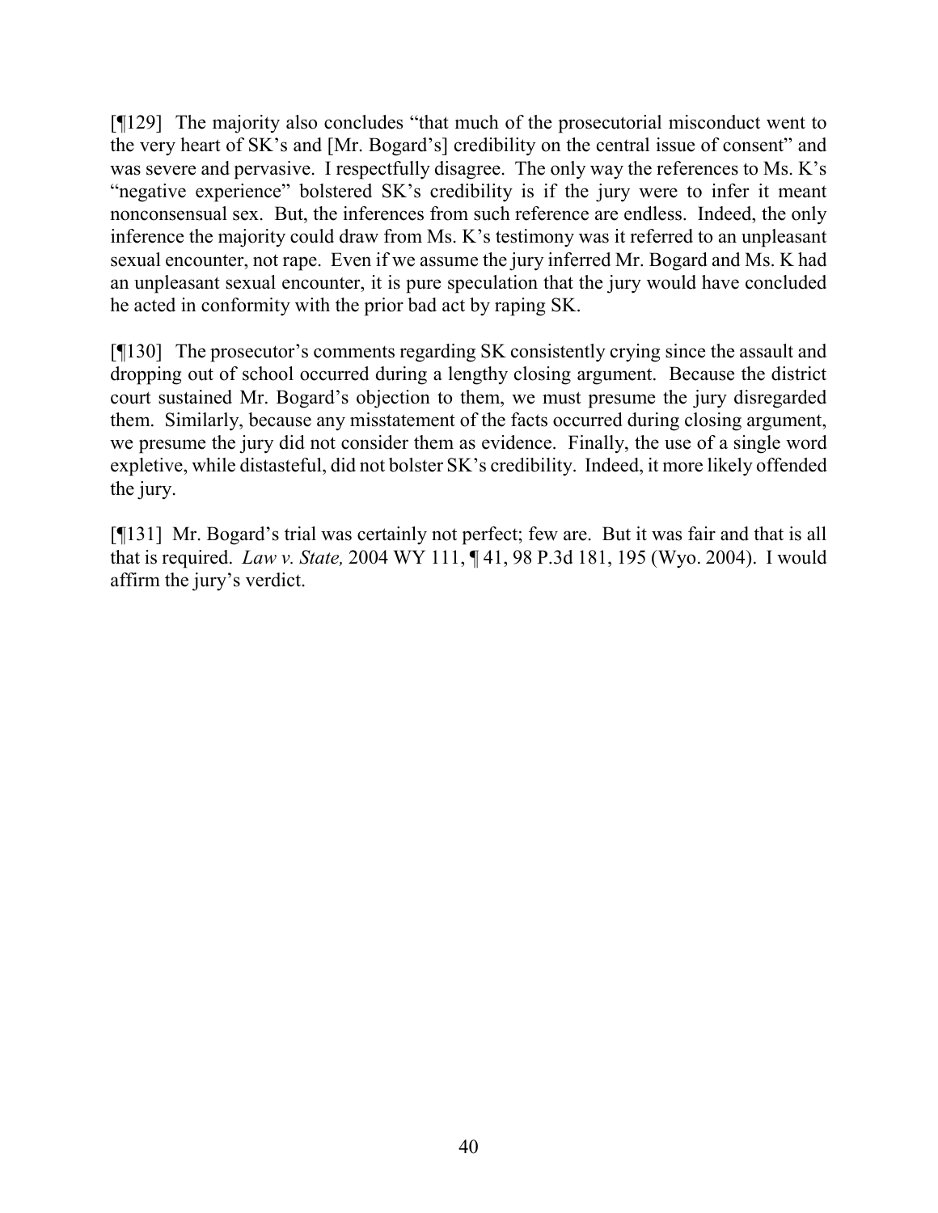[¶129] The majority also concludes "that much of the prosecutorial misconduct went to the very heart of SK's and [Mr. Bogard's] credibility on the central issue of consent" and was severe and pervasive. I respectfully disagree. The only way the references to Ms. K's "negative experience" bolstered SK's credibility is if the jury were to infer it meant nonconsensual sex. But, the inferences from such reference are endless. Indeed, the only inference the majority could draw from Ms. K's testimony was it referred to an unpleasant sexual encounter, not rape. Even if we assume the jury inferred Mr. Bogard and Ms. K had an unpleasant sexual encounter, it is pure speculation that the jury would have concluded he acted in conformity with the prior bad act by raping SK.

[¶130] The prosecutor's comments regarding SK consistently crying since the assault and dropping out of school occurred during a lengthy closing argument. Because the district court sustained Mr. Bogard's objection to them, we must presume the jury disregarded them. Similarly, because any misstatement of the facts occurred during closing argument, we presume the jury did not consider them as evidence. Finally, the use of a single word expletive, while distasteful, did not bolster SK's credibility. Indeed, it more likely offended the jury.

[¶131] Mr. Bogard's trial was certainly not perfect; few are. But it was fair and that is all that is required. *Law v. State,* 2004 WY 111, ¶ 41, 98 P.3d 181, 195 (Wyo. 2004). I would affirm the jury's verdict.